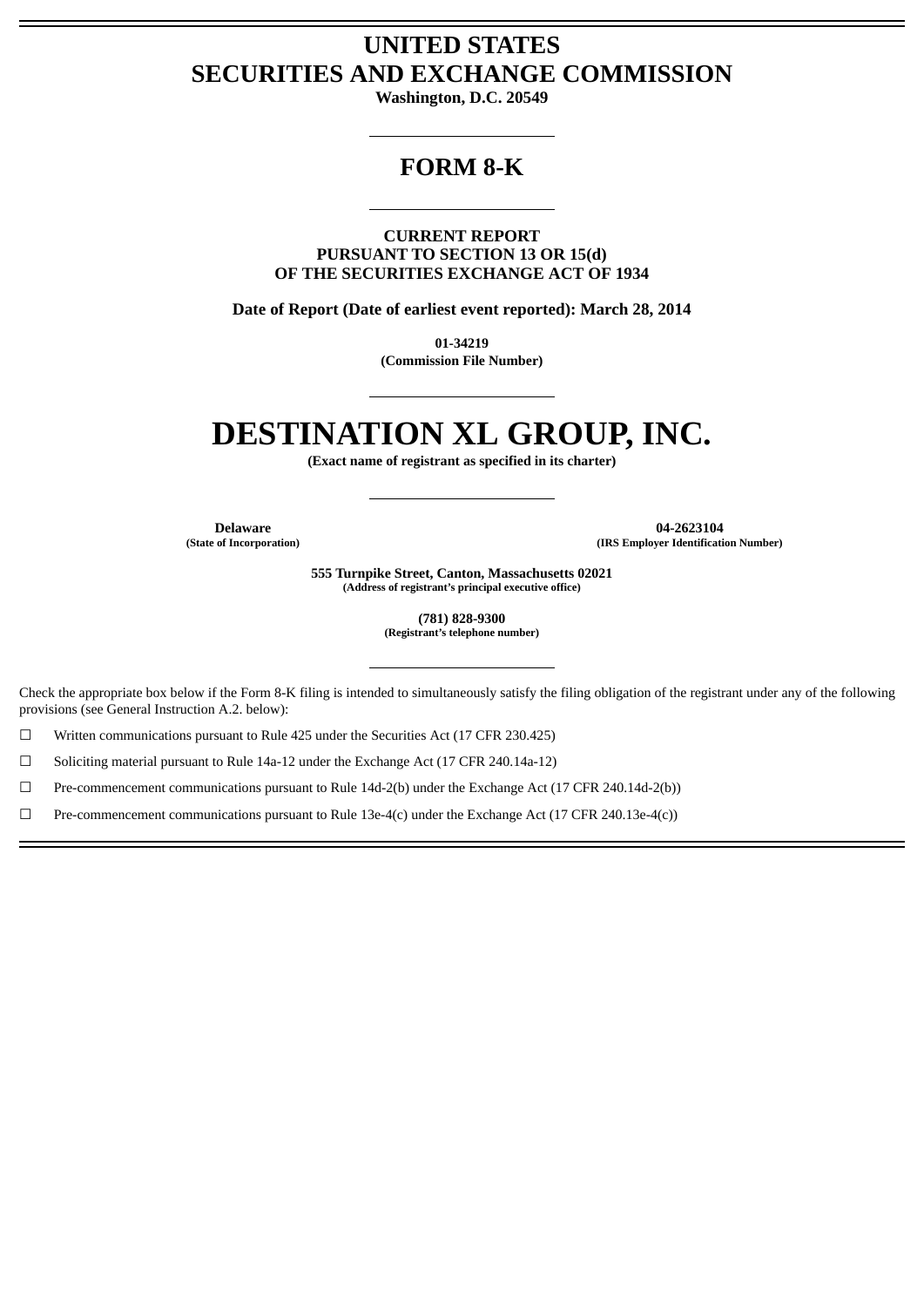# UNITED STATES
# SECURITIES AND EXCHANGE COMMISSION

**Washington, D.C. 20549**

---

## FORM 8-K

---

**CURRENT REPORT**
**PURSUANT TO SECTION 13 OR 15(d)**
**OF THE SECURITIES EXCHANGE ACT OF 1934**

**Date of Report (Date of earliest event reported): March 28, 2014**

**01-34219**
**(Commission File Number)**

---

# DESTINATION XL GROUP, INC.

**(Exact name of registrant as specified in its charter)**

---

| **Delaware** | **04-2623104** |
|---|---|
| **(State of Incorporation)** | **(IRS Employer Identification Number)** |

**555 Turnpike Street, Canton, Massachusetts 02021**
**(Address of registrant's principal executive office)**

**(781) 828-9300**
**(Registrant's telephone number)**

---

Check the appropriate box below if the Form 8-K filing is intended to simultaneously satisfy the filing obligation of the registrant under any of the following provisions (see General Instruction A.2. below):

☐ Written communications pursuant to Rule 425 under the Securities Act (17 CFR 230.425)

☐ Soliciting material pursuant to Rule 14a-12 under the Exchange Act (17 CFR 240.14a-12)

☐ Pre-commencement communications pursuant to Rule 14d-2(b) under the Exchange Act (17 CFR 240.14d-2(b))

☐ Pre-commencement communications pursuant to Rule 13e-4(c) under the Exchange Act (17 CFR 240.13e-4(c))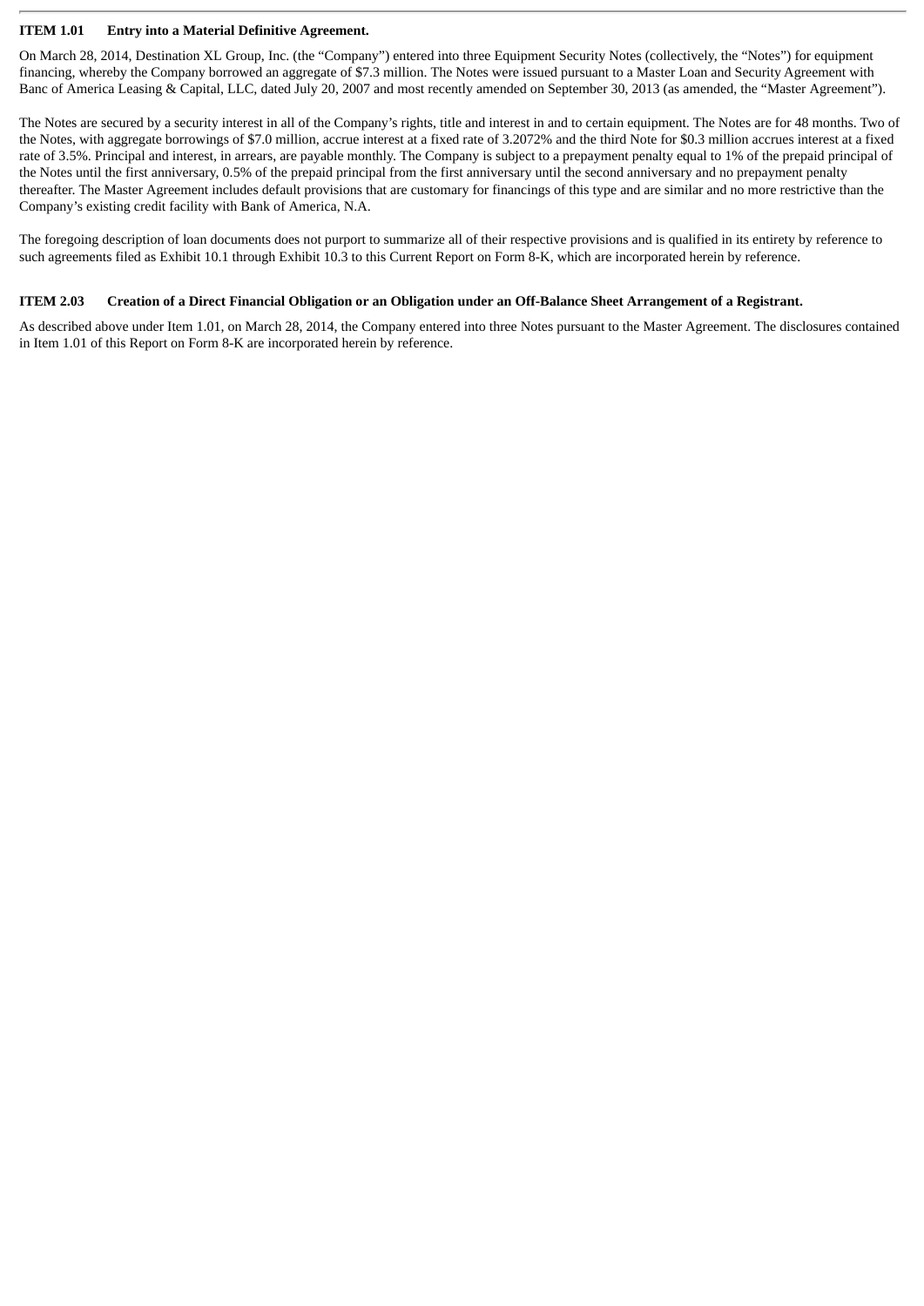### ITEM 1.01 Entry into a Material Definitive Agreement.

On March 28, 2014, Destination XL Group, Inc. (the "Company") entered into three Equipment Security Notes (collectively, the "Notes") for equipment financing, whereby the Company borrowed an aggregate of $7.3 million. The Notes were issued pursuant to a Master Loan and Security Agreement with Banc of America Leasing & Capital, LLC, dated July 20, 2007 and most recently amended on September 30, 2013 (as amended, the "Master Agreement").

The Notes are secured by a security interest in all of the Company's rights, title and interest in and to certain equipment. The Notes are for 48 months. Two of the Notes, with aggregate borrowings of $7.0 million, accrue interest at a fixed rate of 3.2072% and the third Note for $0.3 million accrues interest at a fixed rate of 3.5%. Principal and interest, in arrears, are payable monthly. The Company is subject to a prepayment penalty equal to 1% of the prepaid principal of the Notes until the first anniversary, 0.5% of the prepaid principal from the first anniversary until the second anniversary and no prepayment penalty thereafter. The Master Agreement includes default provisions that are customary for financings of this type and are similar and no more restrictive than the Company's existing credit facility with Bank of America, N.A.

The foregoing description of loan documents does not purport to summarize all of their respective provisions and is qualified in its entirety by reference to such agreements filed as Exhibit 10.1 through Exhibit 10.3 to this Current Report on Form 8-K, which are incorporated herein by reference.

### ITEM 2.03 Creation of a Direct Financial Obligation or an Obligation under an Off-Balance Sheet Arrangement of a Registrant.

As described above under Item 1.01, on March 28, 2014, the Company entered into three Notes pursuant to the Master Agreement. The disclosures contained in Item 1.01 of this Report on Form 8-K are incorporated herein by reference.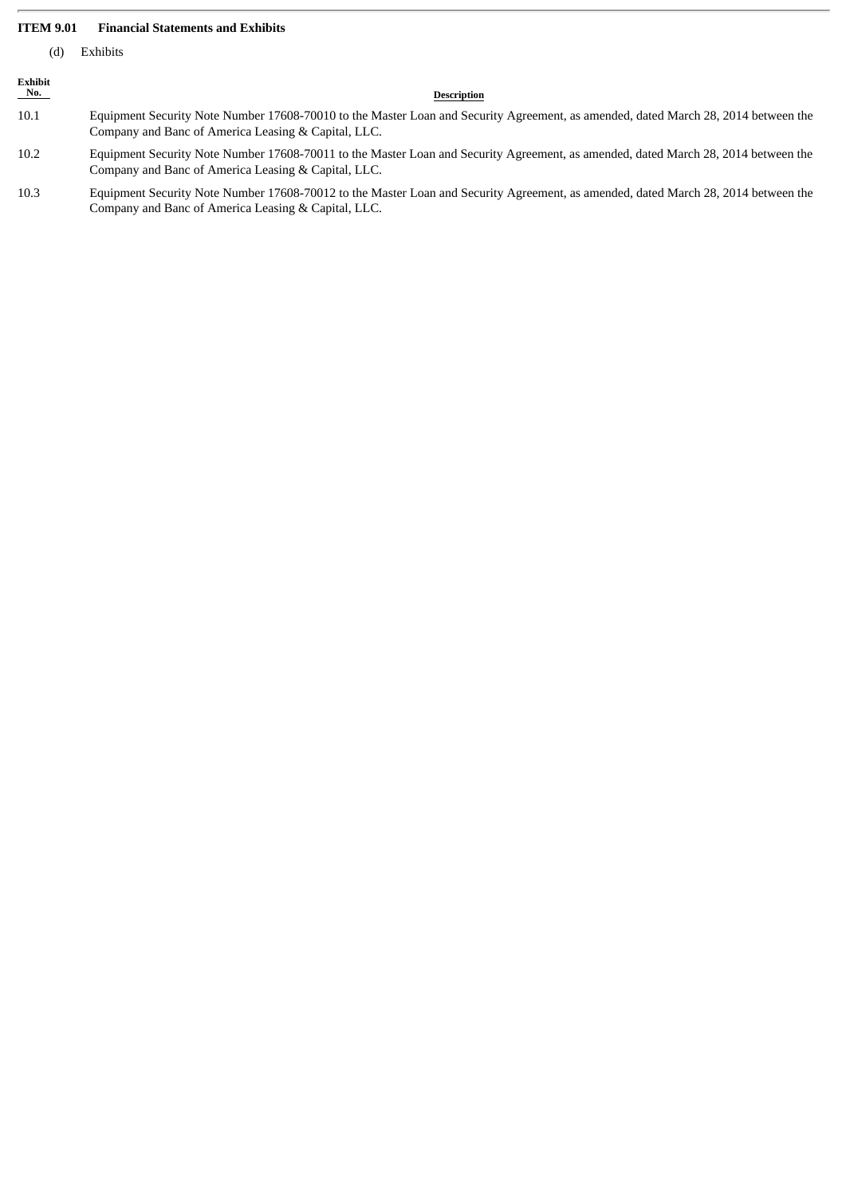**ITEM 9.01 Financial Statements and Exhibits**

(d) Exhibits

| Exhibit No. | Description |
|---|---|
| 10.1 | Equipment Security Note Number 17608-70010 to the Master Loan and Security Agreement, as amended, dated March 28, 2014 between the Company and Banc of America Leasing & Capital, LLC. |
| 10.2 | Equipment Security Note Number 17608-70011 to the Master Loan and Security Agreement, as amended, dated March 28, 2014 between the Company and Banc of America Leasing & Capital, LLC. |
| 10.3 | Equipment Security Note Number 17608-70012 to the Master Loan and Security Agreement, as amended, dated March 28, 2014 between the Company and Banc of America Leasing & Capital, LLC. |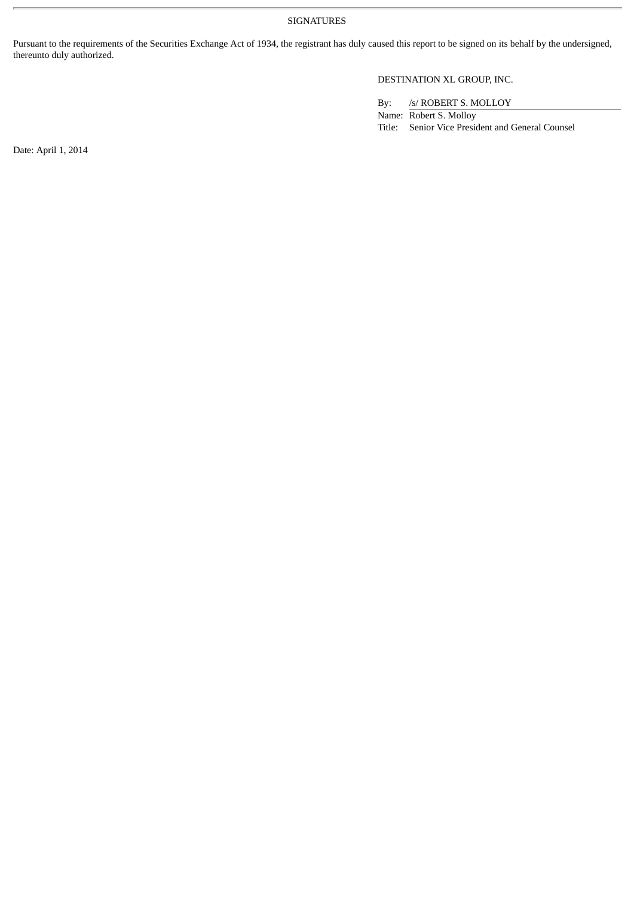SIGNATURES

Pursuant to the requirements of the Securities Exchange Act of 1934, the registrant has duly caused this report to be signed on its behalf by the undersigned, thereunto duly authorized.

DESTINATION XL GROUP, INC.

By: /s/ ROBERT S. MOLLOY

Name: Robert S. Molloy

Title: Senior Vice President and General Counsel

Date: April 1, 2014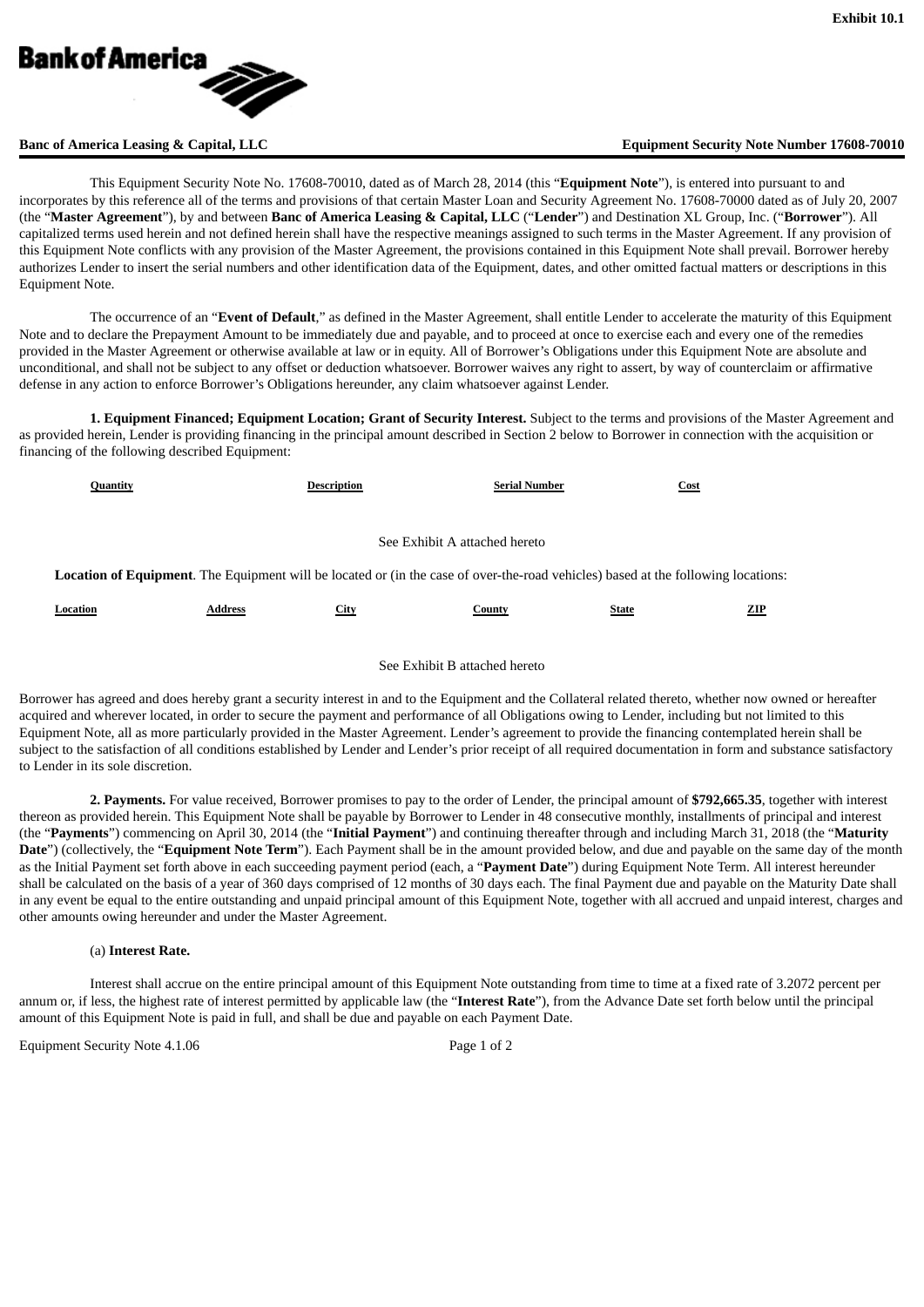Exhibit 10.1

**Bank of America**

**Banc of America Leasing & Capital, LLC** **Equipment Security Note Number 17608-70010**

This Equipment Security Note No. 17608-70010, dated as of March 28, 2014 (this "**Equipment Note**"), is entered into pursuant to and incorporates by this reference all of the terms and provisions of that certain Master Loan and Security Agreement No. 17608-70000 dated as of July 20, 2007 (the "**Master Agreement**"), by and between **Banc of America Leasing & Capital, LLC** ("**Lender**") and Destination XL Group, Inc. ("**Borrower**"). All capitalized terms used herein and not defined herein shall have the respective meanings assigned to such terms in the Master Agreement. If any provision of this Equipment Note conflicts with any provision of the Master Agreement, the provisions contained in this Equipment Note shall prevail. Borrower hereby authorizes Lender to insert the serial numbers and other identification data of the Equipment, dates, and other omitted factual matters or descriptions in this Equipment Note.

The occurrence of an "**Event of Default**," as defined in the Master Agreement, shall entitle Lender to accelerate the maturity of this Equipment Note and to declare the Prepayment Amount to be immediately due and payable, and to proceed at once to exercise each and every one of the remedies provided in the Master Agreement or otherwise available at law or in equity. All of Borrower's Obligations under this Equipment Note are absolute and unconditional, and shall not be subject to any offset or deduction whatsoever. Borrower waives any right to assert, by way of counterclaim or affirmative defense in any action to enforce Borrower's Obligations hereunder, any claim whatsoever against Lender.

**1. Equipment Financed; Equipment Location; Grant of Security Interest.** Subject to the terms and provisions of the Master Agreement and as provided herein, Lender is providing financing in the principal amount described in Section 2 below to Borrower in connection with the acquisition or financing of the following described Equipment:

| Quantity | Description | Serial Number | Cost |
|---|---|---|---|

See Exhibit A attached hereto

**Location of Equipment**. The Equipment will be located or (in the case of over-the-road vehicles) based at the following locations:

| Location | Address | City | County | State | ZIP |
|---|---|---|---|---|---|

See Exhibit B attached hereto

Borrower has agreed and does hereby grant a security interest in and to the Equipment and the Collateral related thereto, whether now owned or hereafter acquired and wherever located, in order to secure the payment and performance of all Obligations owing to Lender, including but not limited to this Equipment Note, all as more particularly provided in the Master Agreement. Lender's agreement to provide the financing contemplated herein shall be subject to the satisfaction of all conditions established by Lender and Lender's prior receipt of all required documentation in form and substance satisfactory to Lender in its sole discretion.

**2. Payments.** For value received, Borrower promises to pay to the order of Lender, the principal amount of **$792,665.35**, together with interest thereon as provided herein. This Equipment Note shall be payable by Borrower to Lender in 48 consecutive monthly, installments of principal and interest (the "**Payments**") commencing on April 30, 2014 (the "**Initial Payment**") and continuing thereafter through and including March 31, 2018 (the "**Maturity Date**") (collectively, the "**Equipment Note Term**"). Each Payment shall be in the amount provided below, and due and payable on the same day of the month as the Initial Payment set forth above in each succeeding payment period (each, a "**Payment Date**") during Equipment Note Term. All interest hereunder shall be calculated on the basis of a year of 360 days comprised of 12 months of 30 days each. The final Payment due and payable on the Maturity Date shall in any event be equal to the entire outstanding and unpaid principal amount of this Equipment Note, together with all accrued and unpaid interest, charges and other amounts owing hereunder and under the Master Agreement.

(a) **Interest Rate.**

Interest shall accrue on the entire principal amount of this Equipment Note outstanding from time to time at a fixed rate of 3.2072 percent per annum or, if less, the highest rate of interest permitted by applicable law (the "**Interest Rate**"), from the Advance Date set forth below until the principal amount of this Equipment Note is paid in full, and shall be due and payable on each Payment Date.

Equipment Security Note 4.1.06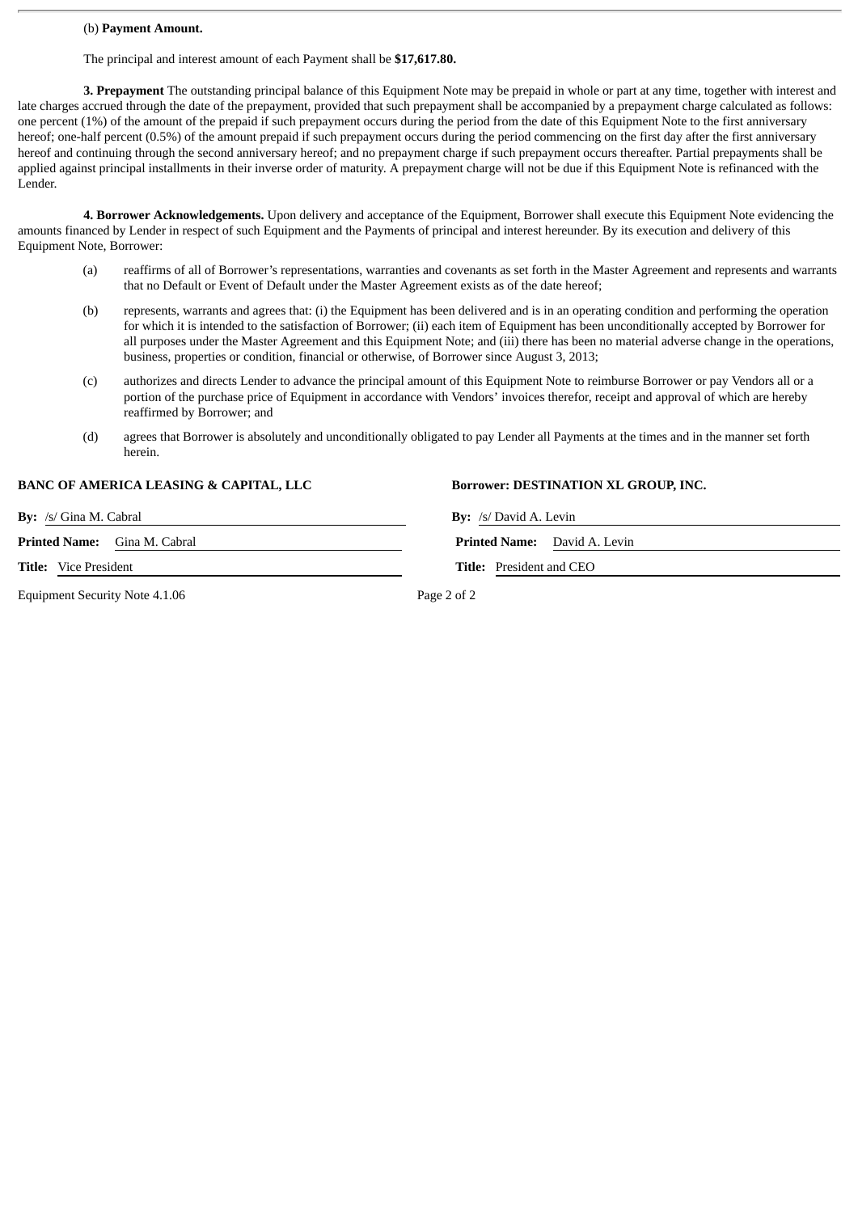(b) **Payment Amount.**

The principal and interest amount of each Payment shall be **$17,617.80.**

**3. Prepayment** The outstanding principal balance of this Equipment Note may be prepaid in whole or part at any time, together with interest and late charges accrued through the date of the prepayment, provided that such prepayment shall be accompanied by a prepayment charge calculated as follows: one percent (1%) of the amount of the prepaid if such prepayment occurs during the period from the date of this Equipment Note to the first anniversary hereof; one-half percent (0.5%) of the amount prepaid if such prepayment occurs during the period commencing on the first day after the first anniversary hereof and continuing through the second anniversary hereof; and no prepayment charge if such prepayment occurs thereafter. Partial prepayments shall be applied against principal installments in their inverse order of maturity. A prepayment charge will not be due if this Equipment Note is refinanced with the Lender.

**4. Borrower Acknowledgements.** Upon delivery and acceptance of the Equipment, Borrower shall execute this Equipment Note evidencing the amounts financed by Lender in respect of such Equipment and the Payments of principal and interest hereunder. By its execution and delivery of this Equipment Note, Borrower:

(a) reaffirms of all of Borrower's representations, warranties and covenants as set forth in the Master Agreement and represents and warrants that no Default or Event of Default under the Master Agreement exists as of the date hereof;

(b) represents, warrants and agrees that: (i) the Equipment has been delivered and is in an operating condition and performing the operation for which it is intended to the satisfaction of Borrower; (ii) each item of Equipment has been unconditionally accepted by Borrower for all purposes under the Master Agreement and this Equipment Note; and (iii) there has been no material adverse change in the operations, business, properties or condition, financial or otherwise, of Borrower since August 3, 2013;

(c) authorizes and directs Lender to advance the principal amount of this Equipment Note to reimburse Borrower or pay Vendors all or a portion of the purchase price of Equipment in accordance with Vendors' invoices therefor, receipt and approval of which are hereby reaffirmed by Borrower; and

(d) agrees that Borrower is absolutely and unconditionally obligated to pay Lender all Payments at the times and in the manner set forth herein.

**BANC OF AMERICA LEASING & CAPITAL, LLC**

**By:** /s/ Gina M. Cabral

**Printed Name:** Gina M. Cabral

**Title:** Vice President

**Borrower: DESTINATION XL GROUP, INC.**

**By:** /s/ David A. Levin

**Printed Name:** David A. Levin

**Title:** President and CEO

Equipment Security Note 4.1.06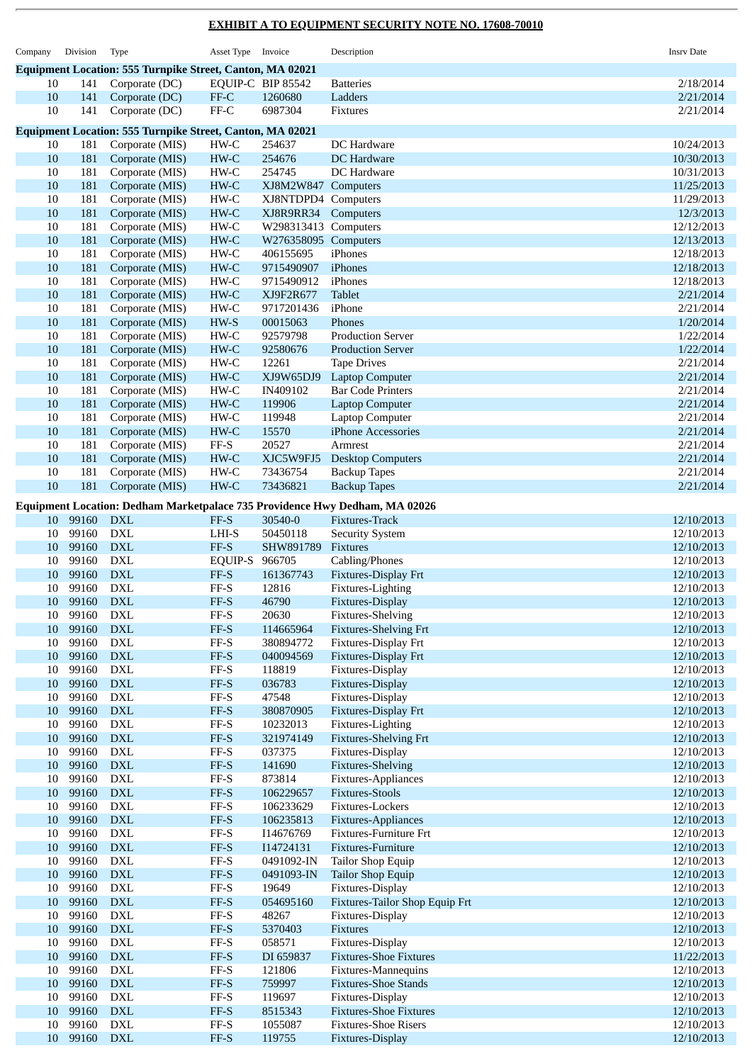**EXHIBIT A TO EQUIPMENT SECURITY NOTE NO. 17608-70010**

| Company | Division | Type | Asset Type | Invoice | Description | Insrv Date |
|---|---|---|---|---|---|---|
| **Equipment Location: 555 Turnpike Street, Canton, MA 02021** | | | | | | |
| 10 | 141 | Corporate (DC) | EQUIP-C | BIP 85542 | Batteries | 2/18/2014 |
| 10 | 141 | Corporate (DC) | FF-C | 1260680 | Ladders | 2/21/2014 |
| 10 | 141 | Corporate (DC) | FF-C | 6987304 | Fixtures | 2/21/2014 |
| **Equipment Location: 555 Turnpike Street, Canton, MA 02021** | | | | | | |
| 10 | 181 | Corporate (MIS) | HW-C | 254637 | DC Hardware | 10/24/2013 |
| 10 | 181 | Corporate (MIS) | HW-C | 254676 | DC Hardware | 10/30/2013 |
| 10 | 181 | Corporate (MIS) | HW-C | 254745 | DC Hardware | 10/31/2013 |
| 10 | 181 | Corporate (MIS) | HW-C | XJ8M2W847 | Computers | 11/25/2013 |
| 10 | 181 | Corporate (MIS) | HW-C | XJ8NTDPD4 | Computers | 11/29/2013 |
| 10 | 181 | Corporate (MIS) | HW-C | XJ8R9RR34 | Computers | 12/3/2013 |
| 10 | 181 | Corporate (MIS) | HW-C | W298313413 | Computers | 12/12/2013 |
| 10 | 181 | Corporate (MIS) | HW-C | W276358095 | Computers | 12/13/2013 |
| 10 | 181 | Corporate (MIS) | HW-C | 406155695 | iPhones | 12/18/2013 |
| 10 | 181 | Corporate (MIS) | HW-C | 9715490907 | iPhones | 12/18/2013 |
| 10 | 181 | Corporate (MIS) | HW-C | 9715490912 | iPhones | 12/18/2013 |
| 10 | 181 | Corporate (MIS) | HW-C | XJ9F2R677 | Tablet | 2/21/2014 |
| 10 | 181 | Corporate (MIS) | HW-C | 9717201436 | iPhone | 2/21/2014 |
| 10 | 181 | Corporate (MIS) | HW-S | 00015063 | Phones | 1/20/2014 |
| 10 | 181 | Corporate (MIS) | HW-C | 92579798 | Production Server | 1/22/2014 |
| 10 | 181 | Corporate (MIS) | HW-C | 92580676 | Production Server | 1/22/2014 |
| 10 | 181 | Corporate (MIS) | HW-C | 12261 | Tape Drives | 2/21/2014 |
| 10 | 181 | Corporate (MIS) | HW-C | XJ9W65DJ9 | Laptop Computer | 2/21/2014 |
| 10 | 181 | Corporate (MIS) | HW-C | IN409102 | Bar Code Printers | 2/21/2014 |
| 10 | 181 | Corporate (MIS) | HW-C | 119906 | Laptop Computer | 2/21/2014 |
| 10 | 181 | Corporate (MIS) | HW-C | 119948 | Laptop Computer | 2/21/2014 |
| 10 | 181 | Corporate (MIS) | HW-C | 15570 | iPhone Accessories | 2/21/2014 |
| 10 | 181 | Corporate (MIS) | FF-S | 20527 | Armrest | 2/21/2014 |
| 10 | 181 | Corporate (MIS) | HW-C | XJC5W9FJ5 | Desktop Computers | 2/21/2014 |
| 10 | 181 | Corporate (MIS) | HW-C | 73436754 | Backup Tapes | 2/21/2014 |
| 10 | 181 | Corporate (MIS) | HW-C | 73436821 | Backup Tapes | 2/21/2014 |
| **Equipment Location: Dedham Marketpalace 735 Providence Hwy Dedham, MA 02026** | | | | | | |
| 10 | 99160 | DXL | FF-S | 30540-0 | Fixtures-Track | 12/10/2013 |
| 10 | 99160 | DXL | LHI-S | 50450118 | Security System | 12/10/2013 |
| 10 | 99160 | DXL | FF-S | SHW891789 | Fixtures | 12/10/2013 |
| 10 | 99160 | DXL | EQUIP-S | 966705 | Cabling/Phones | 12/10/2013 |
| 10 | 99160 | DXL | FF-S | 161367743 | Fixtures-Display Frt | 12/10/2013 |
| 10 | 99160 | DXL | FF-S | 12816 | Fixtures-Lighting | 12/10/2013 |
| 10 | 99160 | DXL | FF-S | 46790 | Fixtures-Display | 12/10/2013 |
| 10 | 99160 | DXL | FF-S | 20630 | Fixtures-Shelving | 12/10/2013 |
| 10 | 99160 | DXL | FF-S | 114665964 | Fixtures-Shelving Frt | 12/10/2013 |
| 10 | 99160 | DXL | FF-S | 380894772 | Fixtures-Display Frt | 12/10/2013 |
| 10 | 99160 | DXL | FF-S | 040094569 | Fixtures-Display Frt | 12/10/2013 |
| 10 | 99160 | DXL | FF-S | 118819 | Fixtures-Display | 12/10/2013 |
| 10 | 99160 | DXL | FF-S | 036783 | Fixtures-Display | 12/10/2013 |
| 10 | 99160 | DXL | FF-S | 47548 | Fixtures-Display | 12/10/2013 |
| 10 | 99160 | DXL | FF-S | 380870905 | Fixtures-Display Frt | 12/10/2013 |
| 10 | 99160 | DXL | FF-S | 10232013 | Fixtures-Lighting | 12/10/2013 |
| 10 | 99160 | DXL | FF-S | 321974149 | Fixtures-Shelving Frt | 12/10/2013 |
| 10 | 99160 | DXL | FF-S | 037375 | Fixtures-Display | 12/10/2013 |
| 10 | 99160 | DXL | FF-S | 141690 | Fixtures-Shelving | 12/10/2013 |
| 10 | 99160 | DXL | FF-S | 873814 | Fixtures-Appliances | 12/10/2013 |
| 10 | 99160 | DXL | FF-S | 106229657 | Fixtures-Stools | 12/10/2013 |
| 10 | 99160 | DXL | FF-S | 106233629 | Fixtures-Lockers | 12/10/2013 |
| 10 | 99160 | DXL | FF-S | 106235813 | Fixtures-Appliances | 12/10/2013 |
| 10 | 99160 | DXL | FF-S | I14676769 | Fixtures-Furniture Frt | 12/10/2013 |
| 10 | 99160 | DXL | FF-S | I14724131 | Fixtures-Furniture | 12/10/2013 |
| 10 | 99160 | DXL | FF-S | 0491092-IN | Tailor Shop Equip | 12/10/2013 |
| 10 | 99160 | DXL | FF-S | 0491093-IN | Tailor Shop Equip | 12/10/2013 |
| 10 | 99160 | DXL | FF-S | 19649 | Fixtures-Display | 12/10/2013 |
| 10 | 99160 | DXL | FF-S | 054695160 | Fixtures-Tailor Shop Equip Frt | 12/10/2013 |
| 10 | 99160 | DXL | FF-S | 48267 | Fixtures-Display | 12/10/2013 |
| 10 | 99160 | DXL | FF-S | 5370403 | Fixtures | 12/10/2013 |
| 10 | 99160 | DXL | FF-S | 058571 | Fixtures-Display | 12/10/2013 |
| 10 | 99160 | DXL | FF-S | DI 659837 | Fixtures-Shoe Fixtures | 11/22/2013 |
| 10 | 99160 | DXL | FF-S | 121806 | Fixtures-Mannequins | 12/10/2013 |
| 10 | 99160 | DXL | FF-S | 759997 | Fixtures-Shoe Stands | 12/10/2013 |
| 10 | 99160 | DXL | FF-S | 119697 | Fixtures-Display | 12/10/2013 |
| 10 | 99160 | DXL | FF-S | 8515343 | Fixtures-Shoe Fixtures | 12/10/2013 |
| 10 | 99160 | DXL | FF-S | 1055087 | Fixtures-Shoe Risers | 12/10/2013 |
| 10 | 99160 | DXL | FF-S | 119755 | Fixtures-Display | 12/10/2013 |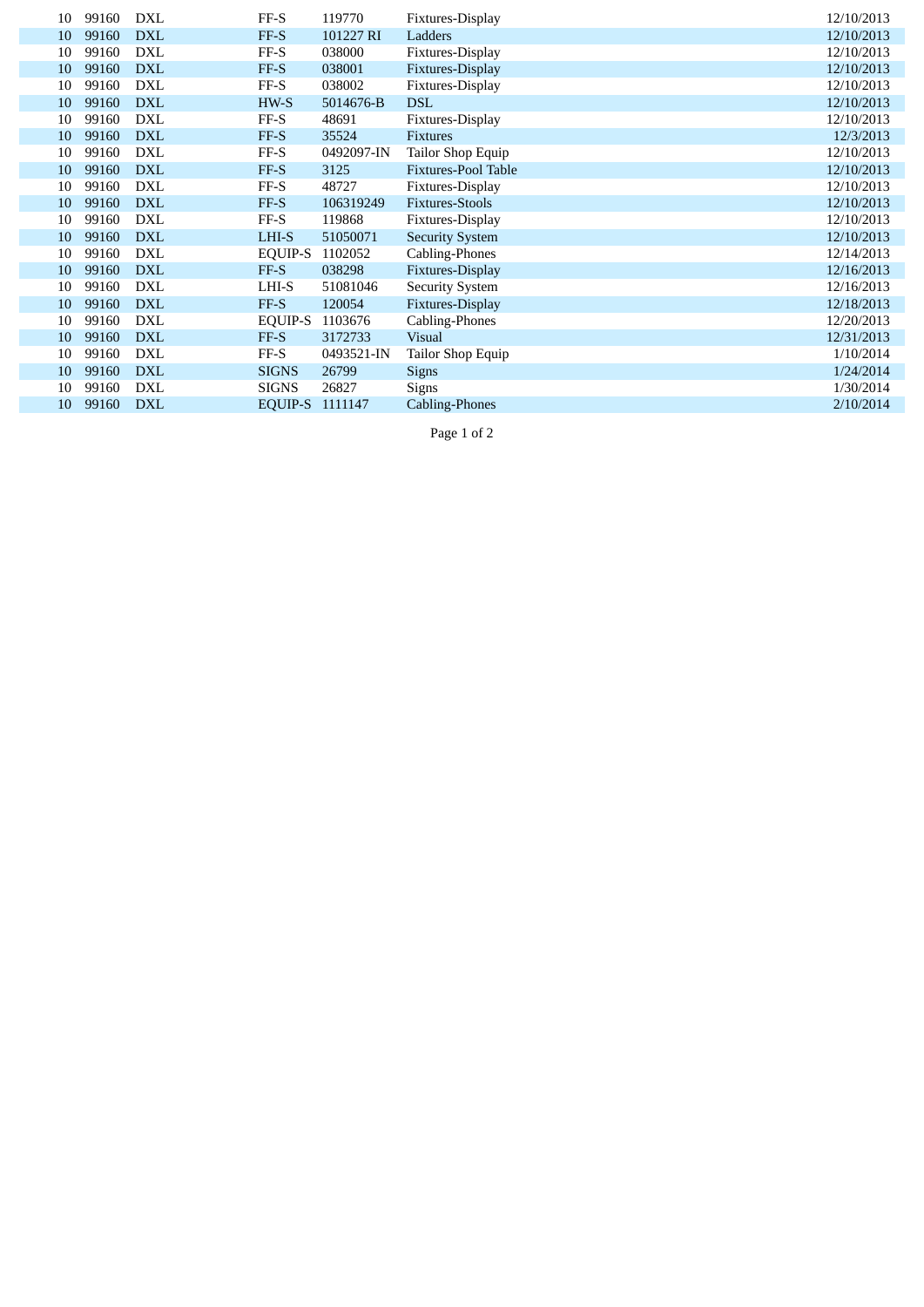| | | | | | | |
|---|---|---|---|---|---|---|
| 10 | 99160 | DXL | FF-S | 119770 | Fixtures-Display | 12/10/2013 |
| 10 | 99160 | DXL | FF-S | 101227 RI | Ladders | 12/10/2013 |
| 10 | 99160 | DXL | FF-S | 038000 | Fixtures-Display | 12/10/2013 |
| 10 | 99160 | DXL | FF-S | 038001 | Fixtures-Display | 12/10/2013 |
| 10 | 99160 | DXL | FF-S | 038002 | Fixtures-Display | 12/10/2013 |
| 10 | 99160 | DXL | HW-S | 5014676-B | DSL | 12/10/2013 |
| 10 | 99160 | DXL | FF-S | 48691 | Fixtures-Display | 12/10/2013 |
| 10 | 99160 | DXL | FF-S | 35524 | Fixtures | 12/3/2013 |
| 10 | 99160 | DXL | FF-S | 0492097-IN | Tailor Shop Equip | 12/10/2013 |
| 10 | 99160 | DXL | FF-S | 3125 | Fixtures-Pool Table | 12/10/2013 |
| 10 | 99160 | DXL | FF-S | 48727 | Fixtures-Display | 12/10/2013 |
| 10 | 99160 | DXL | FF-S | 106319249 | Fixtures-Stools | 12/10/2013 |
| 10 | 99160 | DXL | FF-S | 119868 | Fixtures-Display | 12/10/2013 |
| 10 | 99160 | DXL | LHI-S | 51050071 | Security System | 12/10/2013 |
| 10 | 99160 | DXL | EQUIP-S | 1102052 | Cabling-Phones | 12/14/2013 |
| 10 | 99160 | DXL | FF-S | 038298 | Fixtures-Display | 12/16/2013 |
| 10 | 99160 | DXL | LHI-S | 51081046 | Security System | 12/16/2013 |
| 10 | 99160 | DXL | FF-S | 120054 | Fixtures-Display | 12/18/2013 |
| 10 | 99160 | DXL | EQUIP-S | 1103676 | Cabling-Phones | 12/20/2013 |
| 10 | 99160 | DXL | FF-S | 3172733 | Visual | 12/31/2013 |
| 10 | 99160 | DXL | FF-S | 0493521-IN | Tailor Shop Equip | 1/10/2014 |
| 10 | 99160 | DXL | SIGNS | 26799 | Signs | 1/24/2014 |
| 10 | 99160 | DXL | SIGNS | 26827 | Signs | 1/30/2014 |
| 10 | 99160 | DXL | EQUIP-S | 1111147 | Cabling-Phones | 2/10/2014 |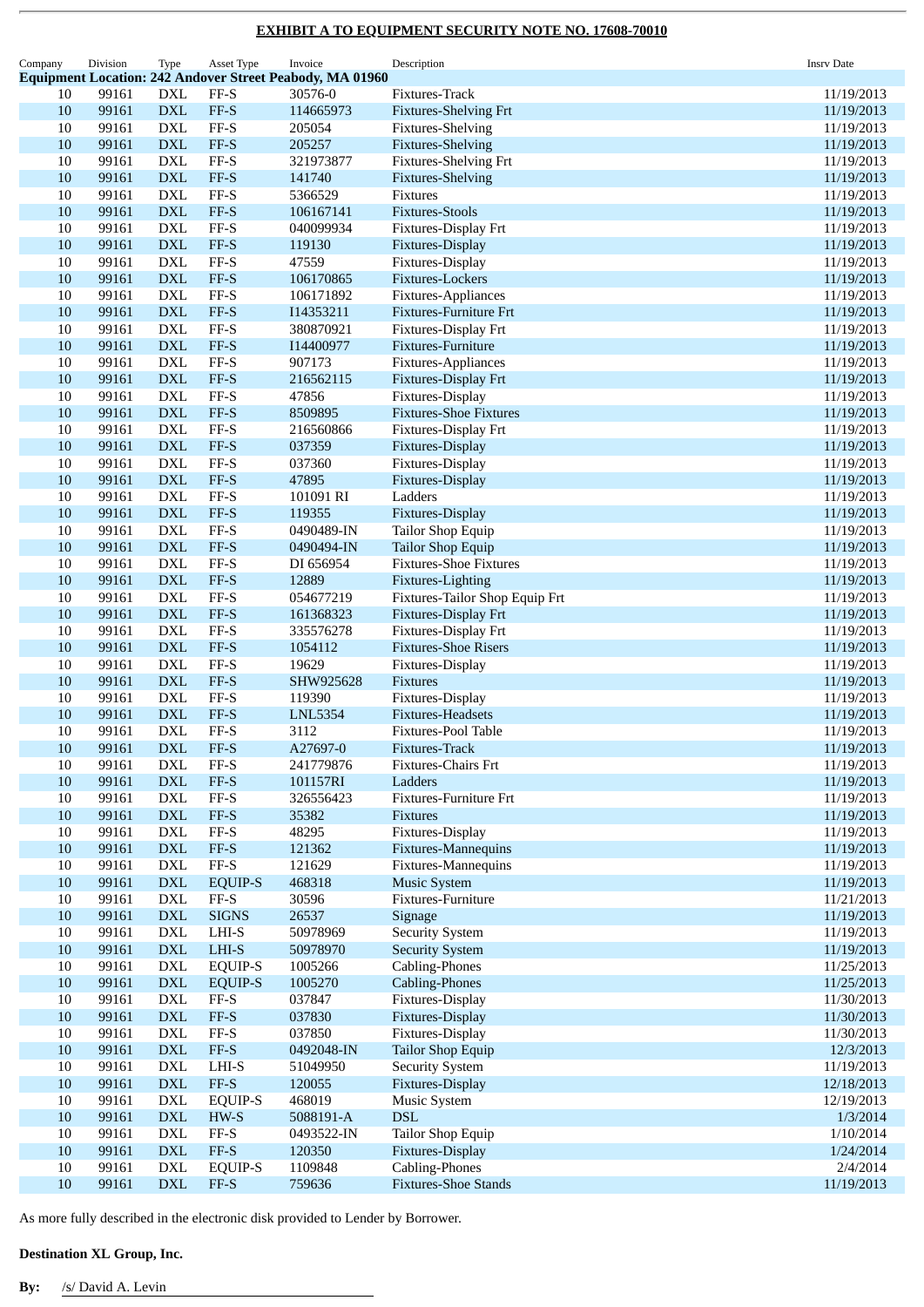**EXHIBIT A TO EQUIPMENT SECURITY NOTE NO. 17608-70010**

| Company | Division | Type | Asset Type | Invoice | Description | Insrv Date |
|---|---|---|---|---|---|---|
| **Equipment Location: 242 Andover Street Peabody, MA 01960** | | | | | | |
| 10 | 99161 | DXL | FF-S | 30576-0 | Fixtures-Track | 11/19/2013 |
| 10 | 99161 | DXL | FF-S | 114665973 | Fixtures-Shelving Frt | 11/19/2013 |
| 10 | 99161 | DXL | FF-S | 205054 | Fixtures-Shelving | 11/19/2013 |
| 10 | 99161 | DXL | FF-S | 205257 | Fixtures-Shelving | 11/19/2013 |
| 10 | 99161 | DXL | FF-S | 321973877 | Fixtures-Shelving Frt | 11/19/2013 |
| 10 | 99161 | DXL | FF-S | 141740 | Fixtures-Shelving | 11/19/2013 |
| 10 | 99161 | DXL | FF-S | 5366529 | Fixtures | 11/19/2013 |
| 10 | 99161 | DXL | FF-S | 106167141 | Fixtures-Stools | 11/19/2013 |
| 10 | 99161 | DXL | FF-S | 040099934 | Fixtures-Display Frt | 11/19/2013 |
| 10 | 99161 | DXL | FF-S | 119130 | Fixtures-Display | 11/19/2013 |
| 10 | 99161 | DXL | FF-S | 47559 | Fixtures-Display | 11/19/2013 |
| 10 | 99161 | DXL | FF-S | 106170865 | Fixtures-Lockers | 11/19/2013 |
| 10 | 99161 | DXL | FF-S | 106171892 | Fixtures-Appliances | 11/19/2013 |
| 10 | 99161 | DXL | FF-S | I14353211 | Fixtures-Furniture Frt | 11/19/2013 |
| 10 | 99161 | DXL | FF-S | 380870921 | Fixtures-Display Frt | 11/19/2013 |
| 10 | 99161 | DXL | FF-S | I14400977 | Fixtures-Furniture | 11/19/2013 |
| 10 | 99161 | DXL | FF-S | 907173 | Fixtures-Appliances | 11/19/2013 |
| 10 | 99161 | DXL | FF-S | 216562115 | Fixtures-Display Frt | 11/19/2013 |
| 10 | 99161 | DXL | FF-S | 47856 | Fixtures-Display | 11/19/2013 |
| 10 | 99161 | DXL | FF-S | 8509895 | Fixtures-Shoe Fixtures | 11/19/2013 |
| 10 | 99161 | DXL | FF-S | 216560866 | Fixtures-Display Frt | 11/19/2013 |
| 10 | 99161 | DXL | FF-S | 037359 | Fixtures-Display | 11/19/2013 |
| 10 | 99161 | DXL | FF-S | 037360 | Fixtures-Display | 11/19/2013 |
| 10 | 99161 | DXL | FF-S | 47895 | Fixtures-Display | 11/19/2013 |
| 10 | 99161 | DXL | FF-S | 101091 RI | Ladders | 11/19/2013 |
| 10 | 99161 | DXL | FF-S | 119355 | Fixtures-Display | 11/19/2013 |
| 10 | 99161 | DXL | FF-S | 0490489-IN | Tailor Shop Equip | 11/19/2013 |
| 10 | 99161 | DXL | FF-S | 0490494-IN | Tailor Shop Equip | 11/19/2013 |
| 10 | 99161 | DXL | FF-S | DI 656954 | Fixtures-Shoe Fixtures | 11/19/2013 |
| 10 | 99161 | DXL | FF-S | 12889 | Fixtures-Lighting | 11/19/2013 |
| 10 | 99161 | DXL | FF-S | 054677219 | Fixtures-Tailor Shop Equip Frt | 11/19/2013 |
| 10 | 99161 | DXL | FF-S | 161368323 | Fixtures-Display Frt | 11/19/2013 |
| 10 | 99161 | DXL | FF-S | 335576278 | Fixtures-Display Frt | 11/19/2013 |
| 10 | 99161 | DXL | FF-S | 1054112 | Fixtures-Shoe Risers | 11/19/2013 |
| 10 | 99161 | DXL | FF-S | 19629 | Fixtures-Display | 11/19/2013 |
| 10 | 99161 | DXL | FF-S | SHW925628 | Fixtures | 11/19/2013 |
| 10 | 99161 | DXL | FF-S | 119390 | Fixtures-Display | 11/19/2013 |
| 10 | 99161 | DXL | FF-S | LNL5354 | Fixtures-Headsets | 11/19/2013 |
| 10 | 99161 | DXL | FF-S | 3112 | Fixtures-Pool Table | 11/19/2013 |
| 10 | 99161 | DXL | FF-S | A27697-0 | Fixtures-Track | 11/19/2013 |
| 10 | 99161 | DXL | FF-S | 241779876 | Fixtures-Chairs Frt | 11/19/2013 |
| 10 | 99161 | DXL | FF-S | 101157RI | Ladders | 11/19/2013 |
| 10 | 99161 | DXL | FF-S | 326556423 | Fixtures-Furniture Frt | 11/19/2013 |
| 10 | 99161 | DXL | FF-S | 35382 | Fixtures | 11/19/2013 |
| 10 | 99161 | DXL | FF-S | 48295 | Fixtures-Display | 11/19/2013 |
| 10 | 99161 | DXL | FF-S | 121362 | Fixtures-Mannequins | 11/19/2013 |
| 10 | 99161 | DXL | FF-S | 121629 | Fixtures-Mannequins | 11/19/2013 |
| 10 | 99161 | DXL | EQUIP-S | 468318 | Music System | 11/19/2013 |
| 10 | 99161 | DXL | FF-S | 30596 | Fixtures-Furniture | 11/21/2013 |
| 10 | 99161 | DXL | SIGNS | 26537 | Signage | 11/19/2013 |
| 10 | 99161 | DXL | LHI-S | 50978969 | Security System | 11/19/2013 |
| 10 | 99161 | DXL | LHI-S | 50978970 | Security System | 11/19/2013 |
| 10 | 99161 | DXL | EQUIP-S | 1005266 | Cabling-Phones | 11/25/2013 |
| 10 | 99161 | DXL | EQUIP-S | 1005270 | Cabling-Phones | 11/25/2013 |
| 10 | 99161 | DXL | FF-S | 037847 | Fixtures-Display | 11/30/2013 |
| 10 | 99161 | DXL | FF-S | 037830 | Fixtures-Display | 11/30/2013 |
| 10 | 99161 | DXL | FF-S | 037850 | Fixtures-Display | 11/30/2013 |
| 10 | 99161 | DXL | FF-S | 0492048-IN | Tailor Shop Equip | 12/3/2013 |
| 10 | 99161 | DXL | LHI-S | 51049950 | Security System | 11/19/2013 |
| 10 | 99161 | DXL | FF-S | 120055 | Fixtures-Display | 12/18/2013 |
| 10 | 99161 | DXL | EQUIP-S | 468019 | Music System | 12/19/2013 |
| 10 | 99161 | DXL | HW-S | 5088191-A | DSL | 1/3/2014 |
| 10 | 99161 | DXL | FF-S | 0493522-IN | Tailor Shop Equip | 1/10/2014 |
| 10 | 99161 | DXL | FF-S | 120350 | Fixtures-Display | 1/24/2014 |
| 10 | 99161 | DXL | EQUIP-S | 1109848 | Cabling-Phones | 2/4/2014 |
| 10 | 99161 | DXL | FF-S | 759636 | Fixtures-Shoe Stands | 11/19/2013 |

As more fully described in the electronic disk provided to Lender by Borrower.

**Destination XL Group, Inc.**

**By:** /s/ David A. Levin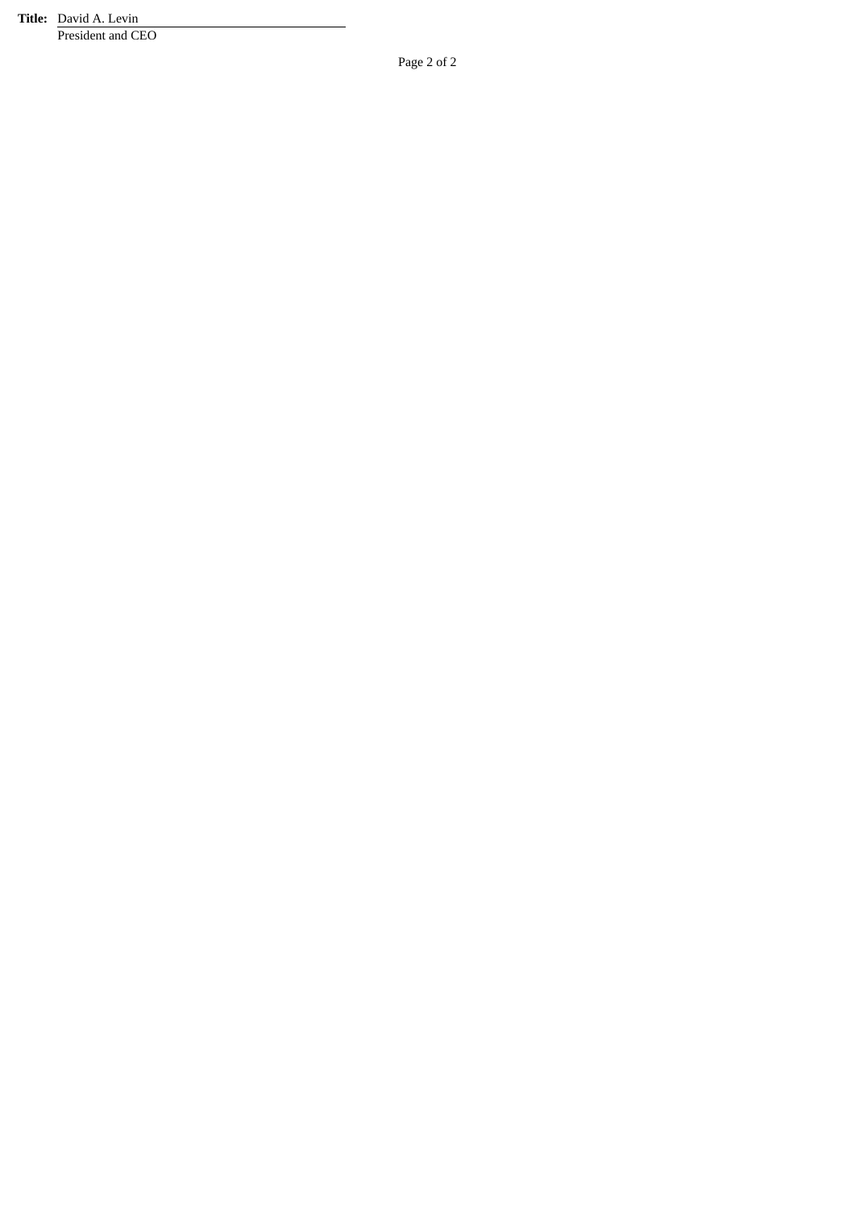**Title:** David A. Levin
President and CEO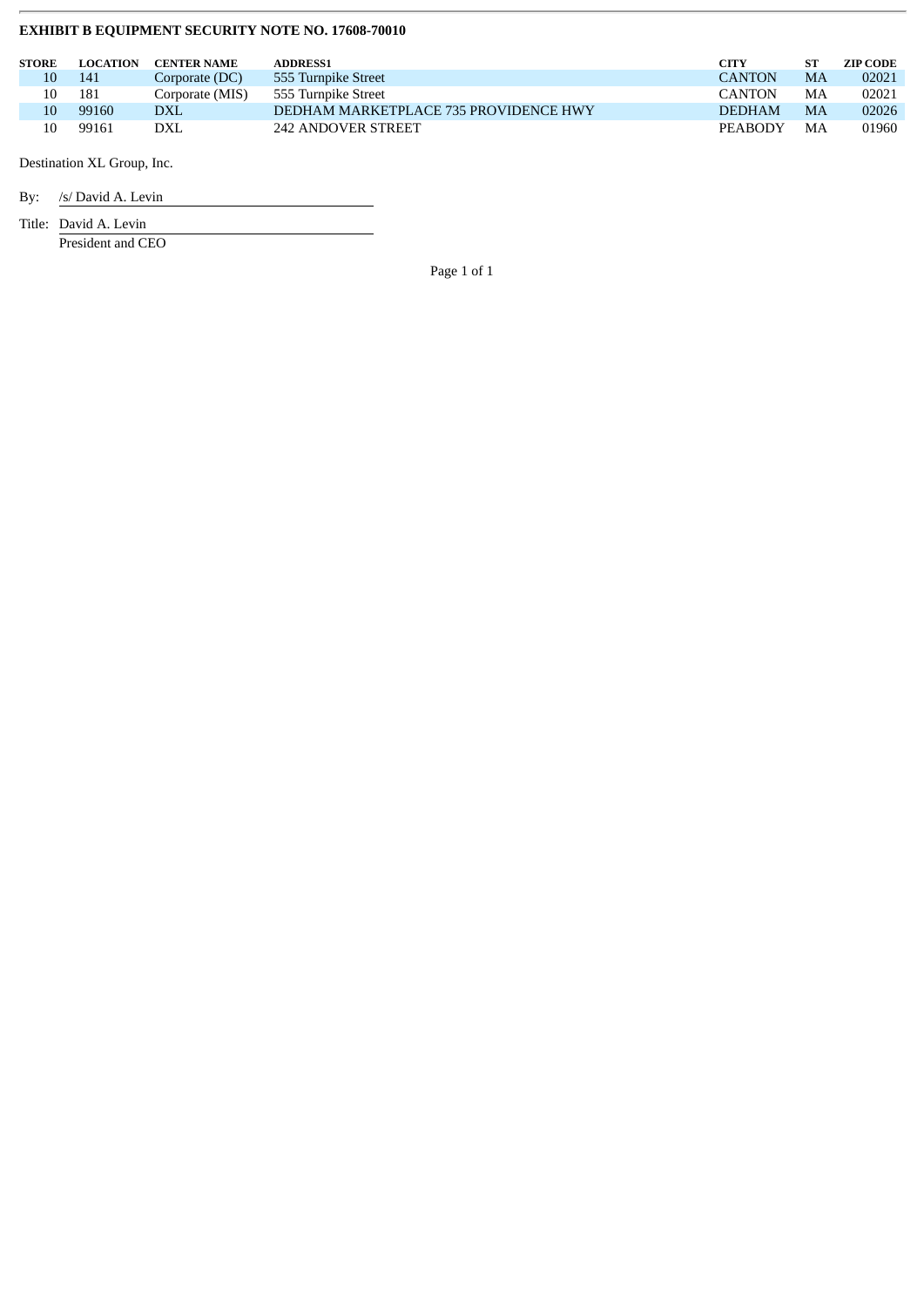**EXHIBIT B EQUIPMENT SECURITY NOTE NO. 17608-70010**

| STORE | LOCATION | CENTER NAME | ADDRESS1 | CITY | ST | ZIP CODE |
|---|---|---|---|---|---|---|
| 10 | 141 | Corporate (DC) | 555 Turnpike Street | CANTON | MA | 02021 |
| 10 | 181 | Corporate (MIS) | 555 Turnpike Street | CANTON | MA | 02021 |
| 10 | 99160 | DXL | DEDHAM MARKETPLACE 735 PROVIDENCE HWY | DEDHAM | MA | 02026 |
| 10 | 99161 | DXL | 242 ANDOVER STREET | PEABODY | MA | 01960 |

Destination XL Group, Inc.

By: /s/ David A. Levin

Title: David A. Levin
President and CEO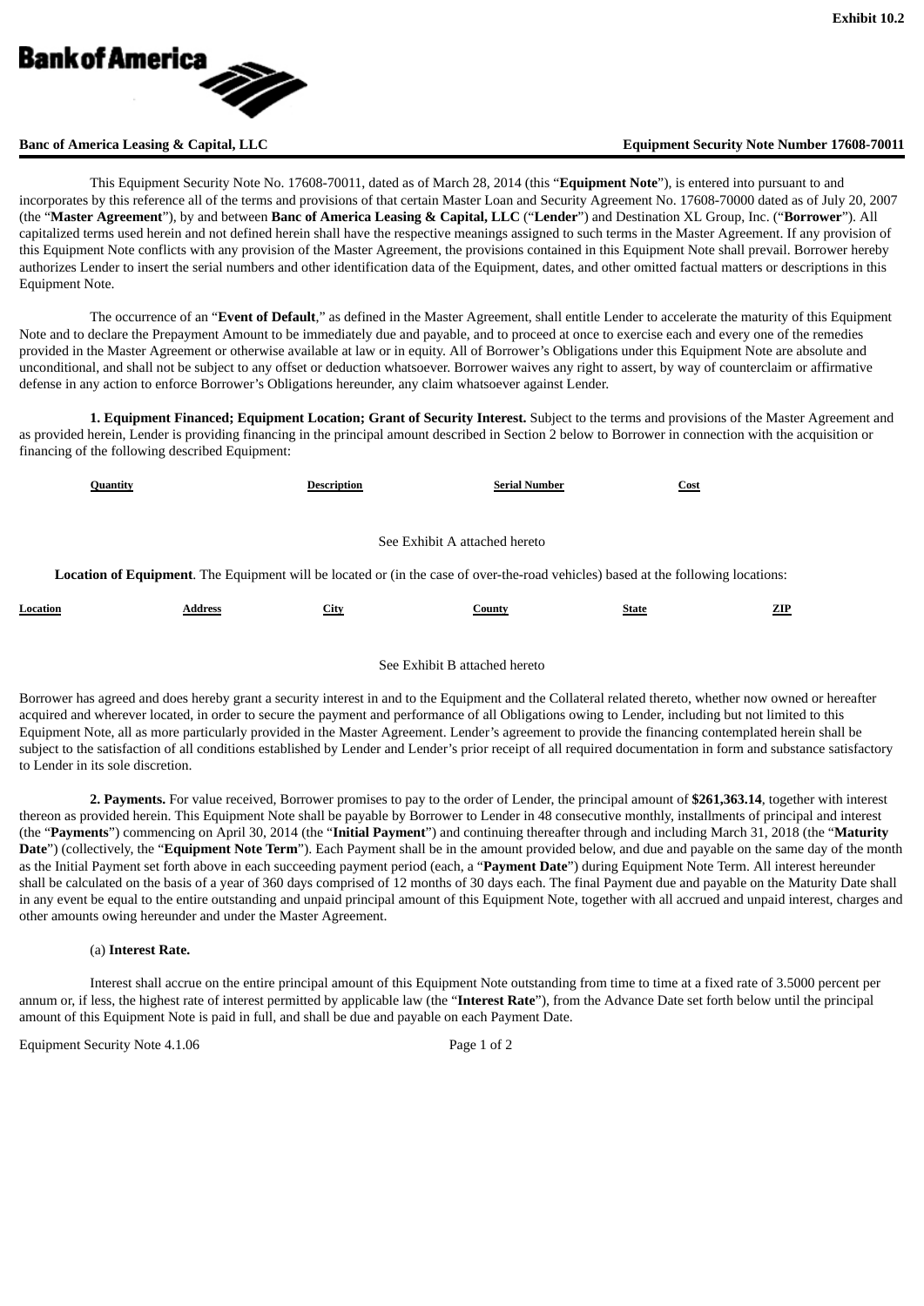Exhibit 10.2

**Bank of America**

**Banc of America Leasing & Capital, LLC** **Equipment Security Note Number 17608-70011**

This Equipment Security Note No. 17608-70011, dated as of March 28, 2014 (this "**Equipment Note**"), is entered into pursuant to and incorporates by this reference all of the terms and provisions of that certain Master Loan and Security Agreement No. 17608-70000 dated as of July 20, 2007 (the "**Master Agreement**"), by and between **Banc of America Leasing & Capital, LLC** ("**Lender**") and Destination XL Group, Inc. ("**Borrower**"). All capitalized terms used herein and not defined herein shall have the respective meanings assigned to such terms in the Master Agreement. If any provision of this Equipment Note conflicts with any provision of the Master Agreement, the provisions contained in this Equipment Note shall prevail. Borrower hereby authorizes Lender to insert the serial numbers and other identification data of the Equipment, dates, and other omitted factual matters or descriptions in this Equipment Note.

The occurrence of an "**Event of Default**," as defined in the Master Agreement, shall entitle Lender to accelerate the maturity of this Equipment Note and to declare the Prepayment Amount to be immediately due and payable, and to proceed at once to exercise each and every one of the remedies provided in the Master Agreement or otherwise available at law or in equity. All of Borrower's Obligations under this Equipment Note are absolute and unconditional, and shall not be subject to any offset or deduction whatsoever. Borrower waives any right to assert, by way of counterclaim or affirmative defense in any action to enforce Borrower's Obligations hereunder, any claim whatsoever against Lender.

**1. Equipment Financed; Equipment Location; Grant of Security Interest.** Subject to the terms and provisions of the Master Agreement and as provided herein, Lender is providing financing in the principal amount described in Section 2 below to Borrower in connection with the acquisition or financing of the following described Equipment:

| Quantity | Description | Serial Number | Cost |
|---|---|---|---|

See Exhibit A attached hereto

**Location of Equipment**. The Equipment will be located or (in the case of over-the-road vehicles) based at the following locations:

| Location | Address | City | County | State | ZIP |
|---|---|---|---|---|---|

See Exhibit B attached hereto

Borrower has agreed and does hereby grant a security interest in and to the Equipment and the Collateral related thereto, whether now owned or hereafter acquired and wherever located, in order to secure the payment and performance of all Obligations owing to Lender, including but not limited to this Equipment Note, all as more particularly provided in the Master Agreement. Lender's agreement to provide the financing contemplated herein shall be subject to the satisfaction of all conditions established by Lender and Lender's prior receipt of all required documentation in form and substance satisfactory to Lender in its sole discretion.

**2. Payments.** For value received, Borrower promises to pay to the order of Lender, the principal amount of **$261,363.14**, together with interest thereon as provided herein. This Equipment Note shall be payable by Borrower to Lender in 48 consecutive monthly, installments of principal and interest (the "**Payments**") commencing on April 30, 2014 (the "**Initial Payment**") and continuing thereafter through and including March 31, 2018 (the "**Maturity Date**") (collectively, the "**Equipment Note Term**"). Each Payment shall be in the amount provided below, and due and payable on the same day of the month as the Initial Payment set forth above in each succeeding payment period (each, a "**Payment Date**") during Equipment Note Term. All interest hereunder shall be calculated on the basis of a year of 360 days comprised of 12 months of 30 days each. The final Payment due and payable on the Maturity Date shall in any event be equal to the entire outstanding and unpaid principal amount of this Equipment Note, together with all accrued and unpaid interest, charges and other amounts owing hereunder and under the Master Agreement.

(a) **Interest Rate.**

Interest shall accrue on the entire principal amount of this Equipment Note outstanding from time to time at a fixed rate of 3.5000 percent per annum or, if less, the highest rate of interest permitted by applicable law (the "**Interest Rate**"), from the Advance Date set forth below until the principal amount of this Equipment Note is paid in full, and shall be due and payable on each Payment Date.

Equipment Security Note 4.1.06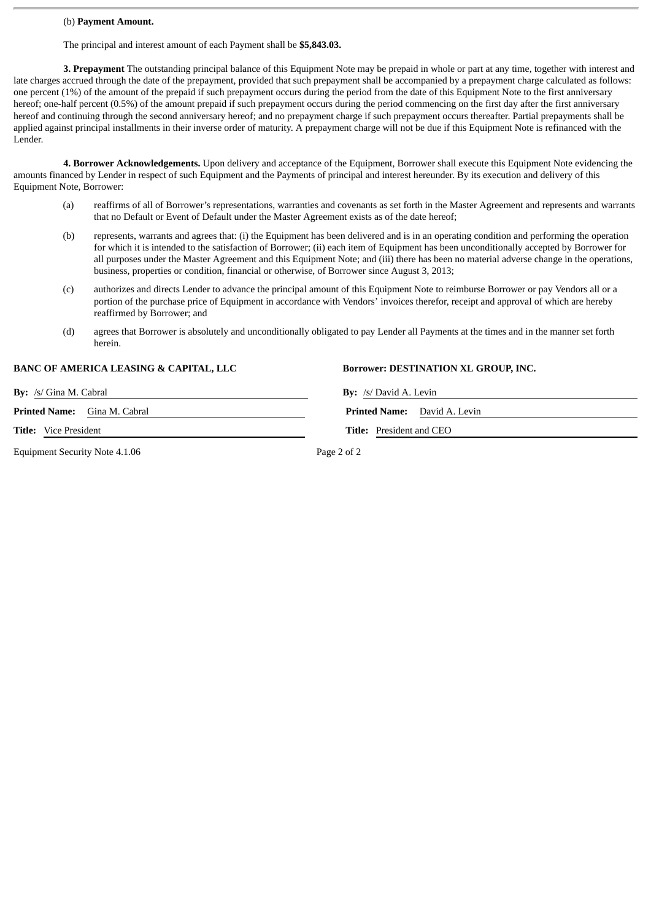(b) **Payment Amount.**

The principal and interest amount of each Payment shall be **$5,843.03.**

**3. Prepayment** The outstanding principal balance of this Equipment Note may be prepaid in whole or part at any time, together with interest and late charges accrued through the date of the prepayment, provided that such prepayment shall be accompanied by a prepayment charge calculated as follows: one percent (1%) of the amount of the prepaid if such prepayment occurs during the period from the date of this Equipment Note to the first anniversary hereof; one-half percent (0.5%) of the amount prepaid if such prepayment occurs during the period commencing on the first day after the first anniversary hereof and continuing through the second anniversary hereof; and no prepayment charge if such prepayment occurs thereafter. Partial prepayments shall be applied against principal installments in their inverse order of maturity. A prepayment charge will not be due if this Equipment Note is refinanced with the Lender.

**4. Borrower Acknowledgements.** Upon delivery and acceptance of the Equipment, Borrower shall execute this Equipment Note evidencing the amounts financed by Lender in respect of such Equipment and the Payments of principal and interest hereunder. By its execution and delivery of this Equipment Note, Borrower:

(a) reaffirms of all of Borrower's representations, warranties and covenants as set forth in the Master Agreement and represents and warrants that no Default or Event of Default under the Master Agreement exists as of the date hereof;

(b) represents, warrants and agrees that: (i) the Equipment has been delivered and is in an operating condition and performing the operation for which it is intended to the satisfaction of Borrower; (ii) each item of Equipment has been unconditionally accepted by Borrower for all purposes under the Master Agreement and this Equipment Note; and (iii) there has been no material adverse change in the operations, business, properties or condition, financial or otherwise, of Borrower since August 3, 2013;

(c) authorizes and directs Lender to advance the principal amount of this Equipment Note to reimburse Borrower or pay Vendors all or a portion of the purchase price of Equipment in accordance with Vendors' invoices therefor, receipt and approval of which are hereby reaffirmed by Borrower; and

(d) agrees that Borrower is absolutely and unconditionally obligated to pay Lender all Payments at the times and in the manner set forth herein.

**BANC OF AMERICA LEASING & CAPITAL, LLC**

**By:** /s/ Gina M. Cabral

**Printed Name:** Gina M. Cabral

**Title:** Vice President

**Borrower: DESTINATION XL GROUP, INC.**

**By:** /s/ David A. Levin

**Printed Name:** David A. Levin

**Title:** President and CEO

Equipment Security Note 4.1.06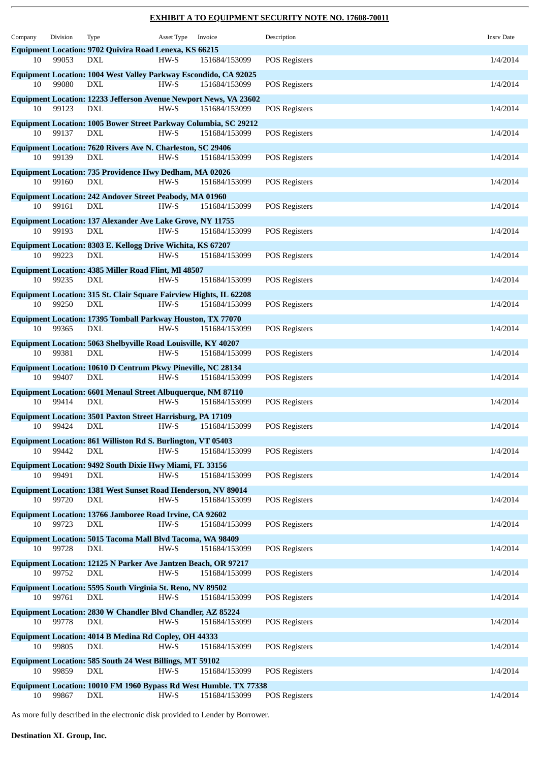**EXHIBIT A TO EQUIPMENT SECURITY NOTE NO. 17608-70011**

| Company | Division | Type | Asset Type | Invoice | Description | Insrv Date |
|---|---|---|---|---|---|---|
| **Equipment Location: 9702 Quivira Road Lenexa, KS 66215** | | | | | | |
| 10 | 99053 | DXL | HW-S | 151684/153099 | POS Registers | 1/4/2014 |
| **Equipment Location: 1004 West Valley Parkway Escondido, CA 92025** | | | | | | |
| 10 | 99080 | DXL | HW-S | 151684/153099 | POS Registers | 1/4/2014 |
| **Equipment Location: 12233 Jefferson Avenue Newport News, VA 23602** | | | | | | |
| 10 | 99123 | DXL | HW-S | 151684/153099 | POS Registers | 1/4/2014 |
| **Equipment Location: 1005 Bower Street Parkway Columbia, SC 29212** | | | | | | |
| 10 | 99137 | DXL | HW-S | 151684/153099 | POS Registers | 1/4/2014 |
| **Equipment Location: 7620 Rivers Ave N. Charleston, SC 29406** | | | | | | |
| 10 | 99139 | DXL | HW-S | 151684/153099 | POS Registers | 1/4/2014 |
| **Equipment Location: 735 Providence Hwy Dedham, MA 02026** | | | | | | |
| 10 | 99160 | DXL | HW-S | 151684/153099 | POS Registers | 1/4/2014 |
| **Equipment Location: 242 Andover Street Peabody, MA 01960** | | | | | | |
| 10 | 99161 | DXL | HW-S | 151684/153099 | POS Registers | 1/4/2014 |
| **Equipment Location: 137 Alexander Ave Lake Grove, NY 11755** | | | | | | |
| 10 | 99193 | DXL | HW-S | 151684/153099 | POS Registers | 1/4/2014 |
| **Equipment Location: 8303 E. Kellogg Drive Wichita, KS 67207** | | | | | | |
| 10 | 99223 | DXL | HW-S | 151684/153099 | POS Registers | 1/4/2014 |
| **Equipment Location: 4385 Miller Road Flint, Ml 48507** | | | | | | |
| 10 | 99235 | DXL | HW-S | 151684/153099 | POS Registers | 1/4/2014 |
| **Equipment Location: 315 St. Clair Square Fairview Hights, IL 62208** | | | | | | |
| 10 | 99250 | DXL | HW-S | 151684/153099 | POS Registers | 1/4/2014 |
| **Equipment Location: 17395 Tomball Parkway Houston, TX 77070** | | | | | | |
| 10 | 99365 | DXL | HW-S | 151684/153099 | POS Registers | 1/4/2014 |
| **Equipment Location: 5063 Shelbyville Road Louisville, KY 40207** | | | | | | |
| 10 | 99381 | DXL | HW-S | 151684/153099 | POS Registers | 1/4/2014 |
| **Equipment Location: 10610 D Centrum Pkwy Pineville, NC 28134** | | | | | | |
| 10 | 99407 | DXL | HW-S | 151684/153099 | POS Registers | 1/4/2014 |
| **Equipment Location: 6601 Menaul Street Albuquerque, NM 87110** | | | | | | |
| 10 | 99414 | DXL | HW-S | 151684/153099 | POS Registers | 1/4/2014 |
| **Equipment Location: 3501 Paxton Street Harrisburg, PA 17109** | | | | | | |
| 10 | 99424 | DXL | HW-S | 151684/153099 | POS Registers | 1/4/2014 |
| **Equipment Location: 861 Williston Rd S. Burlington, VT 05403** | | | | | | |
| 10 | 99442 | DXL | HW-S | 151684/153099 | POS Registers | 1/4/2014 |
| **Equipment Location: 9492 South Dixie Hwy Miami, FL 33156** | | | | | | |
| 10 | 99491 | DXL | HW-S | 151684/153099 | POS Registers | 1/4/2014 |
| **Equipment Location: 1381 West Sunset Road Henderson, NV 89014** | | | | | | |
| 10 | 99720 | DXL | HW-S | 151684/153099 | POS Registers | 1/4/2014 |
| **Equipment Location: 13766 Jamboree Road Irvine, CA 92602** | | | | | | |
| 10 | 99723 | DXL | HW-S | 151684/153099 | POS Registers | 1/4/2014 |
| **Equipment Location: 5015 Tacoma Mall Blvd Tacoma, WA 98409** | | | | | | |
| 10 | 99728 | DXL | HW-S | 151684/153099 | POS Registers | 1/4/2014 |
| **Equipment Location: 12125 N Parker Ave Jantzen Beach, OR 97217** | | | | | | |
| 10 | 99752 | DXL | HW-S | 151684/153099 | POS Registers | 1/4/2014 |
| **Equipment Location: 5595 South Virginia St. Reno, NV 89502** | | | | | | |
| 10 | 99761 | DXL | HW-S | 151684/153099 | POS Registers | 1/4/2014 |
| **Equipment Location: 2830 W Chandler Blvd Chandler, AZ 85224** | | | | | | |
| 10 | 99778 | DXL | HW-S | 151684/153099 | POS Registers | 1/4/2014 |
| **Equipment Location: 4014 B Medina Rd Copley, OH 44333** | | | | | | |
| 10 | 99805 | DXL | HW-S | 151684/153099 | POS Registers | 1/4/2014 |
| **Equipment Location: 585 South 24 West Billings, MT 59102** | | | | | | |
| 10 | 99859 | DXL | HW-S | 151684/153099 | POS Registers | 1/4/2014 |
| **Equipment Location: 10010 FM 1960 Bypass Rd West Humble. TX 77338** | | | | | | |
| 10 | 99867 | DXL | HW-S | 151684/153099 | POS Registers | 1/4/2014 |

As more fully described in the electronic disk provided to Lender by Borrower.

**Destination XL Group, Inc.**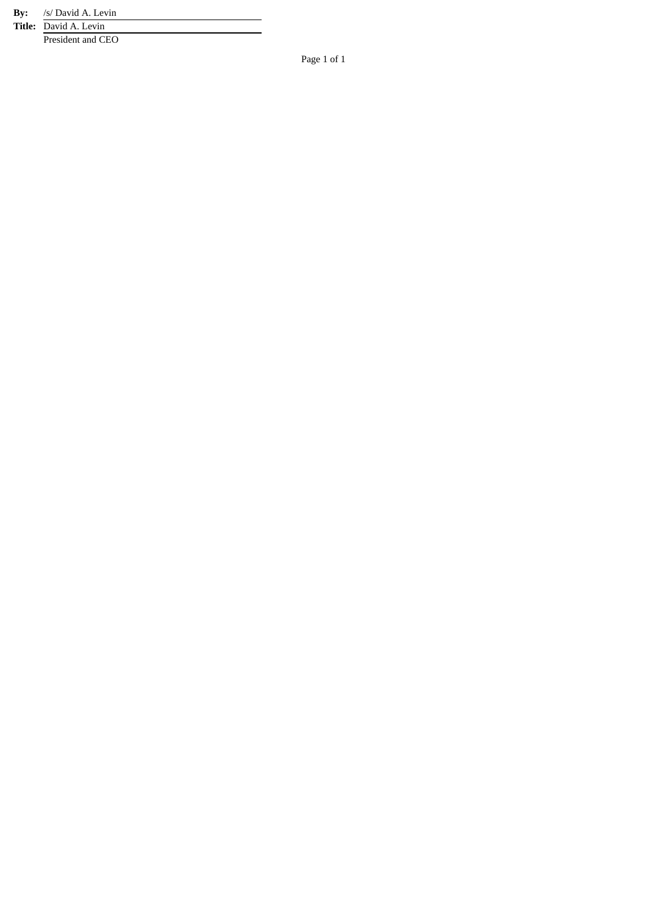| | |
|---|---|
| **By:** | /s/ David A. Levin |
| **Title:** | David A. Levin |
| | President and CEO |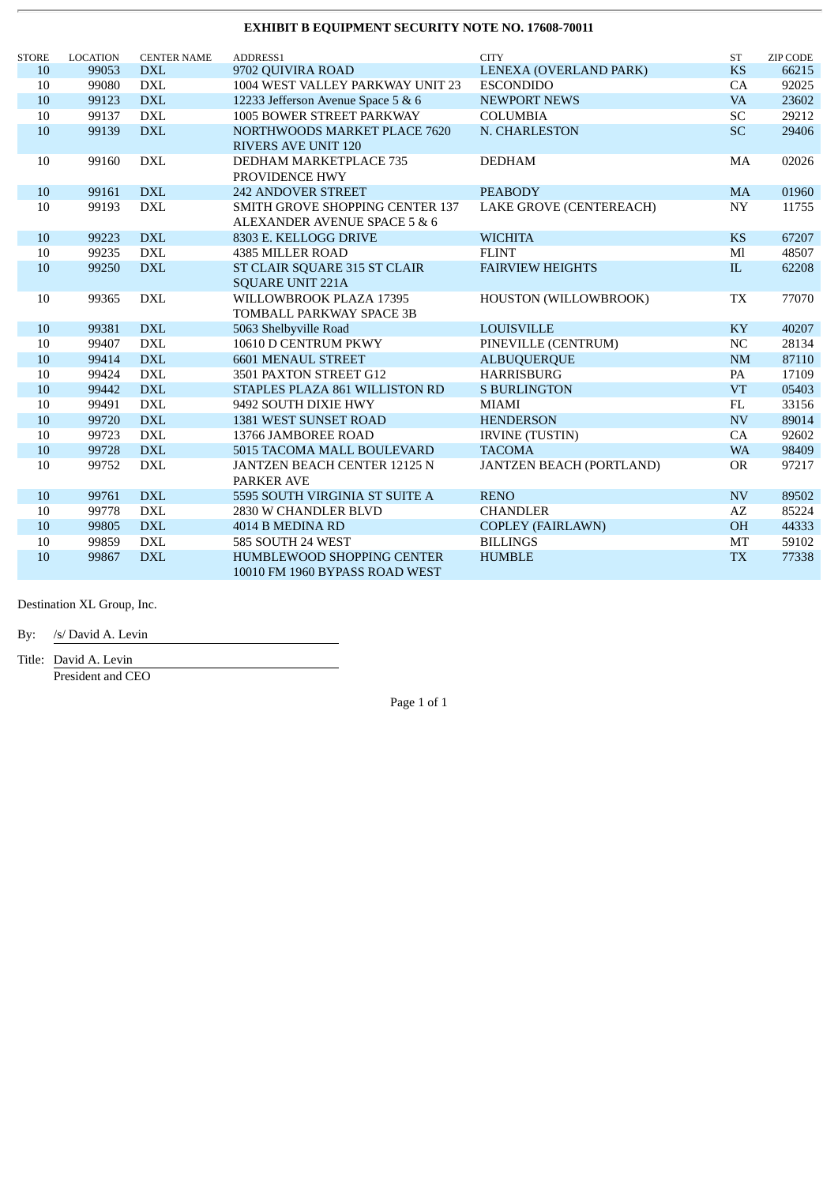**EXHIBIT B EQUIPMENT SECURITY NOTE NO. 17608-70011**

| STORE | LOCATION | CENTER NAME | ADDRESS1 | CITY | ST | ZIP CODE |
|---|---|---|---|---|---|---|
| 10 | 99053 | DXL | 9702 QUIVIRA ROAD | LENEXA (OVERLAND PARK) | KS | 66215 |
| 10 | 99080 | DXL | 1004 WEST VALLEY PARKWAY UNIT 23 | ESCONDIDO | CA | 92025 |
| 10 | 99123 | DXL | 12233 Jefferson Avenue Space 5 & 6 | NEWPORT NEWS | VA | 23602 |
| 10 | 99137 | DXL | 1005 BOWER STREET PARKWAY | COLUMBIA | SC | 29212 |
| 10 | 99139 | DXL | NORTHWOODS MARKET PLACE 7620 RIVERS AVE UNIT 120 | N. CHARLESTON | SC | 29406 |
| 10 | 99160 | DXL | DEDHAM MARKETPLACE 735 PROVIDENCE HWY | DEDHAM | MA | 02026 |
| 10 | 99161 | DXL | 242 ANDOVER STREET | PEABODY | MA | 01960 |
| 10 | 99193 | DXL | SMITH GROVE SHOPPING CENTER 137 ALEXANDER AVENUE SPACE 5 & 6 | LAKE GROVE (CENTEREACH) | NY | 11755 |
| 10 | 99223 | DXL | 8303 E. KELLOGG DRIVE | WICHITA | KS | 67207 |
| 10 | 99235 | DXL | 4385 MILLER ROAD | FLINT | Ml | 48507 |
| 10 | 99250 | DXL | ST CLAIR SQUARE 315 ST CLAIR SQUARE UNIT 221A | FAIRVIEW HEIGHTS | IL | 62208 |
| 10 | 99365 | DXL | WILLOWBROOK PLAZA 17395 TOMBALL PARKWAY SPACE 3B | HOUSTON (WILLOWBROOK) | TX | 77070 |
| 10 | 99381 | DXL | 5063 Shelbyville Road | LOUISVILLE | KY | 40207 |
| 10 | 99407 | DXL | 10610 D CENTRUM PKWY | PINEVILLE (CENTRUM) | NC | 28134 |
| 10 | 99414 | DXL | 6601 MENAUL STREET | ALBUQUERQUE | NM | 87110 |
| 10 | 99424 | DXL | 3501 PAXTON STREET G12 | HARRISBURG | PA | 17109 |
| 10 | 99442 | DXL | STAPLES PLAZA 861 WILLISTON RD | S BURLINGTON | VT | 05403 |
| 10 | 99491 | DXL | 9492 SOUTH DIXIE HWY | MIAMI | FL | 33156 |
| 10 | 99720 | DXL | 1381 WEST SUNSET ROAD | HENDERSON | NV | 89014 |
| 10 | 99723 | DXL | 13766 JAMBOREE ROAD | IRVINE (TUSTIN) | CA | 92602 |
| 10 | 99728 | DXL | 5015 TACOMA MALL BOULEVARD | TACOMA | WA | 98409 |
| 10 | 99752 | DXL | JANTZEN BEACH CENTER 12125 N PARKER AVE | JANTZEN BEACH (PORTLAND) | OR | 97217 |
| 10 | 99761 | DXL | 5595 SOUTH VIRGINIA ST SUITE A | RENO | NV | 89502 |
| 10 | 99778 | DXL | 2830 W CHANDLER BLVD | CHANDLER | AZ | 85224 |
| 10 | 99805 | DXL | 4014 B MEDINA RD | COPLEY (FAIRLAWN) | OH | 44333 |
| 10 | 99859 | DXL | 585 SOUTH 24 WEST | BILLINGS | MT | 59102 |
| 10 | 99867 | DXL | HUMBLEWOOD SHOPPING CENTER 10010 FM 1960 BYPASS ROAD WEST | HUMBLE | TX | 77338 |

Destination XL Group, Inc.

By: /s/ David A. Levin

Title: David A. Levin
President and CEO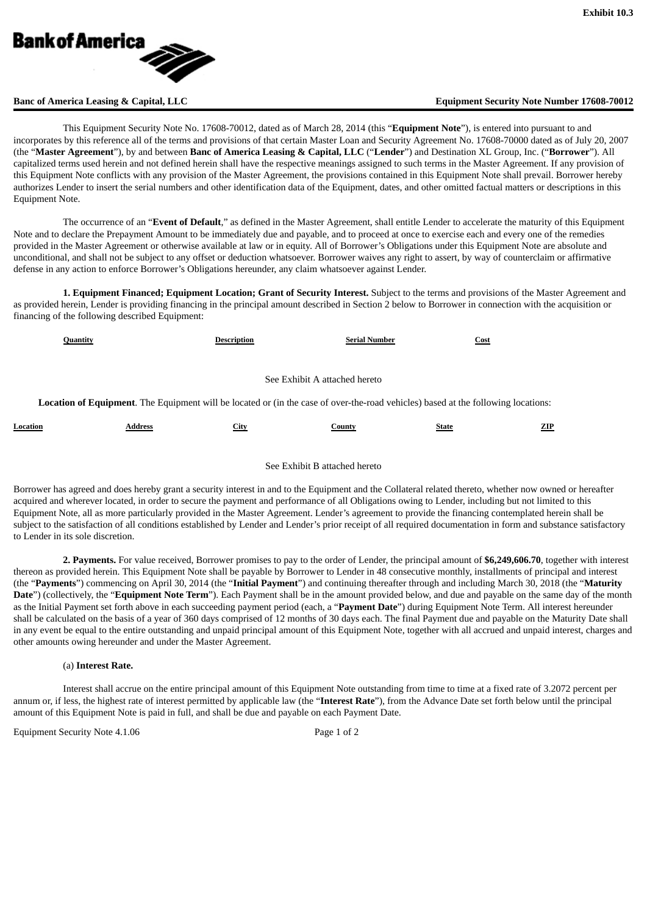**Exhibit 10.3**

**Bank of America**

**Banc of America Leasing & Capital, LLC** **Equipment Security Note Number 17608-70012**

This Equipment Security Note No. 17608-70012, dated as of March 28, 2014 (this "**Equipment Note**"), is entered into pursuant to and incorporates by this reference all of the terms and provisions of that certain Master Loan and Security Agreement No. 17608-70000 dated as of July 20, 2007 (the "**Master Agreement**"), by and between **Banc of America Leasing & Capital, LLC** ("**Lender**") and Destination XL Group, Inc. ("**Borrower**"). All capitalized terms used herein and not defined herein shall have the respective meanings assigned to such terms in the Master Agreement. If any provision of this Equipment Note conflicts with any provision of the Master Agreement, the provisions contained in this Equipment Note shall prevail. Borrower hereby authorizes Lender to insert the serial numbers and other identification data of the Equipment, dates, and other omitted factual matters or descriptions in this Equipment Note.

The occurrence of an "**Event of Default**," as defined in the Master Agreement, shall entitle Lender to accelerate the maturity of this Equipment Note and to declare the Prepayment Amount to be immediately due and payable, and to proceed at once to exercise each and every one of the remedies provided in the Master Agreement or otherwise available at law or in equity. All of Borrower's Obligations under this Equipment Note are absolute and unconditional, and shall not be subject to any offset or deduction whatsoever. Borrower waives any right to assert, by way of counterclaim or affirmative defense in any action to enforce Borrower's Obligations hereunder, any claim whatsoever against Lender.

**1. Equipment Financed; Equipment Location; Grant of Security Interest.** Subject to the terms and provisions of the Master Agreement and as provided herein, Lender is providing financing in the principal amount described in Section 2 below to Borrower in connection with the acquisition or financing of the following described Equipment:

| Quantity | Description | Serial Number | Cost |
|---|---|---|---|

See Exhibit A attached hereto

**Location of Equipment**. The Equipment will be located or (in the case of over-the-road vehicles) based at the following locations:

| Location | Address | City | County | State | ZIP |
|---|---|---|---|---|---|

See Exhibit B attached hereto

Borrower has agreed and does hereby grant a security interest in and to the Equipment and the Collateral related thereto, whether now owned or hereafter acquired and wherever located, in order to secure the payment and performance of all Obligations owing to Lender, including but not limited to this Equipment Note, all as more particularly provided in the Master Agreement. Lender's agreement to provide the financing contemplated herein shall be subject to the satisfaction of all conditions established by Lender and Lender's prior receipt of all required documentation in form and substance satisfactory to Lender in its sole discretion.

**2. Payments.** For value received, Borrower promises to pay to the order of Lender, the principal amount of **$6,249,606.70**, together with interest thereon as provided herein. This Equipment Note shall be payable by Borrower to Lender in 48 consecutive monthly, installments of principal and interest (the "**Payments**") commencing on April 30, 2014 (the "**Initial Payment**") and continuing thereafter through and including March 30, 2018 (the "**Maturity Date**") (collectively, the "**Equipment Note Term**"). Each Payment shall be in the amount provided below, and due and payable on the same day of the month as the Initial Payment set forth above in each succeeding payment period (each, a "**Payment Date**") during Equipment Note Term. All interest hereunder shall be calculated on the basis of a year of 360 days comprised of 12 months of 30 days each. The final Payment due and payable on the Maturity Date shall in any event be equal to the entire outstanding and unpaid principal amount of this Equipment Note, together with all accrued and unpaid interest, charges and other amounts owing hereunder and under the Master Agreement.

(a) **Interest Rate.**

Interest shall accrue on the entire principal amount of this Equipment Note outstanding from time to time at a fixed rate of 3.2072 percent per annum or, if less, the highest rate of interest permitted by applicable law (the "**Interest Rate**"), from the Advance Date set forth below until the principal amount of this Equipment Note is paid in full, and shall be due and payable on each Payment Date.

Equipment Security Note 4.1.06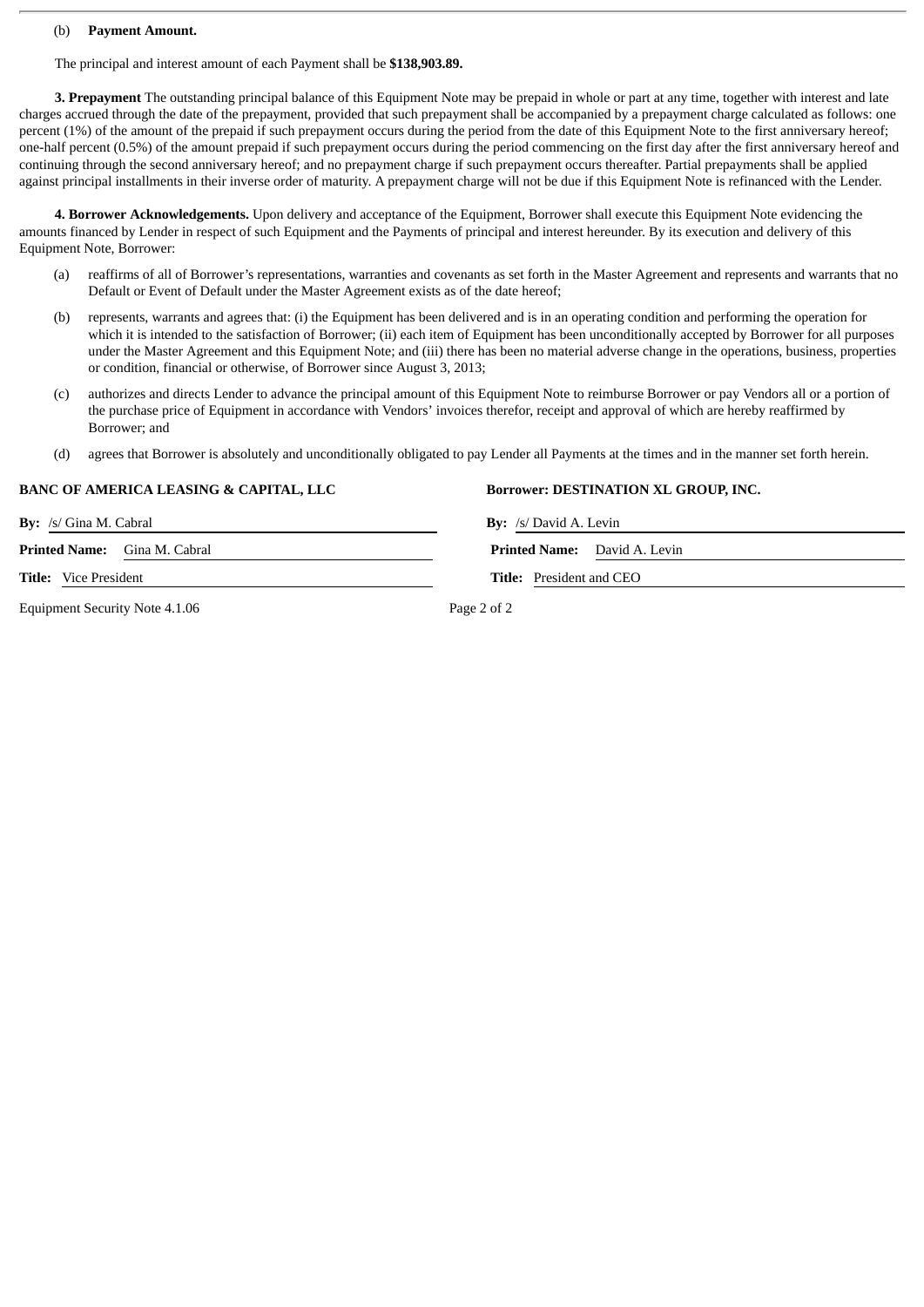(b) **Payment Amount.**

The principal and interest amount of each Payment shall be **$138,903.89.**

**3. Prepayment** The outstanding principal balance of this Equipment Note may be prepaid in whole or part at any time, together with interest and late charges accrued through the date of the prepayment, provided that such prepayment shall be accompanied by a prepayment charge calculated as follows: one percent (1%) of the amount of the prepaid if such prepayment occurs during the period from the date of this Equipment Note to the first anniversary hereof; one-half percent (0.5%) of the amount prepaid if such prepayment occurs during the period commencing on the first day after the first anniversary hereof and continuing through the second anniversary hereof; and no prepayment charge if such prepayment occurs thereafter. Partial prepayments shall be applied against principal installments in their inverse order of maturity. A prepayment charge will not be due if this Equipment Note is refinanced with the Lender.

**4. Borrower Acknowledgements.** Upon delivery and acceptance of the Equipment, Borrower shall execute this Equipment Note evidencing the amounts financed by Lender in respect of such Equipment and the Payments of principal and interest hereunder. By its execution and delivery of this Equipment Note, Borrower:

(a) reaffirms of all of Borrower's representations, warranties and covenants as set forth in the Master Agreement and represents and warrants that no Default or Event of Default under the Master Agreement exists as of the date hereof;

(b) represents, warrants and agrees that: (i) the Equipment has been delivered and is in an operating condition and performing the operation for which it is intended to the satisfaction of Borrower; (ii) each item of Equipment has been unconditionally accepted by Borrower for all purposes under the Master Agreement and this Equipment Note; and (iii) there has been no material adverse change in the operations, business, properties or condition, financial or otherwise, of Borrower since August 3, 2013;

(c) authorizes and directs Lender to advance the principal amount of this Equipment Note to reimburse Borrower or pay Vendors all or a portion of the purchase price of Equipment in accordance with Vendors' invoices therefor, receipt and approval of which are hereby reaffirmed by Borrower; and

(d) agrees that Borrower is absolutely and unconditionally obligated to pay Lender all Payments at the times and in the manner set forth herein.

| **BANC OF AMERICA LEASING & CAPITAL, LLC** | **Borrower: DESTINATION XL GROUP, INC.** |
|---|---|
| **By:** /s/ Gina M. Cabral | **By:** /s/ David A. Levin |
| **Printed Name:** Gina M. Cabral | **Printed Name:** David A. Levin |
| **Title:** Vice President | **Title:** President and CEO |

Equipment Security Note 4.1.06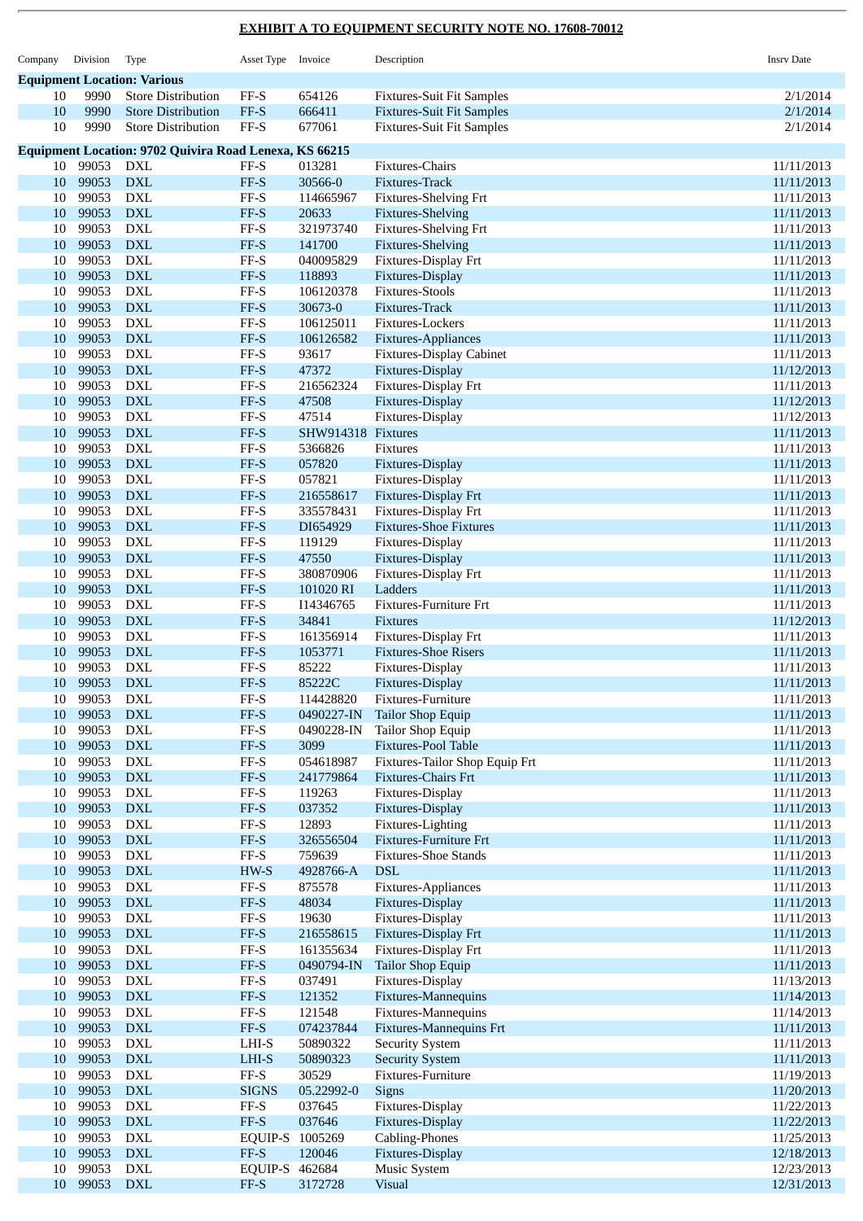**EXHIBIT A TO EQUIPMENT SECURITY NOTE NO. 17608-70012**

| Company | Division | Type | Asset Type | Invoice | Description | Insrv Date |
|---|---|---|---|---|---|---|
| **Equipment Location: Various** | | | | | | |
| 10 | 9990 | Store Distribution | FF-S | 654126 | Fixtures-Suit Fit Samples | 2/1/2014 |
| 10 | 9990 | Store Distribution | FF-S | 666411 | Fixtures-Suit Fit Samples | 2/1/2014 |
| 10 | 9990 | Store Distribution | FF-S | 677061 | Fixtures-Suit Fit Samples | 2/1/2014 |
| **Equipment Location: 9702 Quivira Road Lenexa, KS 66215** | | | | | | |
| 10 | 99053 | DXL | FF-S | 013281 | Fixtures-Chairs | 11/11/2013 |
| 10 | 99053 | DXL | FF-S | 30566-0 | Fixtures-Track | 11/11/2013 |
| 10 | 99053 | DXL | FF-S | 114665967 | Fixtures-Shelving Frt | 11/11/2013 |
| 10 | 99053 | DXL | FF-S | 20633 | Fixtures-Shelving | 11/11/2013 |
| 10 | 99053 | DXL | FF-S | 321973740 | Fixtures-Shelving Frt | 11/11/2013 |
| 10 | 99053 | DXL | FF-S | 141700 | Fixtures-Shelving | 11/11/2013 |
| 10 | 99053 | DXL | FF-S | 040095829 | Fixtures-Display Frt | 11/11/2013 |
| 10 | 99053 | DXL | FF-S | 118893 | Fixtures-Display | 11/11/2013 |
| 10 | 99053 | DXL | FF-S | 106120378 | Fixtures-Stools | 11/11/2013 |
| 10 | 99053 | DXL | FF-S | 30673-0 | Fixtures-Track | 11/11/2013 |
| 10 | 99053 | DXL | FF-S | 106125011 | Fixtures-Lockers | 11/11/2013 |
| 10 | 99053 | DXL | FF-S | 106126582 | Fixtures-Appliances | 11/11/2013 |
| 10 | 99053 | DXL | FF-S | 93617 | Fixtures-Display Cabinet | 11/11/2013 |
| 10 | 99053 | DXL | FF-S | 47372 | Fixtures-Display | 11/12/2013 |
| 10 | 99053 | DXL | FF-S | 216562324 | Fixtures-Display Frt | 11/11/2013 |
| 10 | 99053 | DXL | FF-S | 47508 | Fixtures-Display | 11/12/2013 |
| 10 | 99053 | DXL | FF-S | 47514 | Fixtures-Display | 11/12/2013 |
| 10 | 99053 | DXL | FF-S | SHW914318 | Fixtures | 11/11/2013 |
| 10 | 99053 | DXL | FF-S | 5366826 | Fixtures | 11/11/2013 |
| 10 | 99053 | DXL | FF-S | 057820 | Fixtures-Display | 11/11/2013 |
| 10 | 99053 | DXL | FF-S | 057821 | Fixtures-Display | 11/11/2013 |
| 10 | 99053 | DXL | FF-S | 216558617 | Fixtures-Display Frt | 11/11/2013 |
| 10 | 99053 | DXL | FF-S | 335578431 | Fixtures-Display Frt | 11/11/2013 |
| 10 | 99053 | DXL | FF-S | DI654929 | Fixtures-Shoe Fixtures | 11/11/2013 |
| 10 | 99053 | DXL | FF-S | 119129 | Fixtures-Display | 11/11/2013 |
| 10 | 99053 | DXL | FF-S | 47550 | Fixtures-Display | 11/11/2013 |
| 10 | 99053 | DXL | FF-S | 380870906 | Fixtures-Display Frt | 11/11/2013 |
| 10 | 99053 | DXL | FF-S | 101020 RI | Ladders | 11/11/2013 |
| 10 | 99053 | DXL | FF-S | I14346765 | Fixtures-Furniture Frt | 11/11/2013 |
| 10 | 99053 | DXL | FF-S | 34841 | Fixtures | 11/12/2013 |
| 10 | 99053 | DXL | FF-S | 161356914 | Fixtures-Display Frt | 11/11/2013 |
| 10 | 99053 | DXL | FF-S | 1053771 | Fixtures-Shoe Risers | 11/11/2013 |
| 10 | 99053 | DXL | FF-S | 85222 | Fixtures-Display | 11/11/2013 |
| 10 | 99053 | DXL | FF-S | 85222C | Fixtures-Display | 11/11/2013 |
| 10 | 99053 | DXL | FF-S | 114428820 | Fixtures-Furniture | 11/11/2013 |
| 10 | 99053 | DXL | FF-S | 0490227-IN | Tailor Shop Equip | 11/11/2013 |
| 10 | 99053 | DXL | FF-S | 0490228-IN | Tailor Shop Equip | 11/11/2013 |
| 10 | 99053 | DXL | FF-S | 3099 | Fixtures-Pool Table | 11/11/2013 |
| 10 | 99053 | DXL | FF-S | 054618987 | Fixtures-Tailor Shop Equip Frt | 11/11/2013 |
| 10 | 99053 | DXL | FF-S | 241779864 | Fixtures-Chairs Frt | 11/11/2013 |
| 10 | 99053 | DXL | FF-S | 119263 | Fixtures-Display | 11/11/2013 |
| 10 | 99053 | DXL | FF-S | 037352 | Fixtures-Display | 11/11/2013 |
| 10 | 99053 | DXL | FF-S | 12893 | Fixtures-Lighting | 11/11/2013 |
| 10 | 99053 | DXL | FF-S | 326556504 | Fixtures-Furniture Frt | 11/11/2013 |
| 10 | 99053 | DXL | FF-S | 759639 | Fixtures-Shoe Stands | 11/11/2013 |
| 10 | 99053 | DXL | HW-S | 4928766-A | DSL | 11/11/2013 |
| 10 | 99053 | DXL | FF-S | 875578 | Fixtures-Appliances | 11/11/2013 |
| 10 | 99053 | DXL | FF-S | 48034 | Fixtures-Display | 11/11/2013 |
| 10 | 99053 | DXL | FF-S | 19630 | Fixtures-Display | 11/11/2013 |
| 10 | 99053 | DXL | FF-S | 216558615 | Fixtures-Display Frt | 11/11/2013 |
| 10 | 99053 | DXL | FF-S | 161355634 | Fixtures-Display Frt | 11/11/2013 |
| 10 | 99053 | DXL | FF-S | 0490794-IN | Tailor Shop Equip | 11/11/2013 |
| 10 | 99053 | DXL | FF-S | 037491 | Fixtures-Display | 11/13/2013 |
| 10 | 99053 | DXL | FF-S | 121352 | Fixtures-Mannequins | 11/14/2013 |
| 10 | 99053 | DXL | FF-S | 121548 | Fixtures-Mannequins | 11/14/2013 |
| 10 | 99053 | DXL | FF-S | 074237844 | Fixtures-Mannequins Frt | 11/11/2013 |
| 10 | 99053 | DXL | LHI-S | 50890322 | Security System | 11/11/2013 |
| 10 | 99053 | DXL | LHI-S | 50890323 | Security System | 11/11/2013 |
| 10 | 99053 | DXL | FF-S | 30529 | Fixtures-Furniture | 11/19/2013 |
| 10 | 99053 | DXL | SIGNS | 05.22992-0 | Signs | 11/20/2013 |
| 10 | 99053 | DXL | FF-S | 037645 | Fixtures-Display | 11/22/2013 |
| 10 | 99053 | DXL | FF-S | 037646 | Fixtures-Display | 11/22/2013 |
| 10 | 99053 | DXL | EQUIP-S | 1005269 | Cabling-Phones | 11/25/2013 |
| 10 | 99053 | DXL | FF-S | 120046 | Fixtures-Display | 12/18/2013 |
| 10 | 99053 | DXL | EQUIP-S | 462684 | Music System | 12/23/2013 |
| 10 | 99053 | DXL | FF-S | 3172728 | Visual | 12/31/2013 |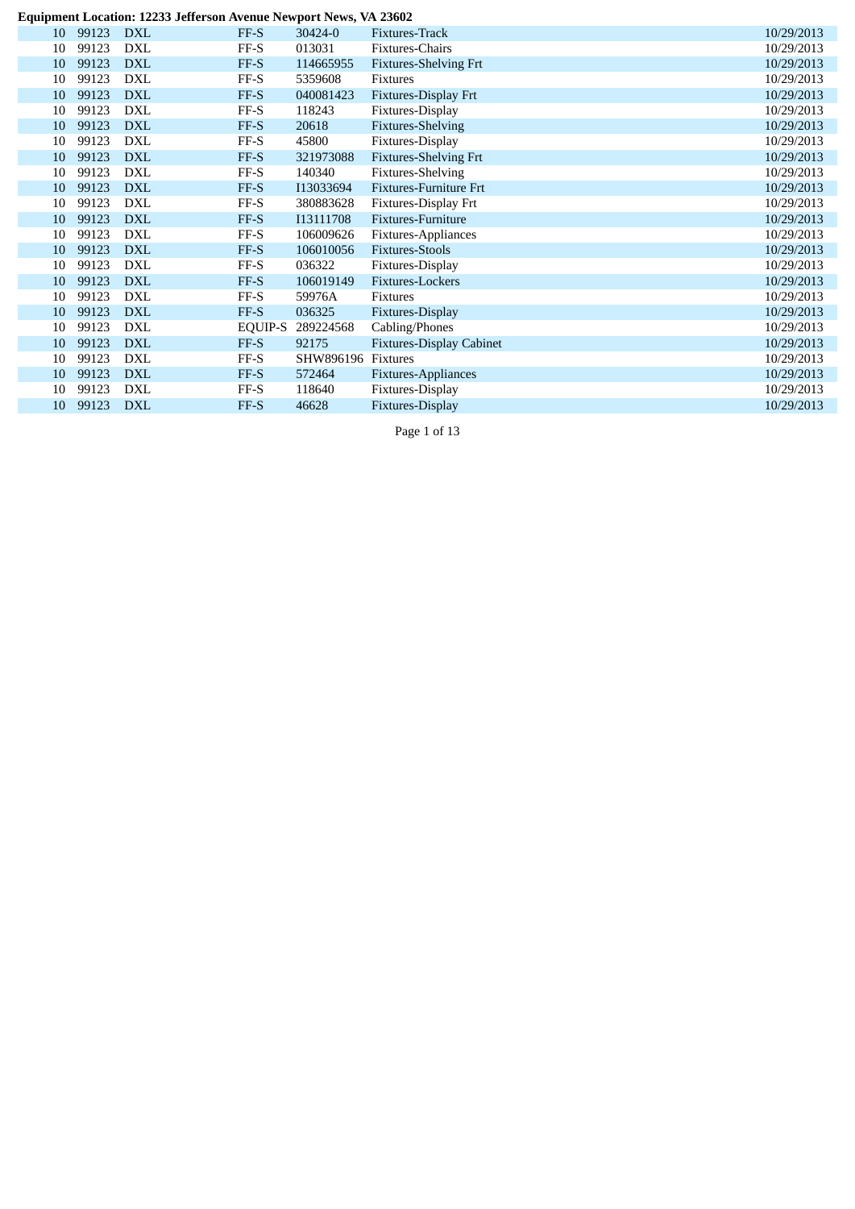**Equipment Location: 12233 Jefferson Avenue Newport News, VA 23602**

| | | | | | | |
|---|---|---|---|---|---|---|
| 10 | 99123 | DXL | FF-S | 30424-0 | Fixtures-Track | 10/29/2013 |
| 10 | 99123 | DXL | FF-S | 013031 | Fixtures-Chairs | 10/29/2013 |
| 10 | 99123 | DXL | FF-S | 114665955 | Fixtures-Shelving Frt | 10/29/2013 |
| 10 | 99123 | DXL | FF-S | 5359608 | Fixtures | 10/29/2013 |
| 10 | 99123 | DXL | FF-S | 040081423 | Fixtures-Display Frt | 10/29/2013 |
| 10 | 99123 | DXL | FF-S | 118243 | Fixtures-Display | 10/29/2013 |
| 10 | 99123 | DXL | FF-S | 20618 | Fixtures-Shelving | 10/29/2013 |
| 10 | 99123 | DXL | FF-S | 45800 | Fixtures-Display | 10/29/2013 |
| 10 | 99123 | DXL | FF-S | 321973088 | Fixtures-Shelving Frt | 10/29/2013 |
| 10 | 99123 | DXL | FF-S | 140340 | Fixtures-Shelving | 10/29/2013 |
| 10 | 99123 | DXL | FF-S | I13033694 | Fixtures-Furniture Frt | 10/29/2013 |
| 10 | 99123 | DXL | FF-S | 380883628 | Fixtures-Display Frt | 10/29/2013 |
| 10 | 99123 | DXL | FF-S | I13111708 | Fixtures-Furniture | 10/29/2013 |
| 10 | 99123 | DXL | FF-S | 106009626 | Fixtures-Appliances | 10/29/2013 |
| 10 | 99123 | DXL | FF-S | 106010056 | Fixtures-Stools | 10/29/2013 |
| 10 | 99123 | DXL | FF-S | 036322 | Fixtures-Display | 10/29/2013 |
| 10 | 99123 | DXL | FF-S | 106019149 | Fixtures-Lockers | 10/29/2013 |
| 10 | 99123 | DXL | FF-S | 59976A | Fixtures | 10/29/2013 |
| 10 | 99123 | DXL | FF-S | 036325 | Fixtures-Display | 10/29/2013 |
| 10 | 99123 | DXL | EQUIP-S | 289224568 | Cabling/Phones | 10/29/2013 |
| 10 | 99123 | DXL | FF-S | 92175 | Fixtures-Display Cabinet | 10/29/2013 |
| 10 | 99123 | DXL | FF-S | SHW896196 | Fixtures | 10/29/2013 |
| 10 | 99123 | DXL | FF-S | 572464 | Fixtures-Appliances | 10/29/2013 |
| 10 | 99123 | DXL | FF-S | 118640 | Fixtures-Display | 10/29/2013 |
| 10 | 99123 | DXL | FF-S | 46628 | Fixtures-Display | 10/29/2013 |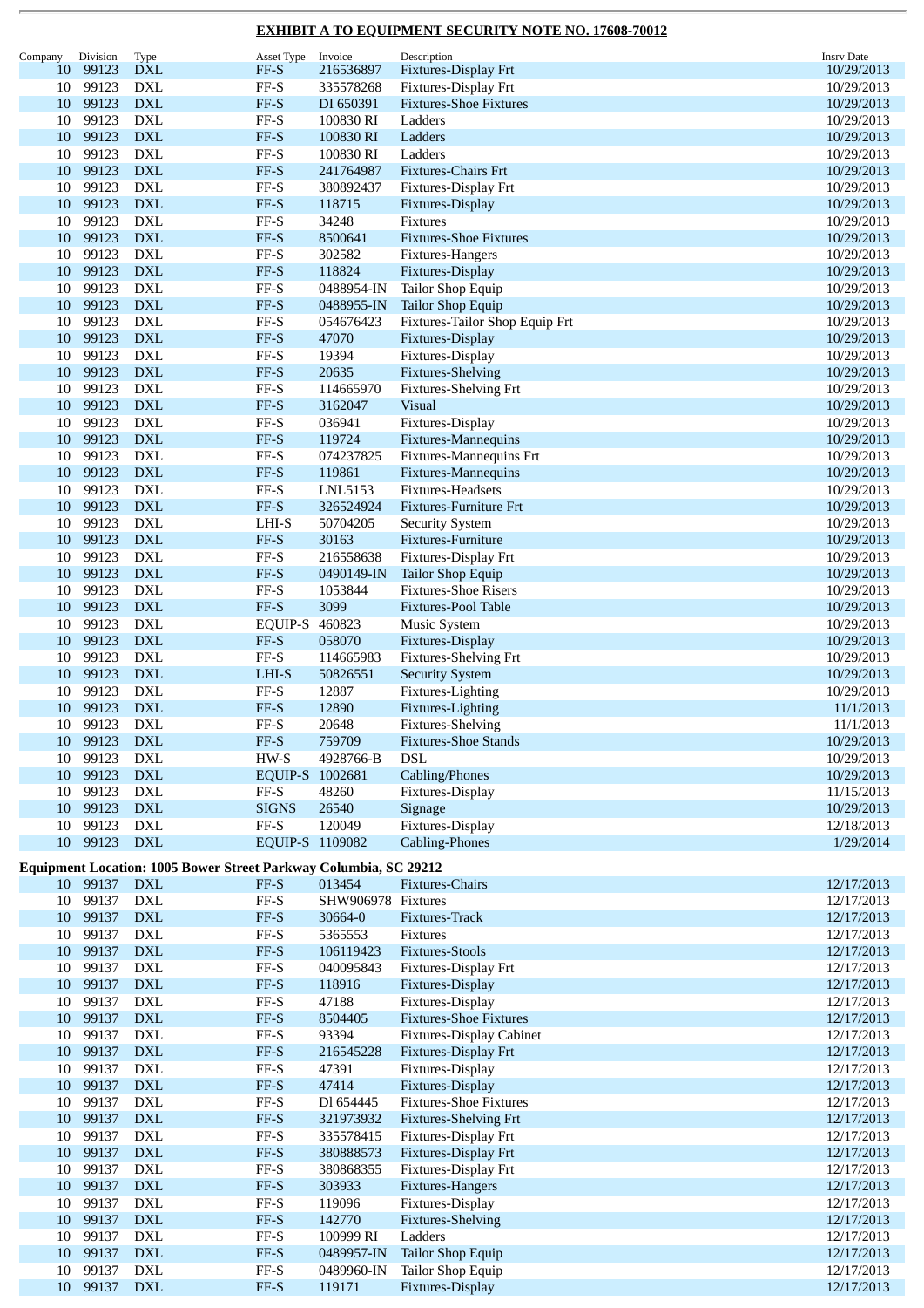## EXHIBIT A TO EQUIPMENT SECURITY NOTE NO. 17608-70012

| Company | Division | Type | Asset Type | Invoice | Description | Insrv Date |
|---|---|---|---|---|---|---|
| 10 | 99123 | DXL | FF-S | 216536897 | Fixtures-Display Frt | 10/29/2013 |
| 10 | 99123 | DXL | FF-S | 335578268 | Fixtures-Display Frt | 10/29/2013 |
| 10 | 99123 | DXL | FF-S | DI 650391 | Fixtures-Shoe Fixtures | 10/29/2013 |
| 10 | 99123 | DXL | FF-S | 100830 RI | Ladders | 10/29/2013 |
| 10 | 99123 | DXL | FF-S | 100830 RI | Ladders | 10/29/2013 |
| 10 | 99123 | DXL | FF-S | 100830 RI | Ladders | 10/29/2013 |
| 10 | 99123 | DXL | FF-S | 241764987 | Fixtures-Chairs Frt | 10/29/2013 |
| 10 | 99123 | DXL | FF-S | 380892437 | Fixtures-Display Frt | 10/29/2013 |
| 10 | 99123 | DXL | FF-S | 118715 | Fixtures-Display | 10/29/2013 |
| 10 | 99123 | DXL | FF-S | 34248 | Fixtures | 10/29/2013 |
| 10 | 99123 | DXL | FF-S | 8500641 | Fixtures-Shoe Fixtures | 10/29/2013 |
| 10 | 99123 | DXL | FF-S | 302582 | Fixtures-Hangers | 10/29/2013 |
| 10 | 99123 | DXL | FF-S | 118824 | Fixtures-Display | 10/29/2013 |
| 10 | 99123 | DXL | FF-S | 0488954-IN | Tailor Shop Equip | 10/29/2013 |
| 10 | 99123 | DXL | FF-S | 0488955-IN | Tailor Shop Equip | 10/29/2013 |
| 10 | 99123 | DXL | FF-S | 054676423 | Fixtures-Tailor Shop Equip Frt | 10/29/2013 |
| 10 | 99123 | DXL | FF-S | 47070 | Fixtures-Display | 10/29/2013 |
| 10 | 99123 | DXL | FF-S | 19394 | Fixtures-Display | 10/29/2013 |
| 10 | 99123 | DXL | FF-S | 20635 | Fixtures-Shelving | 10/29/2013 |
| 10 | 99123 | DXL | FF-S | 114665970 | Fixtures-Shelving Frt | 10/29/2013 |
| 10 | 99123 | DXL | FF-S | 3162047 | Visual | 10/29/2013 |
| 10 | 99123 | DXL | FF-S | 036941 | Fixtures-Display | 10/29/2013 |
| 10 | 99123 | DXL | FF-S | 119724 | Fixtures-Mannequins | 10/29/2013 |
| 10 | 99123 | DXL | FF-S | 074237825 | Fixtures-Mannequins Frt | 10/29/2013 |
| 10 | 99123 | DXL | FF-S | 119861 | Fixtures-Mannequins | 10/29/2013 |
| 10 | 99123 | DXL | FF-S | LNL5153 | Fixtures-Headsets | 10/29/2013 |
| 10 | 99123 | DXL | FF-S | 326524924 | Fixtures-Furniture Frt | 10/29/2013 |
| 10 | 99123 | DXL | LHI-S | 50704205 | Security System | 10/29/2013 |
| 10 | 99123 | DXL | FF-S | 30163 | Fixtures-Furniture | 10/29/2013 |
| 10 | 99123 | DXL | FF-S | 216558638 | Fixtures-Display Frt | 10/29/2013 |
| 10 | 99123 | DXL | FF-S | 0490149-IN | Tailor Shop Equip | 10/29/2013 |
| 10 | 99123 | DXL | FF-S | 1053844 | Fixtures-Shoe Risers | 10/29/2013 |
| 10 | 99123 | DXL | FF-S | 3099 | Fixtures-Pool Table | 10/29/2013 |
| 10 | 99123 | DXL | EQUIP-S | 460823 | Music System | 10/29/2013 |
| 10 | 99123 | DXL | FF-S | 058070 | Fixtures-Display | 10/29/2013 |
| 10 | 99123 | DXL | FF-S | 114665983 | Fixtures-Shelving Frt | 10/29/2013 |
| 10 | 99123 | DXL | LHI-S | 50826551 | Security System | 10/29/2013 |
| 10 | 99123 | DXL | FF-S | 12887 | Fixtures-Lighting | 10/29/2013 |
| 10 | 99123 | DXL | FF-S | 12890 | Fixtures-Lighting | 11/1/2013 |
| 10 | 99123 | DXL | FF-S | 20648 | Fixtures-Shelving | 11/1/2013 |
| 10 | 99123 | DXL | FF-S | 759709 | Fixtures-Shoe Stands | 10/29/2013 |
| 10 | 99123 | DXL | HW-S | 4928766-B | DSL | 10/29/2013 |
| 10 | 99123 | DXL | EQUIP-S | 1002681 | Cabling/Phones | 10/29/2013 |
| 10 | 99123 | DXL | FF-S | 48260 | Fixtures-Display | 11/15/2013 |
| 10 | 99123 | DXL | SIGNS | 26540 | Signage | 10/29/2013 |
| 10 | 99123 | DXL | FF-S | 120049 | Fixtures-Display | 12/18/2013 |
| 10 | 99123 | DXL | EQUIP-S | 1109082 | Cabling-Phones | 1/29/2014 |

**Equipment Location: 1005 Bower Street Parkway Columbia, SC 29212**

| Company | Division | Type | Asset Type | Invoice | Description | Insrv Date |
|---|---|---|---|---|---|---|
| 10 | 99137 | DXL | FF-S | 013454 | Fixtures-Chairs | 12/17/2013 |
| 10 | 99137 | DXL | FF-S | SHW906978 | Fixtures | 12/17/2013 |
| 10 | 99137 | DXL | FF-S | 30664-0 | Fixtures-Track | 12/17/2013 |
| 10 | 99137 | DXL | FF-S | 5365553 | Fixtures | 12/17/2013 |
| 10 | 99137 | DXL | FF-S | 106119423 | Fixtures-Stools | 12/17/2013 |
| 10 | 99137 | DXL | FF-S | 040095843 | Fixtures-Display Frt | 12/17/2013 |
| 10 | 99137 | DXL | FF-S | 118916 | Fixtures-Display | 12/17/2013 |
| 10 | 99137 | DXL | FF-S | 47188 | Fixtures-Display | 12/17/2013 |
| 10 | 99137 | DXL | FF-S | 8504405 | Fixtures-Shoe Fixtures | 12/17/2013 |
| 10 | 99137 | DXL | FF-S | 93394 | Fixtures-Display Cabinet | 12/17/2013 |
| 10 | 99137 | DXL | FF-S | 216545228 | Fixtures-Display Frt | 12/17/2013 |
| 10 | 99137 | DXL | FF-S | 47391 | Fixtures-Display | 12/17/2013 |
| 10 | 99137 | DXL | FF-S | 47414 | Fixtures-Display | 12/17/2013 |
| 10 | 99137 | DXL | FF-S | DI 654445 | Fixtures-Shoe Fixtures | 12/17/2013 |
| 10 | 99137 | DXL | FF-S | 321973932 | Fixtures-Shelving Frt | 12/17/2013 |
| 10 | 99137 | DXL | FF-S | 335578415 | Fixtures-Display Frt | 12/17/2013 |
| 10 | 99137 | DXL | FF-S | 380888573 | Fixtures-Display Frt | 12/17/2013 |
| 10 | 99137 | DXL | FF-S | 380868355 | Fixtures-Display Frt | 12/17/2013 |
| 10 | 99137 | DXL | FF-S | 303933 | Fixtures-Hangers | 12/17/2013 |
| 10 | 99137 | DXL | FF-S | 119096 | Fixtures-Display | 12/17/2013 |
| 10 | 99137 | DXL | FF-S | 142770 | Fixtures-Shelving | 12/17/2013 |
| 10 | 99137 | DXL | FF-S | 100999 RI | Ladders | 12/17/2013 |
| 10 | 99137 | DXL | FF-S | 0489957-IN | Tailor Shop Equip | 12/17/2013 |
| 10 | 99137 | DXL | FF-S | 0489960-IN | Tailor Shop Equip | 12/17/2013 |
| 10 | 99137 | DXL | FF-S | 119171 | Fixtures-Display | 12/17/2013 |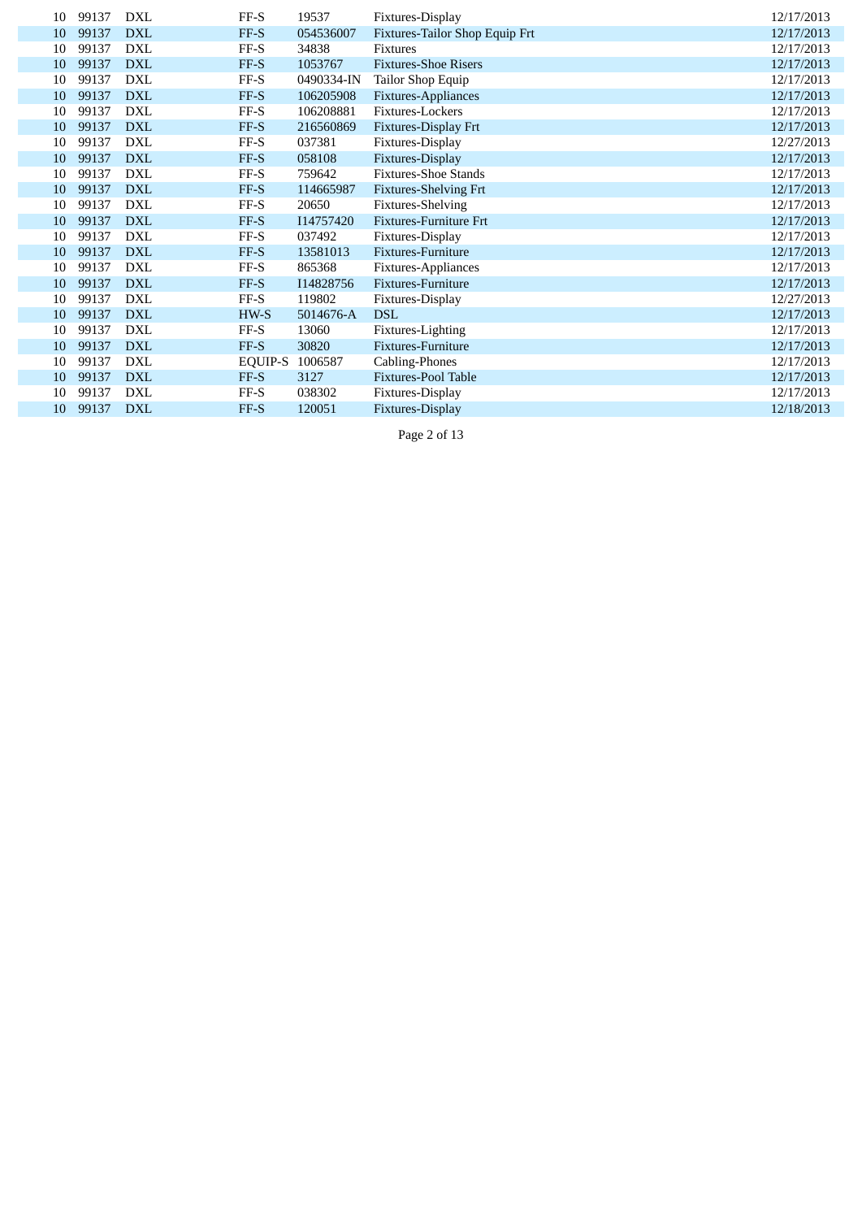| | | | | | | |
|---|---|---|---|---|---|---|
| 10 | 99137 | DXL | FF-S | 19537 | Fixtures-Display | 12/17/2013 |
| 10 | 99137 | DXL | FF-S | 054536007 | Fixtures-Tailor Shop Equip Frt | 12/17/2013 |
| 10 | 99137 | DXL | FF-S | 34838 | Fixtures | 12/17/2013 |
| 10 | 99137 | DXL | FF-S | 1053767 | Fixtures-Shoe Risers | 12/17/2013 |
| 10 | 99137 | DXL | FF-S | 0490334-IN | Tailor Shop Equip | 12/17/2013 |
| 10 | 99137 | DXL | FF-S | 106205908 | Fixtures-Appliances | 12/17/2013 |
| 10 | 99137 | DXL | FF-S | 106208881 | Fixtures-Lockers | 12/17/2013 |
| 10 | 99137 | DXL | FF-S | 216560869 | Fixtures-Display Frt | 12/17/2013 |
| 10 | 99137 | DXL | FF-S | 037381 | Fixtures-Display | 12/27/2013 |
| 10 | 99137 | DXL | FF-S | 058108 | Fixtures-Display | 12/17/2013 |
| 10 | 99137 | DXL | FF-S | 759642 | Fixtures-Shoe Stands | 12/17/2013 |
| 10 | 99137 | DXL | FF-S | 114665987 | Fixtures-Shelving Frt | 12/17/2013 |
| 10 | 99137 | DXL | FF-S | 20650 | Fixtures-Shelving | 12/17/2013 |
| 10 | 99137 | DXL | FF-S | I14757420 | Fixtures-Furniture Frt | 12/17/2013 |
| 10 | 99137 | DXL | FF-S | 037492 | Fixtures-Display | 12/17/2013 |
| 10 | 99137 | DXL | FF-S | 13581013 | Fixtures-Furniture | 12/17/2013 |
| 10 | 99137 | DXL | FF-S | 865368 | Fixtures-Appliances | 12/17/2013 |
| 10 | 99137 | DXL | FF-S | I14828756 | Fixtures-Furniture | 12/17/2013 |
| 10 | 99137 | DXL | FF-S | 119802 | Fixtures-Display | 12/27/2013 |
| 10 | 99137 | DXL | HW-S | 5014676-A | DSL | 12/17/2013 |
| 10 | 99137 | DXL | FF-S | 13060 | Fixtures-Lighting | 12/17/2013 |
| 10 | 99137 | DXL | FF-S | 30820 | Fixtures-Furniture | 12/17/2013 |
| 10 | 99137 | DXL | EQUIP-S | 1006587 | Cabling-Phones | 12/17/2013 |
| 10 | 99137 | DXL | FF-S | 3127 | Fixtures-Pool Table | 12/17/2013 |
| 10 | 99137 | DXL | FF-S | 038302 | Fixtures-Display | 12/17/2013 |
| 10 | 99137 | DXL | FF-S | 120051 | Fixtures-Display | 12/18/2013 |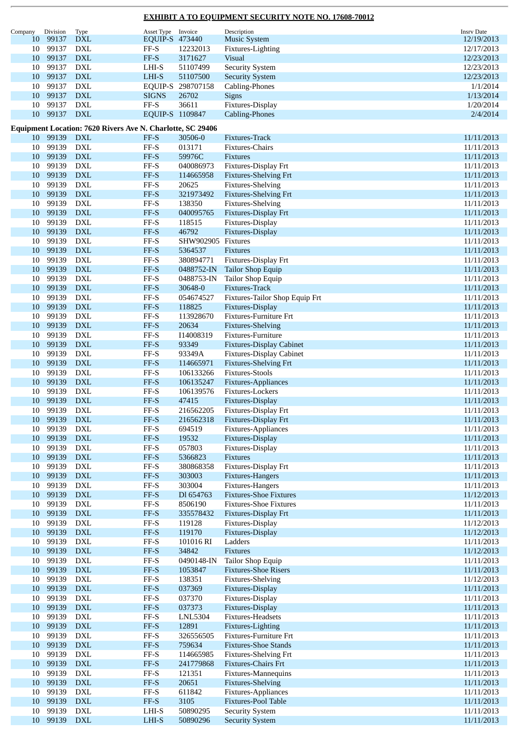## EXHIBIT A TO EQUIPMENT SECURITY NOTE NO. 17608-70012

| Company | Division | Type | Asset Type | Invoice | Description | Insrv Date |
|---|---|---|---|---|---|---|
| 10 | 99137 | DXL | EQUIP-S | 473440 | Music System | 12/19/2013 |
| 10 | 99137 | DXL | FF-S | 12232013 | Fixtures-Lighting | 12/17/2013 |
| 10 | 99137 | DXL | FF-S | 3171627 | Visual | 12/23/2013 |
| 10 | 99137 | DXL | LHI-S | 51107499 | Security System | 12/23/2013 |
| 10 | 99137 | DXL | LHI-S | 51107500 | Security System | 12/23/2013 |
| 10 | 99137 | DXL | EQUIP-S | 298707158 | Cabling-Phones | 1/1/2014 |
| 10 | 99137 | DXL | SIGNS | 26702 | Signs | 1/13/2014 |
| 10 | 99137 | DXL | FF-S | 36611 | Fixtures-Display | 1/20/2014 |
| 10 | 99137 | DXL | EQUIP-S | 1109847 | Cabling-Phones | 2/4/2014 |

**Equipment Location: 7620 Rivers Ave N. Charlotte, SC 29406**

| Company | Division | Type | Asset Type | Invoice | Description | Insrv Date |
|---|---|---|---|---|---|---|
| 10 | 99139 | DXL | FF-S | 30506-0 | Fixtures-Track | 11/11/2013 |
| 10 | 99139 | DXL | FF-S | 013171 | Fixtures-Chairs | 11/11/2013 |
| 10 | 99139 | DXL | FF-S | 59976C | Fixtures | 11/11/2013 |
| 10 | 99139 | DXL | FF-S | 040086973 | Fixtures-Display Frt | 11/11/2013 |
| 10 | 99139 | DXL | FF-S | 114665958 | Fixtures-Shelving Frt | 11/11/2013 |
| 10 | 99139 | DXL | FF-S | 20625 | Fixtures-Shelving | 11/11/2013 |
| 10 | 99139 | DXL | FF-S | 321973492 | Fixtures-Shelving Frt | 11/11/2013 |
| 10 | 99139 | DXL | FF-S | 138350 | Fixtures-Shelving | 11/11/2013 |
| 10 | 99139 | DXL | FF-S | 040095765 | Fixtures-Display Frt | 11/11/2013 |
| 10 | 99139 | DXL | FF-S | 118515 | Fixtures-Display | 11/11/2013 |
| 10 | 99139 | DXL | FF-S | 46792 | Fixtures-Display | 11/11/2013 |
| 10 | 99139 | DXL | FF-S | SHW902905 | Fixtures | 11/11/2013 |
| 10 | 99139 | DXL | FF-S | 5364537 | Fixtures | 11/11/2013 |
| 10 | 99139 | DXL | FF-S | 380894771 | Fixtures-Display Frt | 11/11/2013 |
| 10 | 99139 | DXL | FF-S | 0488752-IN | Tailor Shop Equip | 11/11/2013 |
| 10 | 99139 | DXL | FF-S | 0488753-IN | Tailor Shop Equip | 11/11/2013 |
| 10 | 99139 | DXL | FF-S | 30648-0 | Fixtures-Track | 11/11/2013 |
| 10 | 99139 | DXL | FF-S | 054674527 | Fixtures-Tailor Shop Equip Frt | 11/11/2013 |
| 10 | 99139 | DXL | FF-S | 118825 | Fixtures-Display | 11/11/2013 |
| 10 | 99139 | DXL | FF-S | 113928670 | Fixtures-Furniture Frt | 11/11/2013 |
| 10 | 99139 | DXL | FF-S | 20634 | Fixtures-Shelving | 11/11/2013 |
| 10 | 99139 | DXL | FF-S | I14008319 | Fixtures-Furniture | 11/11/2013 |
| 10 | 99139 | DXL | FF-S | 93349 | Fixtures-Display Cabinet | 11/11/2013 |
| 10 | 99139 | DXL | FF-S | 93349A | Fixtures-Display Cabinet | 11/11/2013 |
| 10 | 99139 | DXL | FF-S | 114665971 | Fixtures-Shelving Frt | 11/11/2013 |
| 10 | 99139 | DXL | FF-S | 106133266 | Fixtures-Stools | 11/11/2013 |
| 10 | 99139 | DXL | FF-S | 106135247 | Fixtures-Appliances | 11/11/2013 |
| 10 | 99139 | DXL | FF-S | 106139576 | Fixtures-Lockers | 11/11/2013 |
| 10 | 99139 | DXL | FF-S | 47415 | Fixtures-Display | 11/11/2013 |
| 10 | 99139 | DXL | FF-S | 216562205 | Fixtures-Display Frt | 11/11/2013 |
| 10 | 99139 | DXL | FF-S | 216562318 | Fixtures-Display Frt | 11/11/2013 |
| 10 | 99139 | DXL | FF-S | 694519 | Fixtures-Appliances | 11/11/2013 |
| 10 | 99139 | DXL | FF-S | 19532 | Fixtures-Display | 11/11/2013 |
| 10 | 99139 | DXL | FF-S | 057803 | Fixtures-Display | 11/11/2013 |
| 10 | 99139 | DXL | FF-S | 5366823 | Fixtures | 11/11/2013 |
| 10 | 99139 | DXL | FF-S | 380868358 | Fixtures-Display Frt | 11/11/2013 |
| 10 | 99139 | DXL | FF-S | 303003 | Fixtures-Hangers | 11/11/2013 |
| 10 | 99139 | DXL | FF-S | 303004 | Fixtures-Hangers | 11/11/2013 |
| 10 | 99139 | DXL | FF-S | Dl 654763 | Fixtures-Shoe Fixtures | 11/12/2013 |
| 10 | 99139 | DXL | FF-S | 8506190 | Fixtures-Shoe Fixtures | 11/11/2013 |
| 10 | 99139 | DXL | FF-S | 335578432 | Fixtures-Display Frt | 11/11/2013 |
| 10 | 99139 | DXL | FF-S | 119128 | Fixtures-Display | 11/12/2013 |
| 10 | 99139 | DXL | FF-S | 119170 | Fixtures-Display | 11/12/2013 |
| 10 | 99139 | DXL | FF-S | 101016 RI | Ladders | 11/11/2013 |
| 10 | 99139 | DXL | FF-S | 34842 | Fixtures | 11/12/2013 |
| 10 | 99139 | DXL | FF-S | 0490148-IN | Tailor Shop Equip | 11/11/2013 |
| 10 | 99139 | DXL | FF-S | 1053847 | Fixtures-Shoe Risers | 11/11/2013 |
| 10 | 99139 | DXL | FF-S | 138351 | Fixtures-Shelving | 11/12/2013 |
| 10 | 99139 | DXL | FF-S | 037369 | Fixtures-Display | 11/11/2013 |
| 10 | 99139 | DXL | FF-S | 037370 | Fixtures-Display | 11/11/2013 |
| 10 | 99139 | DXL | FF-S | 037373 | Fixtures-Display | 11/11/2013 |
| 10 | 99139 | DXL | FF-S | LNL5304 | Fixtures-Headsets | 11/11/2013 |
| 10 | 99139 | DXL | FF-S | 12891 | Fixtures-Lighting | 11/11/2013 |
| 10 | 99139 | DXL | FF-S | 326556505 | Fixtures-Furniture Frt | 11/11/2013 |
| 10 | 99139 | DXL | FF-S | 759634 | Fixtures-Shoe Stands | 11/11/2013 |
| 10 | 99139 | DXL | FF-S | 114665985 | Fixtures-Shelving Frt | 11/11/2013 |
| 10 | 99139 | DXL | FF-S | 241779868 | Fixtures-Chairs Frt | 11/11/2013 |
| 10 | 99139 | DXL | FF-S | 121351 | Fixtures-Mannequins | 11/11/2013 |
| 10 | 99139 | DXL | FF-S | 20651 | Fixtures-Shelving | 11/11/2013 |
| 10 | 99139 | DXL | FF-S | 611842 | Fixtures-Appliances | 11/11/2013 |
| 10 | 99139 | DXL | FF-S | 3105 | Fixtures-Pool Table | 11/11/2013 |
| 10 | 99139 | DXL | LHI-S | 50890295 | Security System | 11/11/2013 |
| 10 | 99139 | DXL | LHI-S | 50890296 | Security System | 11/11/2013 |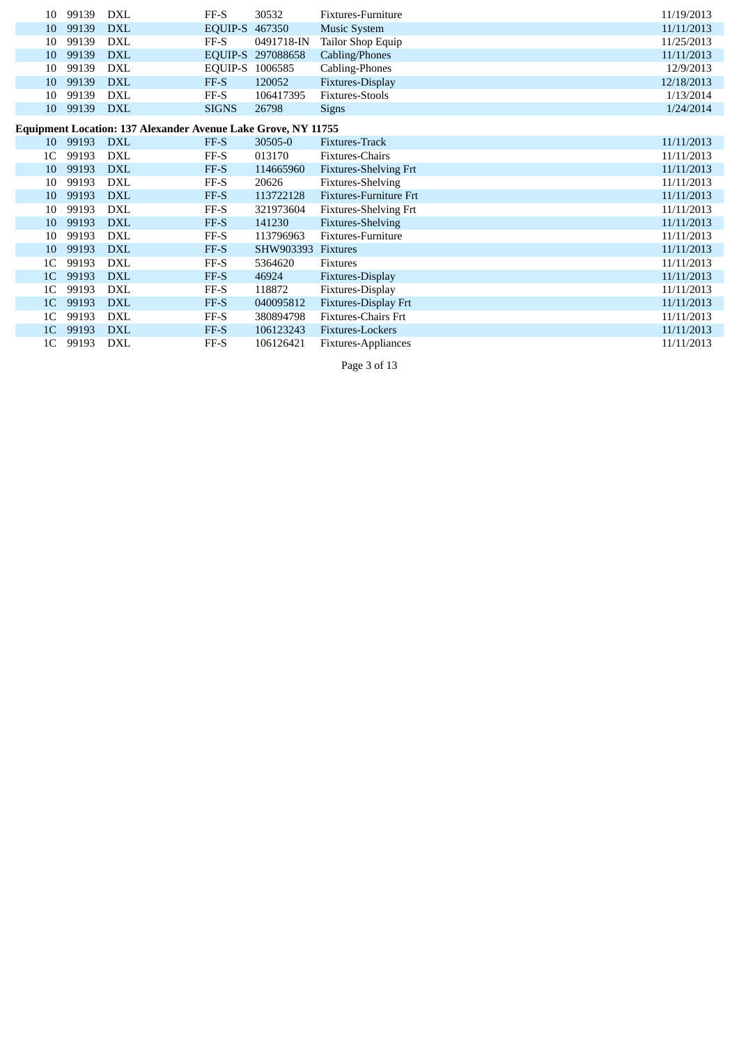| | | | | | | |
|---|---|---|---|---|---|---|
| 10 | 99139 | DXL | FF-S | 30532 | Fixtures-Furniture | 11/19/2013 |
| 10 | 99139 | DXL | EQUIP-S | 467350 | Music System | 11/11/2013 |
| 10 | 99139 | DXL | FF-S | 0491718-IN | Tailor Shop Equip | 11/25/2013 |
| 10 | 99139 | DXL | EQUIP-S | 297088658 | Cabling/Phones | 11/11/2013 |
| 10 | 99139 | DXL | EQUIP-S | 1006585 | Cabling-Phones | 12/9/2013 |
| 10 | 99139 | DXL | FF-S | 120052 | Fixtures-Display | 12/18/2013 |
| 10 | 99139 | DXL | FF-S | 106417395 | Fixtures-Stools | 1/13/2014 |
| 10 | 99139 | DXL | SIGNS | 26798 | Signs | 1/24/2014 |

**Equipment Location: 137 Alexander Avenue Lake Grove, NY 11755**

| | | | | | | |
|---|---|---|---|---|---|---|
| 10 | 99193 | DXL | FF-S | 30505-0 | Fixtures-Track | 11/11/2013 |
| 1C | 99193 | DXL | FF-S | 013170 | Fixtures-Chairs | 11/11/2013 |
| 10 | 99193 | DXL | FF-S | 114665960 | Fixtures-Shelving Frt | 11/11/2013 |
| 10 | 99193 | DXL | FF-S | 20626 | Fixtures-Shelving | 11/11/2013 |
| 10 | 99193 | DXL | FF-S | 113722128 | Fixtures-Furniture Frt | 11/11/2013 |
| 10 | 99193 | DXL | FF-S | 321973604 | Fixtures-Shelving Frt | 11/11/2013 |
| 10 | 99193 | DXL | FF-S | 141230 | Fixtures-Shelving | 11/11/2013 |
| 10 | 99193 | DXL | FF-S | 113796963 | Fixtures-Furniture | 11/11/2013 |
| 10 | 99193 | DXL | FF-S | SHW903393 | Fixtures | 11/11/2013 |
| 1C | 99193 | DXL | FF-S | 5364620 | Fixtures | 11/11/2013 |
| 1C | 99193 | DXL | FF-S | 46924 | Fixtures-Display | 11/11/2013 |
| 1C | 99193 | DXL | FF-S | 118872 | Fixtures-Display | 11/11/2013 |
| 1C | 99193 | DXL | FF-S | 040095812 | Fixtures-Display Frt | 11/11/2013 |
| 1C | 99193 | DXL | FF-S | 380894798 | Fixtures-Chairs Frt | 11/11/2013 |
| 1C | 99193 | DXL | FF-S | 106123243 | Fixtures-Lockers | 11/11/2013 |
| 1C | 99193 | DXL | FF-S | 106126421 | Fixtures-Appliances | 11/11/2013 |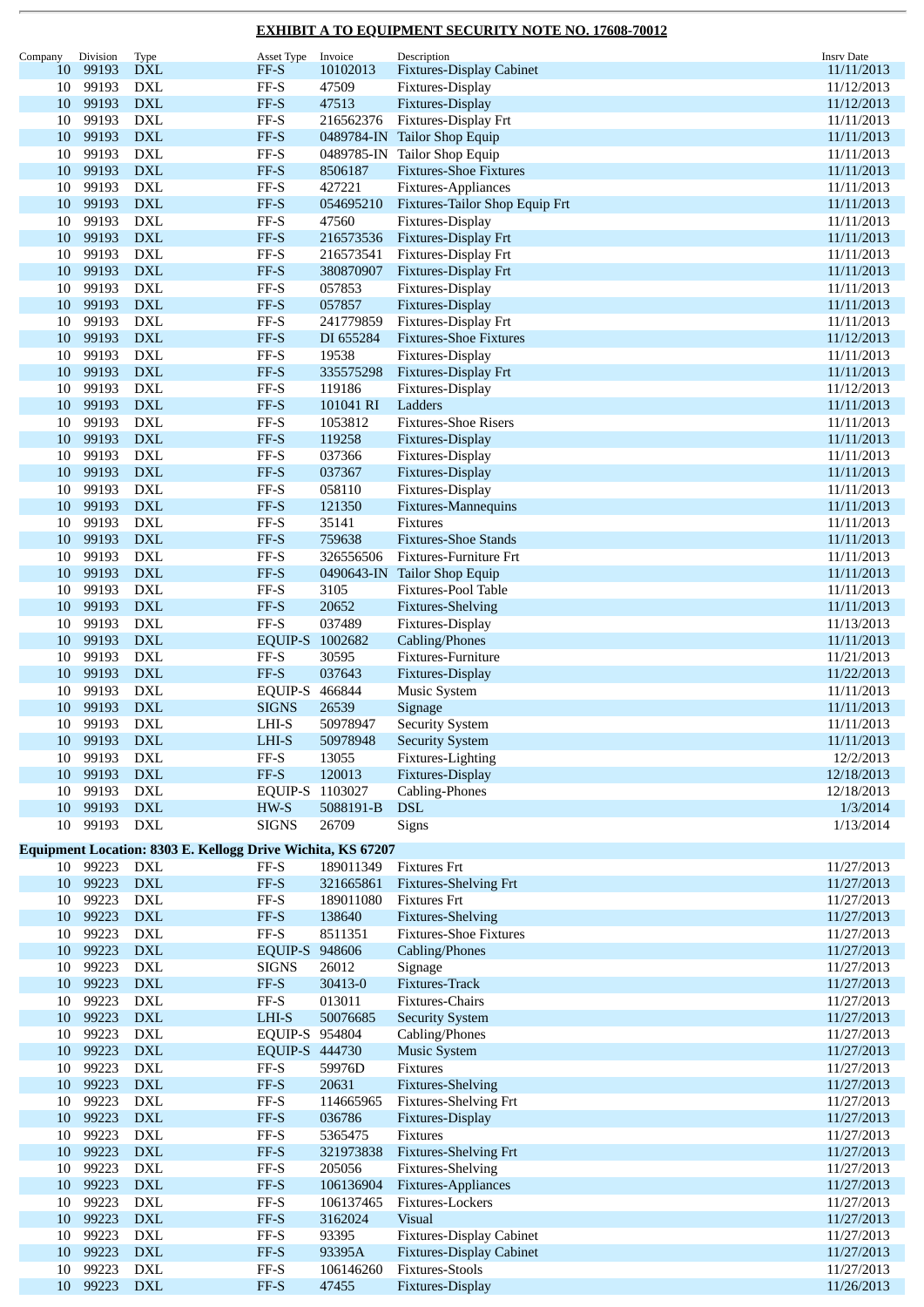**EXHIBIT A TO EQUIPMENT SECURITY NOTE NO. 17608-70012**

| Company | Division | Type | Asset Type | Invoice | Description | Insrv Date |
|---|---|---|---|---|---|---|
| 10 | 99193 | DXL | FF-S | 10102013 | Fixtures-Display Cabinet | 11/11/2013 |
| 10 | 99193 | DXL | FF-S | 47509 | Fixtures-Display | 11/12/2013 |
| 10 | 99193 | DXL | FF-S | 47513 | Fixtures-Display | 11/12/2013 |
| 10 | 99193 | DXL | FF-S | 216562376 | Fixtures-Display Frt | 11/11/2013 |
| 10 | 99193 | DXL | FF-S | 0489784-IN | Tailor Shop Equip | 11/11/2013 |
| 10 | 99193 | DXL | FF-S | 0489785-IN | Tailor Shop Equip | 11/11/2013 |
| 10 | 99193 | DXL | FF-S | 8506187 | Fixtures-Shoe Fixtures | 11/11/2013 |
| 10 | 99193 | DXL | FF-S | 427221 | Fixtures-Appliances | 11/11/2013 |
| 10 | 99193 | DXL | FF-S | 054695210 | Fixtures-Tailor Shop Equip Frt | 11/11/2013 |
| 10 | 99193 | DXL | FF-S | 47560 | Fixtures-Display | 11/11/2013 |
| 10 | 99193 | DXL | FF-S | 216573536 | Fixtures-Display Frt | 11/11/2013 |
| 10 | 99193 | DXL | FF-S | 216573541 | Fixtures-Display Frt | 11/11/2013 |
| 10 | 99193 | DXL | FF-S | 380870907 | Fixtures-Display Frt | 11/11/2013 |
| 10 | 99193 | DXL | FF-S | 057853 | Fixtures-Display | 11/11/2013 |
| 10 | 99193 | DXL | FF-S | 057857 | Fixtures-Display | 11/11/2013 |
| 10 | 99193 | DXL | FF-S | 241779859 | Fixtures-Display Frt | 11/11/2013 |
| 10 | 99193 | DXL | FF-S | DI 655284 | Fixtures-Shoe Fixtures | 11/12/2013 |
| 10 | 99193 | DXL | FF-S | 19538 | Fixtures-Display | 11/11/2013 |
| 10 | 99193 | DXL | FF-S | 335575298 | Fixtures-Display Frt | 11/11/2013 |
| 10 | 99193 | DXL | FF-S | 119186 | Fixtures-Display | 11/12/2013 |
| 10 | 99193 | DXL | FF-S | 101041 RI | Ladders | 11/11/2013 |
| 10 | 99193 | DXL | FF-S | 1053812 | Fixtures-Shoe Risers | 11/11/2013 |
| 10 | 99193 | DXL | FF-S | 119258 | Fixtures-Display | 11/11/2013 |
| 10 | 99193 | DXL | FF-S | 037366 | Fixtures-Display | 11/11/2013 |
| 10 | 99193 | DXL | FF-S | 037367 | Fixtures-Display | 11/11/2013 |
| 10 | 99193 | DXL | FF-S | 058110 | Fixtures-Display | 11/11/2013 |
| 10 | 99193 | DXL | FF-S | 121350 | Fixtures-Mannequins | 11/11/2013 |
| 10 | 99193 | DXL | FF-S | 35141 | Fixtures | 11/11/2013 |
| 10 | 99193 | DXL | FF-S | 759638 | Fixtures-Shoe Stands | 11/11/2013 |
| 10 | 99193 | DXL | FF-S | 326556506 | Fixtures-Furniture Frt | 11/11/2013 |
| 10 | 99193 | DXL | FF-S | 0490643-IN | Tailor Shop Equip | 11/11/2013 |
| 10 | 99193 | DXL | FF-S | 3105 | Fixtures-Pool Table | 11/11/2013 |
| 10 | 99193 | DXL | FF-S | 20652 | Fixtures-Shelving | 11/11/2013 |
| 10 | 99193 | DXL | FF-S | 037489 | Fixtures-Display | 11/13/2013 |
| 10 | 99193 | DXL | EQUIP-S | 1002682 | Cabling/Phones | 11/11/2013 |
| 10 | 99193 | DXL | FF-S | 30595 | Fixtures-Furniture | 11/21/2013 |
| 10 | 99193 | DXL | FF-S | 037643 | Fixtures-Display | 11/22/2013 |
| 10 | 99193 | DXL | EQUIP-S | 466844 | Music System | 11/11/2013 |
| 10 | 99193 | DXL | SIGNS | 26539 | Signage | 11/11/2013 |
| 10 | 99193 | DXL | LHI-S | 50978947 | Security System | 11/11/2013 |
| 10 | 99193 | DXL | LHI-S | 50978948 | Security System | 11/11/2013 |
| 10 | 99193 | DXL | FF-S | 13055 | Fixtures-Lighting | 12/2/2013 |
| 10 | 99193 | DXL | FF-S | 120013 | Fixtures-Display | 12/18/2013 |
| 10 | 99193 | DXL | EQUIP-S | 1103027 | Cabling-Phones | 12/18/2013 |
| 10 | 99193 | DXL | HW-S | 5088191-B | DSL | 1/3/2014 |
| 10 | 99193 | DXL | SIGNS | 26709 | Signs | 1/13/2014 |
| **Equipment Location: 8303 E. Kellogg Drive Wichita, KS 67207** | | | | | | |
| 10 | 99223 | DXL | FF-S | 189011349 | Fixtures Frt | 11/27/2013 |
| 10 | 99223 | DXL | FF-S | 321665861 | Fixtures-Shelving Frt | 11/27/2013 |
| 10 | 99223 | DXL | FF-S | 189011080 | Fixtures Frt | 11/27/2013 |
| 10 | 99223 | DXL | FF-S | 138640 | Fixtures-Shelving | 11/27/2013 |
| 10 | 99223 | DXL | FF-S | 8511351 | Fixtures-Shoe Fixtures | 11/27/2013 |
| 10 | 99223 | DXL | EQUIP-S | 948606 | Cabling/Phones | 11/27/2013 |
| 10 | 99223 | DXL | SIGNS | 26012 | Signage | 11/27/2013 |
| 10 | 99223 | DXL | FF-S | 30413-0 | Fixtures-Track | 11/27/2013 |
| 10 | 99223 | DXL | FF-S | 013011 | Fixtures-Chairs | 11/27/2013 |
| 10 | 99223 | DXL | LHI-S | 50076685 | Security System | 11/27/2013 |
| 10 | 99223 | DXL | EQUIP-S | 954804 | Cabling/Phones | 11/27/2013 |
| 10 | 99223 | DXL | EQUIP-S | 444730 | Music System | 11/27/2013 |
| 10 | 99223 | DXL | FF-S | 59976D | Fixtures | 11/27/2013 |
| 10 | 99223 | DXL | FF-S | 20631 | Fixtures-Shelving | 11/27/2013 |
| 10 | 99223 | DXL | FF-S | 114665965 | Fixtures-Shelving Frt | 11/27/2013 |
| 10 | 99223 | DXL | FF-S | 036786 | Fixtures-Display | 11/27/2013 |
| 10 | 99223 | DXL | FF-S | 5365475 | Fixtures | 11/27/2013 |
| 10 | 99223 | DXL | FF-S | 321973838 | Fixtures-Shelving Frt | 11/27/2013 |
| 10 | 99223 | DXL | FF-S | 205056 | Fixtures-Shelving | 11/27/2013 |
| 10 | 99223 | DXL | FF-S | 106136904 | Fixtures-Appliances | 11/27/2013 |
| 10 | 99223 | DXL | FF-S | 106137465 | Fixtures-Lockers | 11/27/2013 |
| 10 | 99223 | DXL | FF-S | 3162024 | Visual | 11/27/2013 |
| 10 | 99223 | DXL | FF-S | 93395 | Fixtures-Display Cabinet | 11/27/2013 |
| 10 | 99223 | DXL | FF-S | 93395A | Fixtures-Display Cabinet | 11/27/2013 |
| 10 | 99223 | DXL | FF-S | 106146260 | Fixtures-Stools | 11/27/2013 |
| 10 | 99223 | DXL | FF-S | 47455 | Fixtures-Display | 11/26/2013 |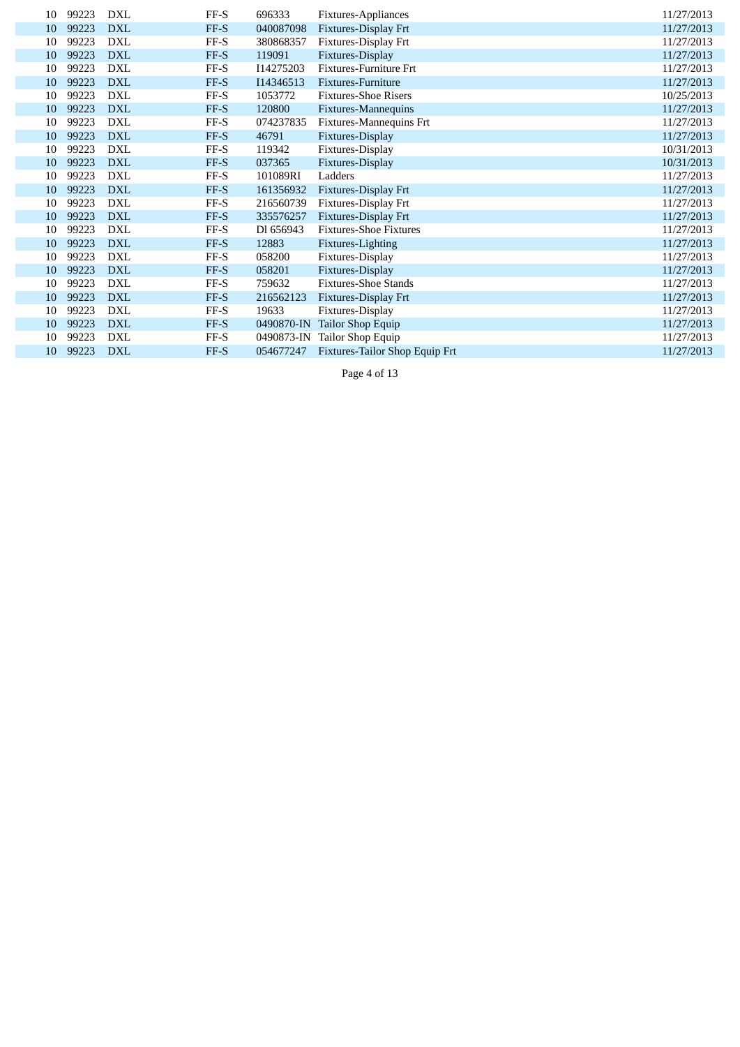| | | | | | | |
|---|---|---|---|---|---|---|
| 10 | 99223 | DXL | FF-S | 696333 | Fixtures-Appliances | 11/27/2013 |
| 10 | 99223 | DXL | FF-S | 040087098 | Fixtures-Display Frt | 11/27/2013 |
| 10 | 99223 | DXL | FF-S | 380868357 | Fixtures-Display Frt | 11/27/2013 |
| 10 | 99223 | DXL | FF-S | 119091 | Fixtures-Display | 11/27/2013 |
| 10 | 99223 | DXL | FF-S | I14275203 | Fixtures-Furniture Frt | 11/27/2013 |
| 10 | 99223 | DXL | FF-S | I14346513 | Fixtures-Furniture | 11/27/2013 |
| 10 | 99223 | DXL | FF-S | 1053772 | Fixtures-Shoe Risers | 10/25/2013 |
| 10 | 99223 | DXL | FF-S | 120800 | Fixtures-Mannequins | 11/27/2013 |
| 10 | 99223 | DXL | FF-S | 074237835 | Fixtures-Mannequins Frt | 11/27/2013 |
| 10 | 99223 | DXL | FF-S | 46791 | Fixtures-Display | 11/27/2013 |
| 10 | 99223 | DXL | FF-S | 119342 | Fixtures-Display | 10/31/2013 |
| 10 | 99223 | DXL | FF-S | 037365 | Fixtures-Display | 10/31/2013 |
| 10 | 99223 | DXL | FF-S | 101089RI | Ladders | 11/27/2013 |
| 10 | 99223 | DXL | FF-S | 161356932 | Fixtures-Display Frt | 11/27/2013 |
| 10 | 99223 | DXL | FF-S | 216560739 | Fixtures-Display Frt | 11/27/2013 |
| 10 | 99223 | DXL | FF-S | 335576257 | Fixtures-Display Frt | 11/27/2013 |
| 10 | 99223 | DXL | FF-S | Dl 656943 | Fixtures-Shoe Fixtures | 11/27/2013 |
| 10 | 99223 | DXL | FF-S | 12883 | Fixtures-Lighting | 11/27/2013 |
| 10 | 99223 | DXL | FF-S | 058200 | Fixtures-Display | 11/27/2013 |
| 10 | 99223 | DXL | FF-S | 058201 | Fixtures-Display | 11/27/2013 |
| 10 | 99223 | DXL | FF-S | 759632 | Fixtures-Shoe Stands | 11/27/2013 |
| 10 | 99223 | DXL | FF-S | 216562123 | Fixtures-Display Frt | 11/27/2013 |
| 10 | 99223 | DXL | FF-S | 19633 | Fixtures-Display | 11/27/2013 |
| 10 | 99223 | DXL | FF-S | 0490870-IN | Tailor Shop Equip | 11/27/2013 |
| 10 | 99223 | DXL | FF-S | 0490873-IN | Tailor Shop Equip | 11/27/2013 |
| 10 | 99223 | DXL | FF-S | 054677247 | Fixtures-Tailor Shop Equip Frt | 11/27/2013 |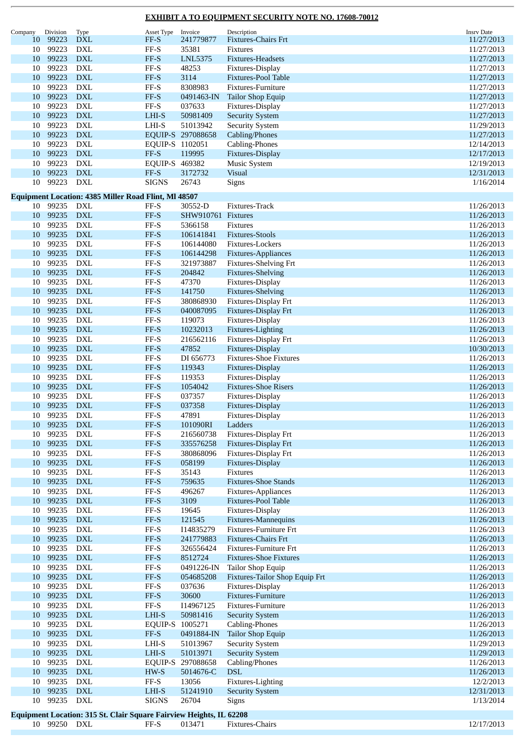## EXHIBIT A TO EQUIPMENT SECURITY NOTE NO. 17608-70012

| Company | Division | Type | Asset Type | Invoice | Description | Insrv Date |
|---|---|---|---|---|---|---|
| 10 | 99223 | DXL | FF-S | 241779877 | Fixtures-Chairs Frt | 11/27/2013 |
| 10 | 99223 | DXL | FF-S | 35381 | Fixtures | 11/27/2013 |
| 10 | 99223 | DXL | FF-S | LNL5375 | Fixtures-Headsets | 11/27/2013 |
| 10 | 99223 | DXL | FF-S | 48253 | Fixtures-Display | 11/27/2013 |
| 10 | 99223 | DXL | FF-S | 3114 | Fixtures-Pool Table | 11/27/2013 |
| 10 | 99223 | DXL | FF-S | 8308983 | Fixtures-Furniture | 11/27/2013 |
| 10 | 99223 | DXL | FF-S | 0491463-IN | Tailor Shop Equip | 11/27/2013 |
| 10 | 99223 | DXL | FF-S | 037633 | Fixtures-Display | 11/27/2013 |
| 10 | 99223 | DXL | LHI-S | 50981409 | Security System | 11/27/2013 |
| 10 | 99223 | DXL | LHI-S | 51013942 | Security System | 11/29/2013 |
| 10 | 99223 | DXL | EQUIP-S | 297088658 | Cabling/Phones | 11/27/2013 |
| 10 | 99223 | DXL | EQUIP-S | 1102051 | Cabling-Phones | 12/14/2013 |
| 10 | 99223 | DXL | FF-S | 119995 | Fixtures-Display | 12/17/2013 |
| 10 | 99223 | DXL | EQUIP-S | 469382 | Music System | 12/19/2013 |
| 10 | 99223 | DXL | FF-S | 3172732 | Visual | 12/31/2013 |
| 10 | 99223 | DXL | SIGNS | 26743 | Signs | 1/16/2014 |
| **Equipment Location: 4385 Miller Road Flint, Ml 48507** | | | | | | |
| 10 | 99235 | DXL | FF-S | 30552-D | Fixtures-Track | 11/26/2013 |
| 10 | 99235 | DXL | FF-S | SHW910761 | Fixtures | 11/26/2013 |
| 10 | 99235 | DXL | FF-S | 5366158 | Fixtures | 11/26/2013 |
| 10 | 99235 | DXL | FF-S | 106141841 | Fixtures-Stools | 11/26/2013 |
| 10 | 99235 | DXL | FF-S | 106144080 | Fixtures-Lockers | 11/26/2013 |
| 10 | 99235 | DXL | FF-S | 106144298 | Fixtures-Appliances | 11/26/2013 |
| 10 | 99235 | DXL | FF-S | 321973887 | Fixtures-Shelving Frt | 11/26/2013 |
| 10 | 99235 | DXL | FF-S | 204842 | Fixtures-Shelving | 11/26/2013 |
| 10 | 99235 | DXL | FF-S | 47370 | Fixtures-Display | 11/26/2013 |
| 10 | 99235 | DXL | FF-S | 141750 | Fixtures-Shelving | 11/26/2013 |
| 10 | 99235 | DXL | FF-S | 380868930 | Fixtures-Display Frt | 11/26/2013 |
| 10 | 99235 | DXL | FF-S | 040087095 | Fixtures-Display Frt | 11/26/2013 |
| 10 | 99235 | DXL | FF-S | 119073 | Fixtures-Display | 11/26/2013 |
| 10 | 99235 | DXL | FF-S | 10232013 | Fixtures-Lighting | 11/26/2013 |
| 10 | 99235 | DXL | FF-S | 216562116 | Fixtures-Display Frt | 11/26/2013 |
| 10 | 99235 | DXL | FF-S | 47852 | Fixtures-Display | 10/30/2013 |
| 10 | 99235 | DXL | FF-S | DI 656773 | Fixtures-Shoe Fixtures | 11/26/2013 |
| 10 | 99235 | DXL | FF-S | 119343 | Fixtures-Display | 11/26/2013 |
| 10 | 99235 | DXL | FF-S | 119353 | Fixtures-Display | 11/26/2013 |
| 10 | 99235 | DXL | FF-S | 1054042 | Fixtures-Shoe Risers | 11/26/2013 |
| 10 | 99235 | DXL | FF-S | 037357 | Fixtures-Display | 11/26/2013 |
| 10 | 99235 | DXL | FF-S | 037358 | Fixtures-Display | 11/26/2013 |
| 10 | 99235 | DXL | FF-S | 47891 | Fixtures-Display | 11/26/2013 |
| 10 | 99235 | DXL | FF-S | 101090RI | Ladders | 11/26/2013 |
| 10 | 99235 | DXL | FF-S | 216560738 | Fixtures-Display Frt | 11/26/2013 |
| 10 | 99235 | DXL | FF-S | 335576258 | Fixtures-Display Frt | 11/26/2013 |
| 10 | 99235 | DXL | FF-S | 380868096 | Fixtures-Display Frt | 11/26/2013 |
| 10 | 99235 | DXL | FF-S | 058199 | Fixtures-Display | 11/26/2013 |
| 10 | 99235 | DXL | FF-S | 35143 | Fixtures | 11/26/2013 |
| 10 | 99235 | DXL | FF-S | 759635 | Fixtures-Shoe Stands | 11/26/2013 |
| 10 | 99235 | DXL | FF-S | 496267 | Fixtures-Appliances | 11/26/2013 |
| 10 | 99235 | DXL | FF-S | 3109 | Fixtures-Pool Table | 11/26/2013 |
| 10 | 99235 | DXL | FF-S | 19645 | Fixtures-Display | 11/26/2013 |
| 10 | 99235 | DXL | FF-S | 121545 | Fixtures-Mannequins | 11/26/2013 |
| 10 | 99235 | DXL | FF-S | I14835279 | Fixtures-Furniture Frt | 11/26/2013 |
| 10 | 99235 | DXL | FF-S | 241779883 | Fixtures-Chairs Frt | 11/26/2013 |
| 10 | 99235 | DXL | FF-S | 326556424 | Fixtures-Furniture Frt | 11/26/2013 |
| 10 | 99235 | DXL | FF-S | 8512724 | Fixtures-Shoe Fixtures | 11/26/2013 |
| 10 | 99235 | DXL | FF-S | 0491226-IN | Tailor Shop Equip | 11/26/2013 |
| 10 | 99235 | DXL | FF-S | 054685208 | Fixtures-Tailor Shop Equip Frt | 11/26/2013 |
| 10 | 99235 | DXL | FF-S | 037636 | Fixtures-Display | 11/26/2013 |
| 10 | 99235 | DXL | FF-S | 30600 | Fixtures-Furniture | 11/26/2013 |
| 10 | 99235 | DXL | FF-S | I14967125 | Fixtures-Furniture | 11/26/2013 |
| 10 | 99235 | DXL | LHI-S | 50981416 | Security System | 11/26/2013 |
| 10 | 99235 | DXL | EQUIP-S | 1005271 | Cabling-Phones | 11/26/2013 |
| 10 | 99235 | DXL | FF-S | 0491884-IN | Tailor Shop Equip | 11/26/2013 |
| 10 | 99235 | DXL | LHI-S | 51013967 | Security System | 11/29/2013 |
| 10 | 99235 | DXL | LHI-S | 51013971 | Security System | 11/29/2013 |
| 10 | 99235 | DXL | EQUIP-S | 297088658 | Cabling/Phones | 11/26/2013 |
| 10 | 99235 | DXL | HW-S | 5014676-C | DSL | 11/26/2013 |
| 10 | 99235 | DXL | FF-S | 13056 | Fixtures-Lighting | 12/2/2013 |
| 10 | 99235 | DXL | LHI-S | 51241910 | Security System | 12/31/2013 |
| 10 | 99235 | DXL | SIGNS | 26704 | Signs | 1/13/2014 |
| **Equipment Location: 315 St. Clair Square Fairview Heights, IL 62208** | | | | | | |
| 10 | 99250 | DXL | FF-S | 013471 | Fixtures-Chairs | 12/17/2013 |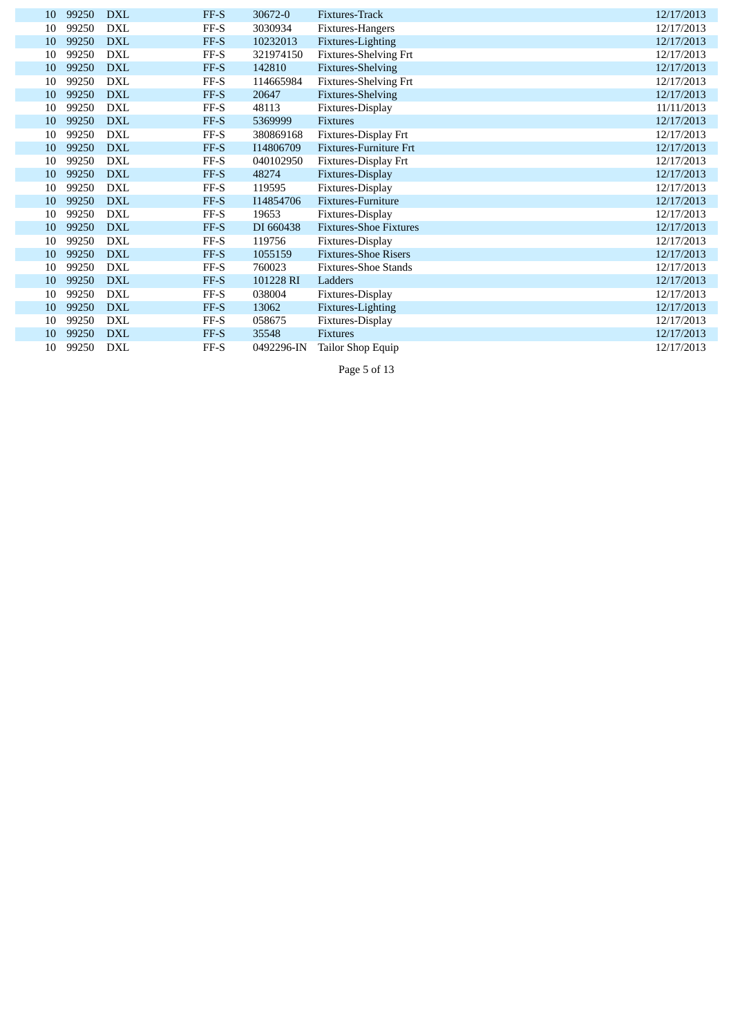| | | | | | | |
|---|---|---|---|---|---|---|
| 10 | 99250 | DXL | FF-S | 30672-0 | Fixtures-Track | 12/17/2013 |
| 10 | 99250 | DXL | FF-S | 3030934 | Fixtures-Hangers | 12/17/2013 |
| 10 | 99250 | DXL | FF-S | 10232013 | Fixtures-Lighting | 12/17/2013 |
| 10 | 99250 | DXL | FF-S | 321974150 | Fixtures-Shelving Frt | 12/17/2013 |
| 10 | 99250 | DXL | FF-S | 142810 | Fixtures-Shelving | 12/17/2013 |
| 10 | 99250 | DXL | FF-S | 114665984 | Fixtures-Shelving Frt | 12/17/2013 |
| 10 | 99250 | DXL | FF-S | 20647 | Fixtures-Shelving | 12/17/2013 |
| 10 | 99250 | DXL | FF-S | 48113 | Fixtures-Display | 11/11/2013 |
| 10 | 99250 | DXL | FF-S | 5369999 | Fixtures | 12/17/2013 |
| 10 | 99250 | DXL | FF-S | 380869168 | Fixtures-Display Frt | 12/17/2013 |
| 10 | 99250 | DXL | FF-S | I14806709 | Fixtures-Furniture Frt | 12/17/2013 |
| 10 | 99250 | DXL | FF-S | 040102950 | Fixtures-Display Frt | 12/17/2013 |
| 10 | 99250 | DXL | FF-S | 48274 | Fixtures-Display | 12/17/2013 |
| 10 | 99250 | DXL | FF-S | 119595 | Fixtures-Display | 12/17/2013 |
| 10 | 99250 | DXL | FF-S | I14854706 | Fixtures-Furniture | 12/17/2013 |
| 10 | 99250 | DXL | FF-S | 19653 | Fixtures-Display | 12/17/2013 |
| 10 | 99250 | DXL | FF-S | DI 660438 | Fixtures-Shoe Fixtures | 12/17/2013 |
| 10 | 99250 | DXL | FF-S | 119756 | Fixtures-Display | 12/17/2013 |
| 10 | 99250 | DXL | FF-S | 1055159 | Fixtures-Shoe Risers | 12/17/2013 |
| 10 | 99250 | DXL | FF-S | 760023 | Fixtures-Shoe Stands | 12/17/2013 |
| 10 | 99250 | DXL | FF-S | 101228 RI | Ladders | 12/17/2013 |
| 10 | 99250 | DXL | FF-S | 038004 | Fixtures-Display | 12/17/2013 |
| 10 | 99250 | DXL | FF-S | 13062 | Fixtures-Lighting | 12/17/2013 |
| 10 | 99250 | DXL | FF-S | 058675 | Fixtures-Display | 12/17/2013 |
| 10 | 99250 | DXL | FF-S | 35548 | Fixtures | 12/17/2013 |
| 10 | 99250 | DXL | FF-S | 0492296-IN | Tailor Shop Equip | 12/17/2013 |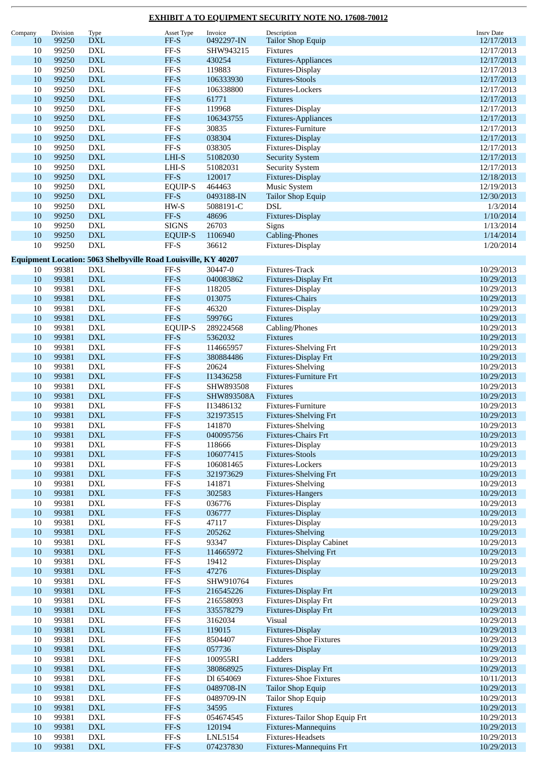**EXHIBIT A TO EQUIPMENT SECURITY NOTE NO. 17608-70012**

| Company | Division | Type | Asset Type | Invoice | Description | Insrv Date |
|---|---|---|---|---|---|---|
| 10 | 99250 | DXL | FF-S | 0492297-IN | Tailor Shop Equip | 12/17/2013 |
| 10 | 99250 | DXL | FF-S | SHW943215 | Fixtures | 12/17/2013 |
| 10 | 99250 | DXL | FF-S | 430254 | Fixtures-Appliances | 12/17/2013 |
| 10 | 99250 | DXL | FF-S | 119883 | Fixtures-Display | 12/17/2013 |
| 10 | 99250 | DXL | FF-S | 106333930 | Fixtures-Stools | 12/17/2013 |
| 10 | 99250 | DXL | FF-S | 106338800 | Fixtures-Lockers | 12/17/2013 |
| 10 | 99250 | DXL | FF-S | 61771 | Fixtures | 12/17/2013 |
| 10 | 99250 | DXL | FF-S | 119968 | Fixtures-Display | 12/17/2013 |
| 10 | 99250 | DXL | FF-S | 106343755 | Fixtures-Appliances | 12/17/2013 |
| 10 | 99250 | DXL | FF-S | 30835 | Fixtures-Furniture | 12/17/2013 |
| 10 | 99250 | DXL | FF-S | 038304 | Fixtures-Display | 12/17/2013 |
| 10 | 99250 | DXL | FF-S | 038305 | Fixtures-Display | 12/17/2013 |
| 10 | 99250 | DXL | LHI-S | 51082030 | Security System | 12/17/2013 |
| 10 | 99250 | DXL | LHI-S | 51082031 | Security System | 12/17/2013 |
| 10 | 99250 | DXL | FF-S | 120017 | Fixtures-Display | 12/18/2013 |
| 10 | 99250 | DXL | EQUIP-S | 464463 | Music System | 12/19/2013 |
| 10 | 99250 | DXL | FF-S | 0493188-IN | Tailor Shop Equip | 12/30/2013 |
| 10 | 99250 | DXL | HW-S | 5088191-C | DSL | 1/3/2014 |
| 10 | 99250 | DXL | FF-S | 48696 | Fixtures-Display | 1/10/2014 |
| 10 | 99250 | DXL | SIGNS | 26703 | Signs | 1/13/2014 |
| 10 | 99250 | DXL | EQUIP-S | 1106940 | Cabling-Phones | 1/14/2014 |
| 10 | 99250 | DXL | FF-S | 36612 | Fixtures-Display | 1/20/2014 |

**Equipment Location: 5063 Shelbyville Road Louisville, KY 40207**

| Company | Division | Type | Asset Type | Invoice | Description | Insrv Date |
|---|---|---|---|---|---|---|
| 10 | 99381 | DXL | FF-S | 30447-0 | Fixtures-Track | 10/29/2013 |
| 10 | 99381 | DXL | FF-S | 040083862 | Fixtures-Display Frt | 10/29/2013 |
| 10 | 99381 | DXL | FF-S | 118205 | Fixtures-Display | 10/29/2013 |
| 10 | 99381 | DXL | FF-S | 013075 | Fixtures-Chairs | 10/29/2013 |
| 10 | 99381 | DXL | FF-S | 46320 | Fixtures-Display | 10/29/2013 |
| 10 | 99381 | DXL | FF-S | 59976G | Fixtures | 10/29/2013 |
| 10 | 99381 | DXL | EQUIP-S | 289224568 | Cabling/Phones | 10/29/2013 |
| 10 | 99381 | DXL | FF-S | 5362032 | Fixtures | 10/29/2013 |
| 10 | 99381 | DXL | FF-S | 114665957 | Fixtures-Shelving Frt | 10/29/2013 |
| 10 | 99381 | DXL | FF-S | 380884486 | Fixtures-Display Frt | 10/29/2013 |
| 10 | 99381 | DXL | FF-S | 20624 | Fixtures-Shelving | 10/29/2013 |
| 10 | 99381 | DXL | FF-S | I13436258 | Fixtures-Furniture Frt | 10/29/2013 |
| 10 | 99381 | DXL | FF-S | SHW893508 | Fixtures | 10/29/2013 |
| 10 | 99381 | DXL | FF-S | SHW893508A | Fixtures | 10/29/2013 |
| 10 | 99381 | DXL | FF-S | I13486132 | Fixtures-Furniture | 10/29/2013 |
| 10 | 99381 | DXL | FF-S | 321973515 | Fixtures-Shelving Frt | 10/29/2013 |
| 10 | 99381 | DXL | FF-S | 141870 | Fixtures-Shelving | 10/29/2013 |
| 10 | 99381 | DXL | FF-S | 040095756 | Fixtures-Chairs Frt | 10/29/2013 |
| 10 | 99381 | DXL | FF-S | 118666 | Fixtures-Display | 10/29/2013 |
| 10 | 99381 | DXL | FF-S | 106077415 | Fixtures-Stools | 10/29/2013 |
| 10 | 99381 | DXL | FF-S | 106081465 | Fixtures-Lockers | 10/29/2013 |
| 10 | 99381 | DXL | FF-S | 321973629 | Fixtures-Shelving Frt | 10/29/2013 |
| 10 | 99381 | DXL | FF-S | 141871 | Fixtures-Shelving | 10/29/2013 |
| 10 | 99381 | DXL | FF-S | 302583 | Fixtures-Hangers | 10/29/2013 |
| 10 | 99381 | DXL | FF-S | 036776 | Fixtures-Display | 10/29/2013 |
| 10 | 99381 | DXL | FF-S | 036777 | Fixtures-Display | 10/29/2013 |
| 10 | 99381 | DXL | FF-S | 47117 | Fixtures-Display | 10/29/2013 |
| 10 | 99381 | DXL | FF-S | 205262 | Fixtures-Shelving | 10/29/2013 |
| 10 | 99381 | DXL | FF-S | 93347 | Fixtures-Display Cabinet | 10/29/2013 |
| 10 | 99381 | DXL | FF-S | 114665972 | Fixtures-Shelving Frt | 10/29/2013 |
| 10 | 99381 | DXL | FF-S | 19412 | Fixtures-Display | 10/29/2013 |
| 10 | 99381 | DXL | FF-S | 47276 | Fixtures-Display | 10/29/2013 |
| 10 | 99381 | DXL | FF-S | SHW910764 | Fixtures | 10/29/2013 |
| 10 | 99381 | DXL | FF-S | 216545226 | Fixtures-Display Frt | 10/29/2013 |
| 10 | 99381 | DXL | FF-S | 216558093 | Fixtures-Display Frt | 10/29/2013 |
| 10 | 99381 | DXL | FF-S | 335578279 | Fixtures-Display Frt | 10/29/2013 |
| 10 | 99381 | DXL | FF-S | 3162034 | Visual | 10/29/2013 |
| 10 | 99381 | DXL | FF-S | 119015 | Fixtures-Display | 10/29/2013 |
| 10 | 99381 | DXL | FF-S | 8504407 | Fixtures-Shoe Fixtures | 10/29/2013 |
| 10 | 99381 | DXL | FF-S | 057736 | Fixtures-Display | 10/29/2013 |
| 10 | 99381 | DXL | FF-S | 100955RI | Ladders | 10/29/2013 |
| 10 | 99381 | DXL | FF-S | 380868925 | Fixtures-Display Frt | 10/29/2013 |
| 10 | 99381 | DXL | FF-S | DI 654069 | Fixtures-Shoe Fixtures | 10/11/2013 |
| 10 | 99381 | DXL | FF-S | 0489708-IN | Tailor Shop Equip | 10/29/2013 |
| 10 | 99381 | DXL | FF-S | 0489709-IN | Tailor Shop Equip | 10/29/2013 |
| 10 | 99381 | DXL | FF-S | 34595 | Fixtures | 10/29/2013 |
| 10 | 99381 | DXL | FF-S | 054674545 | Fixtures-Tailor Shop Equip Frt | 10/29/2013 |
| 10 | 99381 | DXL | FF-S | 120194 | Fixtures-Mannequins | 10/29/2013 |
| 10 | 99381 | DXL | FF-S | LNL5154 | Fixtures-Headsets | 10/29/2013 |
| 10 | 99381 | DXL | FF-S | 074237830 | Fixtures-Mannequins Frt | 10/29/2013 |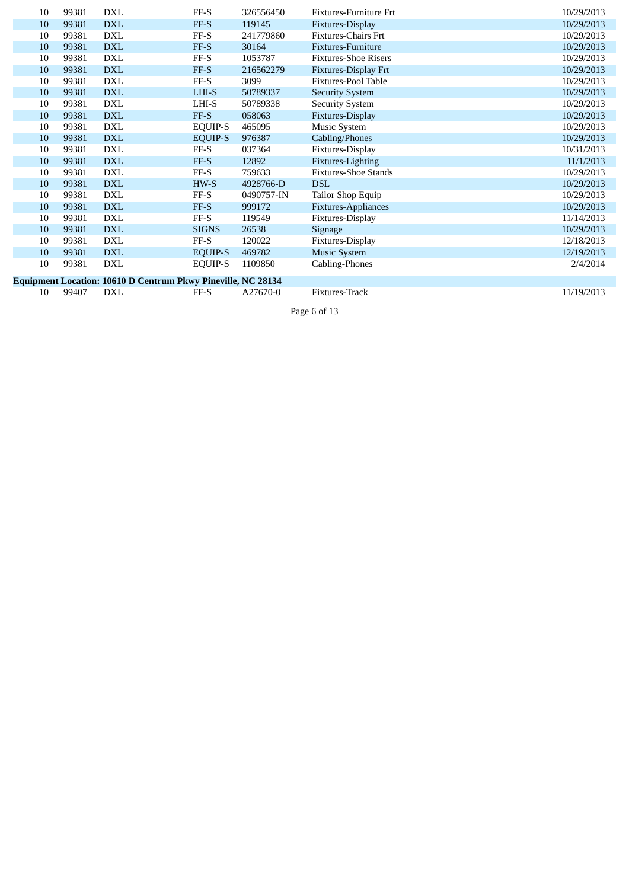| | | | | | | |
|---|---|---|---|---|---|---|
| 10 | 99381 | DXL | FF-S | 326556450 | Fixtures-Furniture Frt | 10/29/2013 |
| 10 | 99381 | DXL | FF-S | 119145 | Fixtures-Display | 10/29/2013 |
| 10 | 99381 | DXL | FF-S | 241779860 | Fixtures-Chairs Frt | 10/29/2013 |
| 10 | 99381 | DXL | FF-S | 30164 | Fixtures-Furniture | 10/29/2013 |
| 10 | 99381 | DXL | FF-S | 1053787 | Fixtures-Shoe Risers | 10/29/2013 |
| 10 | 99381 | DXL | FF-S | 216562279 | Fixtures-Display Frt | 10/29/2013 |
| 10 | 99381 | DXL | FF-S | 3099 | Fixtures-Pool Table | 10/29/2013 |
| 10 | 99381 | DXL | LHI-S | 50789337 | Security System | 10/29/2013 |
| 10 | 99381 | DXL | LHI-S | 50789338 | Security System | 10/29/2013 |
| 10 | 99381 | DXL | FF-S | 058063 | Fixtures-Display | 10/29/2013 |
| 10 | 99381 | DXL | EQUIP-S | 465095 | Music System | 10/29/2013 |
| 10 | 99381 | DXL | EQUIP-S | 976387 | Cabling/Phones | 10/29/2013 |
| 10 | 99381 | DXL | FF-S | 037364 | Fixtures-Display | 10/31/2013 |
| 10 | 99381 | DXL | FF-S | 12892 | Fixtures-Lighting | 11/1/2013 |
| 10 | 99381 | DXL | FF-S | 759633 | Fixtures-Shoe Stands | 10/29/2013 |
| 10 | 99381 | DXL | HW-S | 4928766-D | DSL | 10/29/2013 |
| 10 | 99381 | DXL | FF-S | 0490757-IN | Tailor Shop Equip | 10/29/2013 |
| 10 | 99381 | DXL | FF-S | 999172 | Fixtures-Appliances | 10/29/2013 |
| 10 | 99381 | DXL | FF-S | 119549 | Fixtures-Display | 11/14/2013 |
| 10 | 99381 | DXL | SIGNS | 26538 | Signage | 10/29/2013 |
| 10 | 99381 | DXL | FF-S | 120022 | Fixtures-Display | 12/18/2013 |
| 10 | 99381 | DXL | EQUIP-S | 469782 | Music System | 12/19/2013 |
| 10 | 99381 | DXL | EQUIP-S | 1109850 | Cabling-Phones | 2/4/2014 |

**Equipment Location: 10610 D Centrum Pkwy Pineville, NC 28134**

| | | | | | | |
|---|---|---|---|---|---|---|
| 10 | 99407 | DXL | FF-S | A27670-0 | Fixtures-Track | 11/19/2013 |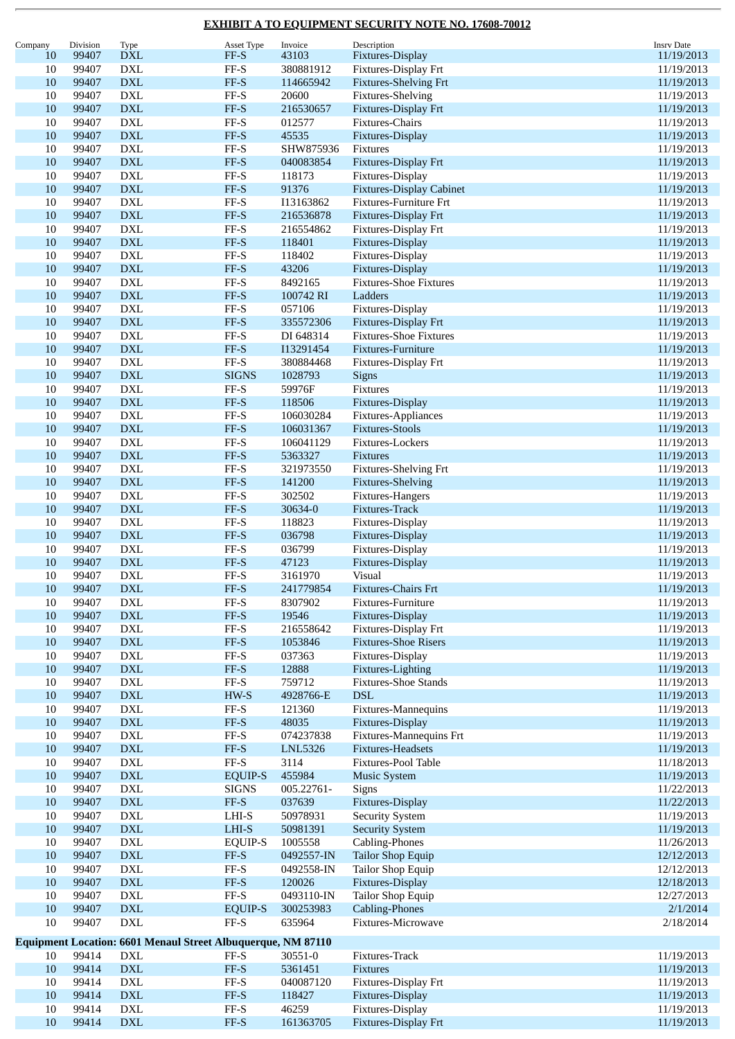## EXHIBIT A TO EQUIPMENT SECURITY NOTE NO. 17608-70012

| Company | Division | Type | Asset Type | Invoice | Description | Insrv Date |
|---|---|---|---|---|---|---|
| 10 | 99407 | DXL | FF-S | 43103 | Fixtures-Display | 11/19/2013 |
| 10 | 99407 | DXL | FF-S | 380881912 | Fixtures-Display Frt | 11/19/2013 |
| 10 | 99407 | DXL | FF-S | 114665942 | Fixtures-Shelving Frt | 11/19/2013 |
| 10 | 99407 | DXL | FF-S | 20600 | Fixtures-Shelving | 11/19/2013 |
| 10 | 99407 | DXL | FF-S | 216530657 | Fixtures-Display Frt | 11/19/2013 |
| 10 | 99407 | DXL | FF-S | 012577 | Fixtures-Chairs | 11/19/2013 |
| 10 | 99407 | DXL | FF-S | 45535 | Fixtures-Display | 11/19/2013 |
| 10 | 99407 | DXL | FF-S | SHW875936 | Fixtures | 11/19/2013 |
| 10 | 99407 | DXL | FF-S | 040083854 | Fixtures-Display Frt | 11/19/2013 |
| 10 | 99407 | DXL | FF-S | 118173 | Fixtures-Display | 11/19/2013 |
| 10 | 99407 | DXL | FF-S | 91376 | Fixtures-Display Cabinet | 11/19/2013 |
| 10 | 99407 | DXL | FF-S | I13163862 | Fixtures-Furniture Frt | 11/19/2013 |
| 10 | 99407 | DXL | FF-S | 216536878 | Fixtures-Display Frt | 11/19/2013 |
| 10 | 99407 | DXL | FF-S | 216554862 | Fixtures-Display Frt | 11/19/2013 |
| 10 | 99407 | DXL | FF-S | 118401 | Fixtures-Display | 11/19/2013 |
| 10 | 99407 | DXL | FF-S | 118402 | Fixtures-Display | 11/19/2013 |
| 10 | 99407 | DXL | FF-S | 43206 | Fixtures-Display | 11/19/2013 |
| 10 | 99407 | DXL | FF-S | 8492165 | Fixtures-Shoe Fixtures | 11/19/2013 |
| 10 | 99407 | DXL | FF-S | 100742 RI | Ladders | 11/19/2013 |
| 10 | 99407 | DXL | FF-S | 057106 | Fixtures-Display | 11/19/2013 |
| 10 | 99407 | DXL | FF-S | 335572306 | Fixtures-Display Frt | 11/19/2013 |
| 10 | 99407 | DXL | FF-S | DI 648314 | Fixtures-Shoe Fixtures | 11/19/2013 |
| 10 | 99407 | DXL | FF-S | I13291454 | Fixtures-Furniture | 11/19/2013 |
| 10 | 99407 | DXL | FF-S | 380884468 | Fixtures-Display Frt | 11/19/2013 |
| 10 | 99407 | DXL | SIGNS | 1028793 | Signs | 11/19/2013 |
| 10 | 99407 | DXL | FF-S | 59976F | Fixtures | 11/19/2013 |
| 10 | 99407 | DXL | FF-S | 118506 | Fixtures-Display | 11/19/2013 |
| 10 | 99407 | DXL | FF-S | 106030284 | Fixtures-Appliances | 11/19/2013 |
| 10 | 99407 | DXL | FF-S | 106031367 | Fixtures-Stools | 11/19/2013 |
| 10 | 99407 | DXL | FF-S | 106041129 | Fixtures-Lockers | 11/19/2013 |
| 10 | 99407 | DXL | FF-S | 5363327 | Fixtures | 11/19/2013 |
| 10 | 99407 | DXL | FF-S | 321973550 | Fixtures-Shelving Frt | 11/19/2013 |
| 10 | 99407 | DXL | FF-S | 141200 | Fixtures-Shelving | 11/19/2013 |
| 10 | 99407 | DXL | FF-S | 302502 | Fixtures-Hangers | 11/19/2013 |
| 10 | 99407 | DXL | FF-S | 30634-0 | Fixtures-Track | 11/19/2013 |
| 10 | 99407 | DXL | FF-S | 118823 | Fixtures-Display | 11/19/2013 |
| 10 | 99407 | DXL | FF-S | 036798 | Fixtures-Display | 11/19/2013 |
| 10 | 99407 | DXL | FF-S | 036799 | Fixtures-Display | 11/19/2013 |
| 10 | 99407 | DXL | FF-S | 47123 | Fixtures-Display | 11/19/2013 |
| 10 | 99407 | DXL | FF-S | 3161970 | Visual | 11/19/2013 |
| 10 | 99407 | DXL | FF-S | 241779854 | Fixtures-Chairs Frt | 11/19/2013 |
| 10 | 99407 | DXL | FF-S | 8307902 | Fixtures-Furniture | 11/19/2013 |
| 10 | 99407 | DXL | FF-S | 19546 | Fixtures-Display | 11/19/2013 |
| 10 | 99407 | DXL | FF-S | 216558642 | Fixtures-Display Frt | 11/19/2013 |
| 10 | 99407 | DXL | FF-S | 1053846 | Fixtures-Shoe Risers | 11/19/2013 |
| 10 | 99407 | DXL | FF-S | 037363 | Fixtures-Display | 11/19/2013 |
| 10 | 99407 | DXL | FF-S | 12888 | Fixtures-Lighting | 11/19/2013 |
| 10 | 99407 | DXL | FF-S | 759712 | Fixtures-Shoe Stands | 11/19/2013 |
| 10 | 99407 | DXL | HW-S | 4928766-E | DSL | 11/19/2013 |
| 10 | 99407 | DXL | FF-S | 121360 | Fixtures-Mannequins | 11/19/2013 |
| 10 | 99407 | DXL | FF-S | 48035 | Fixtures-Display | 11/19/2013 |
| 10 | 99407 | DXL | FF-S | 074237838 | Fixtures-Mannequins Frt | 11/19/2013 |
| 10 | 99407 | DXL | FF-S | LNL5326 | Fixtures-Headsets | 11/19/2013 |
| 10 | 99407 | DXL | FF-S | 3114 | Fixtures-Pool Table | 11/18/2013 |
| 10 | 99407 | DXL | EQUIP-S | 455984 | Music System | 11/19/2013 |
| 10 | 99407 | DXL | SIGNS | 005.22761- | Signs | 11/22/2013 |
| 10 | 99407 | DXL | FF-S | 037639 | Fixtures-Display | 11/22/2013 |
| 10 | 99407 | DXL | LHI-S | 50978931 | Security System | 11/19/2013 |
| 10 | 99407 | DXL | LHI-S | 50981391 | Security System | 11/19/2013 |
| 10 | 99407 | DXL | EQUIP-S | 1005558 | Cabling-Phones | 11/26/2013 |
| 10 | 99407 | DXL | FF-S | 0492557-IN | Tailor Shop Equip | 12/12/2013 |
| 10 | 99407 | DXL | FF-S | 0492558-IN | Tailor Shop Equip | 12/12/2013 |
| 10 | 99407 | DXL | FF-S | 120026 | Fixtures-Display | 12/18/2013 |
| 10 | 99407 | DXL | FF-S | 0493110-IN | Tailor Shop Equip | 12/27/2013 |
| 10 | 99407 | DXL | EQUIP-S | 300253983 | Cabling-Phones | 2/1/2014 |
| 10 | 99407 | DXL | FF-S | 635964 | Fixtures-Microwave | 2/18/2014 |
| **Equipment Location: 6601 Menaul Street Albuquerque, NM 87110** | | | | | | |
| 10 | 99414 | DXL | FF-S | 30551-0 | Fixtures-Track | 11/19/2013 |
| 10 | 99414 | DXL | FF-S | 5361451 | Fixtures | 11/19/2013 |
| 10 | 99414 | DXL | FF-S | 040087120 | Fixtures-Display Frt | 11/19/2013 |
| 10 | 99414 | DXL | FF-S | 118427 | Fixtures-Display | 11/19/2013 |
| 10 | 99414 | DXL | FF-S | 46259 | Fixtures-Display | 11/19/2013 |
| 10 | 99414 | DXL | FF-S | 161363705 | Fixtures-Display Frt | 11/19/2013 |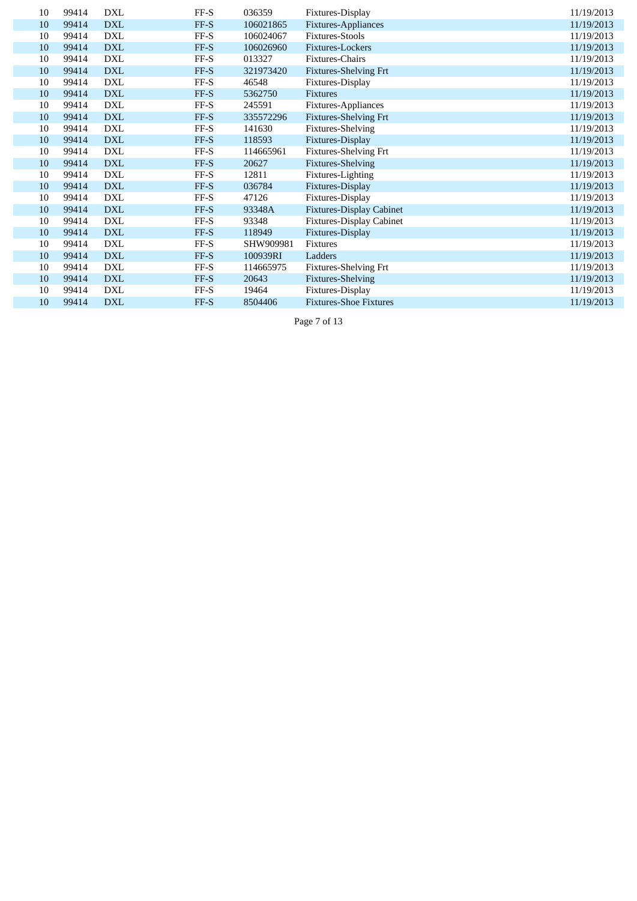| | | | | | | |
|---|---|---|---|---|---|---|
| 10 | 99414 | DXL | FF-S | 036359 | Fixtures-Display | 11/19/2013 |
| 10 | 99414 | DXL | FF-S | 106021865 | Fixtures-Appliances | 11/19/2013 |
| 10 | 99414 | DXL | FF-S | 106024067 | Fixtures-Stools | 11/19/2013 |
| 10 | 99414 | DXL | FF-S | 106026960 | Fixtures-Lockers | 11/19/2013 |
| 10 | 99414 | DXL | FF-S | 013327 | Fixtures-Chairs | 11/19/2013 |
| 10 | 99414 | DXL | FF-S | 321973420 | Fixtures-Shelving Frt | 11/19/2013 |
| 10 | 99414 | DXL | FF-S | 46548 | Fixtures-Display | 11/19/2013 |
| 10 | 99414 | DXL | FF-S | 5362750 | Fixtures | 11/19/2013 |
| 10 | 99414 | DXL | FF-S | 245591 | Fixtures-Appliances | 11/19/2013 |
| 10 | 99414 | DXL | FF-S | 335572296 | Fixtures-Shelving Frt | 11/19/2013 |
| 10 | 99414 | DXL | FF-S | 141630 | Fixtures-Shelving | 11/19/2013 |
| 10 | 99414 | DXL | FF-S | 118593 | Fixtures-Display | 11/19/2013 |
| 10 | 99414 | DXL | FF-S | 114665961 | Fixtures-Shelving Frt | 11/19/2013 |
| 10 | 99414 | DXL | FF-S | 20627 | Fixtures-Shelving | 11/19/2013 |
| 10 | 99414 | DXL | FF-S | 12811 | Fixtures-Lighting | 11/19/2013 |
| 10 | 99414 | DXL | FF-S | 036784 | Fixtures-Display | 11/19/2013 |
| 10 | 99414 | DXL | FF-S | 47126 | Fixtures-Display | 11/19/2013 |
| 10 | 99414 | DXL | FF-S | 93348A | Fixtures-Display Cabinet | 11/19/2013 |
| 10 | 99414 | DXL | FF-S | 93348 | Fixtures-Display Cabinet | 11/19/2013 |
| 10 | 99414 | DXL | FF-S | 118949 | Fixtures-Display | 11/19/2013 |
| 10 | 99414 | DXL | FF-S | SHW909981 | Fixtures | 11/19/2013 |
| 10 | 99414 | DXL | FF-S | 100939RI | Ladders | 11/19/2013 |
| 10 | 99414 | DXL | FF-S | 114665975 | Fixtures-Shelving Frt | 11/19/2013 |
| 10 | 99414 | DXL | FF-S | 20643 | Fixtures-Shelving | 11/19/2013 |
| 10 | 99414 | DXL | FF-S | 19464 | Fixtures-Display | 11/19/2013 |
| 10 | 99414 | DXL | FF-S | 8504406 | Fixtures-Shoe Fixtures | 11/19/2013 |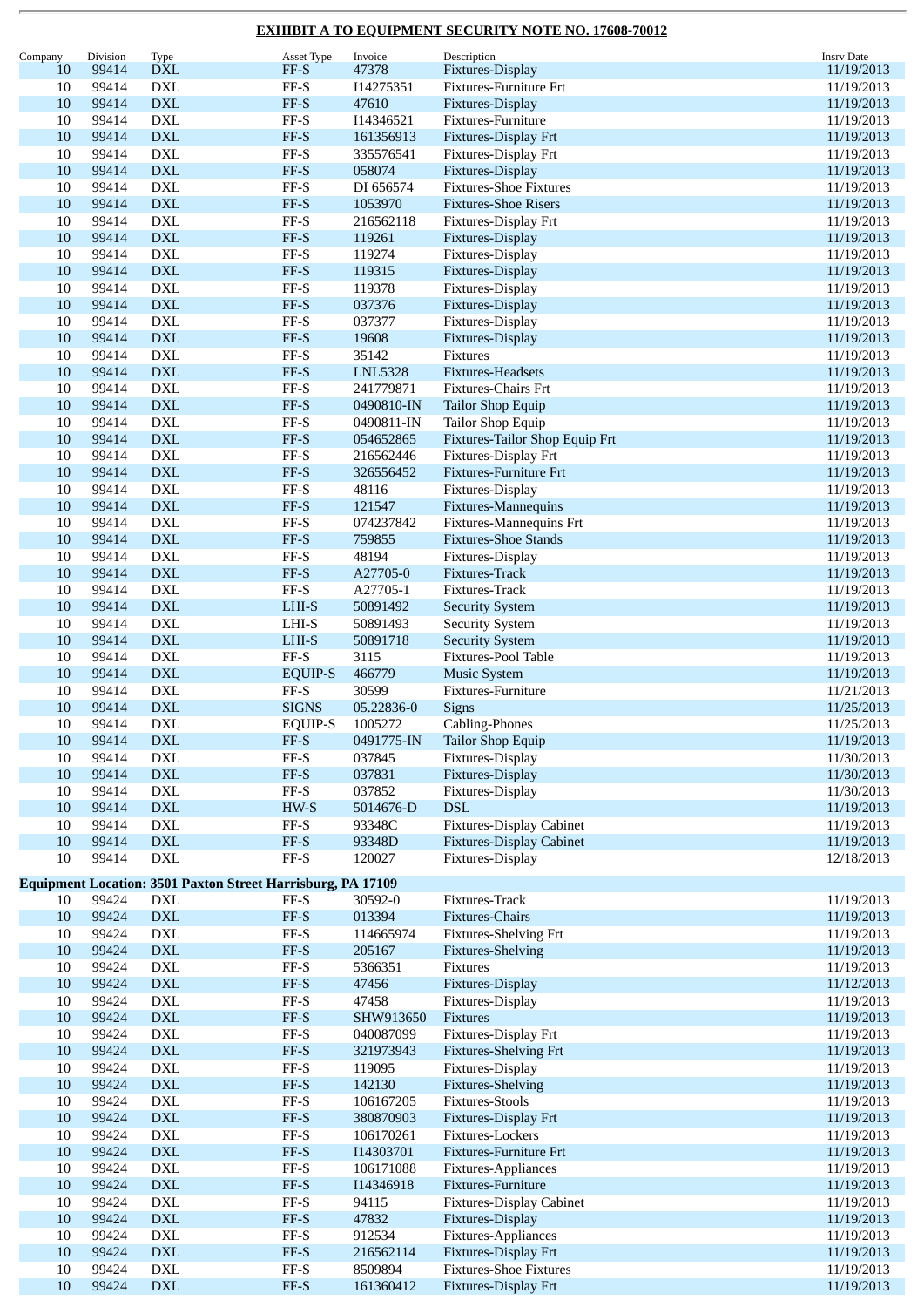## EXHIBIT A TO EQUIPMENT SECURITY NOTE NO. 17608-70012

| Company | Division | Type | Asset Type | Invoice | Description | Insrv Date |
|---|---|---|---|---|---|---|
| 10 | 99414 | DXL | FF-S | 47378 | Fixtures-Display | 11/19/2013 |
| 10 | 99414 | DXL | FF-S | I14275351 | Fixtures-Furniture Frt | 11/19/2013 |
| 10 | 99414 | DXL | FF-S | 47610 | Fixtures-Display | 11/19/2013 |
| 10 | 99414 | DXL | FF-S | I14346521 | Fixtures-Furniture | 11/19/2013 |
| 10 | 99414 | DXL | FF-S | 161356913 | Fixtures-Display Frt | 11/19/2013 |
| 10 | 99414 | DXL | FF-S | 335576541 | Fixtures-Display Frt | 11/19/2013 |
| 10 | 99414 | DXL | FF-S | 058074 | Fixtures-Display | 11/19/2013 |
| 10 | 99414 | DXL | FF-S | DI 656574 | Fixtures-Shoe Fixtures | 11/19/2013 |
| 10 | 99414 | DXL | FF-S | 1053970 | Fixtures-Shoe Risers | 11/19/2013 |
| 10 | 99414 | DXL | FF-S | 216562118 | Fixtures-Display Frt | 11/19/2013 |
| 10 | 99414 | DXL | FF-S | 119261 | Fixtures-Display | 11/19/2013 |
| 10 | 99414 | DXL | FF-S | 119274 | Fixtures-Display | 11/19/2013 |
| 10 | 99414 | DXL | FF-S | 119315 | Fixtures-Display | 11/19/2013 |
| 10 | 99414 | DXL | FF-S | 119378 | Fixtures-Display | 11/19/2013 |
| 10 | 99414 | DXL | FF-S | 037376 | Fixtures-Display | 11/19/2013 |
| 10 | 99414 | DXL | FF-S | 037377 | Fixtures-Display | 11/19/2013 |
| 10 | 99414 | DXL | FF-S | 19608 | Fixtures-Display | 11/19/2013 |
| 10 | 99414 | DXL | FF-S | 35142 | Fixtures | 11/19/2013 |
| 10 | 99414 | DXL | FF-S | LNL5328 | Fixtures-Headsets | 11/19/2013 |
| 10 | 99414 | DXL | FF-S | 241779871 | Fixtures-Chairs Frt | 11/19/2013 |
| 10 | 99414 | DXL | FF-S | 0490810-IN | Tailor Shop Equip | 11/19/2013 |
| 10 | 99414 | DXL | FF-S | 0490811-IN | Tailor Shop Equip | 11/19/2013 |
| 10 | 99414 | DXL | FF-S | 054652865 | Fixtures-Tailor Shop Equip Frt | 11/19/2013 |
| 10 | 99414 | DXL | FF-S | 216562446 | Fixtures-Display Frt | 11/19/2013 |
| 10 | 99414 | DXL | FF-S | 326556452 | Fixtures-Furniture Frt | 11/19/2013 |
| 10 | 99414 | DXL | FF-S | 48116 | Fixtures-Display | 11/19/2013 |
| 10 | 99414 | DXL | FF-S | 121547 | Fixtures-Mannequins | 11/19/2013 |
| 10 | 99414 | DXL | FF-S | 074237842 | Fixtures-Mannequins Frt | 11/19/2013 |
| 10 | 99414 | DXL | FF-S | 759855 | Fixtures-Shoe Stands | 11/19/2013 |
| 10 | 99414 | DXL | FF-S | 48194 | Fixtures-Display | 11/19/2013 |
| 10 | 99414 | DXL | FF-S | A27705-0 | Fixtures-Track | 11/19/2013 |
| 10 | 99414 | DXL | FF-S | A27705-1 | Fixtures-Track | 11/19/2013 |
| 10 | 99414 | DXL | LHI-S | 50891492 | Security System | 11/19/2013 |
| 10 | 99414 | DXL | LHI-S | 50891493 | Security System | 11/19/2013 |
| 10 | 99414 | DXL | LHI-S | 50891718 | Security System | 11/19/2013 |
| 10 | 99414 | DXL | FF-S | 3115 | Fixtures-Pool Table | 11/19/2013 |
| 10 | 99414 | DXL | EQUIP-S | 466779 | Music System | 11/19/2013 |
| 10 | 99414 | DXL | FF-S | 30599 | Fixtures-Furniture | 11/21/2013 |
| 10 | 99414 | DXL | SIGNS | 05.22836-0 | Signs | 11/25/2013 |
| 10 | 99414 | DXL | EQUIP-S | 1005272 | Cabling-Phones | 11/25/2013 |
| 10 | 99414 | DXL | FF-S | 0491775-IN | Tailor Shop Equip | 11/19/2013 |
| 10 | 99414 | DXL | FF-S | 037845 | Fixtures-Display | 11/30/2013 |
| 10 | 99414 | DXL | FF-S | 037831 | Fixtures-Display | 11/30/2013 |
| 10 | 99414 | DXL | FF-S | 037852 | Fixtures-Display | 11/30/2013 |
| 10 | 99414 | DXL | HW-S | 5014676-D | DSL | 11/19/2013 |
| 10 | 99414 | DXL | FF-S | 93348C | Fixtures-Display Cabinet | 11/19/2013 |
| 10 | 99414 | DXL | FF-S | 93348D | Fixtures-Display Cabinet | 11/19/2013 |
| 10 | 99414 | DXL | FF-S | 120027 | Fixtures-Display | 12/18/2013 |

**Equipment Location: 3501 Paxton Street Harrisburg, PA 17109**

| Company | Division | Type | Asset Type | Invoice | Description | Insrv Date |
|---|---|---|---|---|---|---|
| 10 | 99424 | DXL | FF-S | 30592-0 | Fixtures-Track | 11/19/2013 |
| 10 | 99424 | DXL | FF-S | 013394 | Fixtures-Chairs | 11/19/2013 |
| 10 | 99424 | DXL | FF-S | 114665974 | Fixtures-Shelving Frt | 11/19/2013 |
| 10 | 99424 | DXL | FF-S | 205167 | Fixtures-Shelving | 11/19/2013 |
| 10 | 99424 | DXL | FF-S | 5366351 | Fixtures | 11/19/2013 |
| 10 | 99424 | DXL | FF-S | 47456 | Fixtures-Display | 11/12/2013 |
| 10 | 99424 | DXL | FF-S | 47458 | Fixtures-Display | 11/19/2013 |
| 10 | 99424 | DXL | FF-S | SHW913650 | Fixtures | 11/19/2013 |
| 10 | 99424 | DXL | FF-S | 040087099 | Fixtures-Display Frt | 11/19/2013 |
| 10 | 99424 | DXL | FF-S | 321973943 | Fixtures-Shelving Frt | 11/19/2013 |
| 10 | 99424 | DXL | FF-S | 119095 | Fixtures-Display | 11/19/2013 |
| 10 | 99424 | DXL | FF-S | 142130 | Fixtures-Shelving | 11/19/2013 |
| 10 | 99424 | DXL | FF-S | 106167205 | Fixtures-Stools | 11/19/2013 |
| 10 | 99424 | DXL | FF-S | 380870903 | Fixtures-Display Frt | 11/19/2013 |
| 10 | 99424 | DXL | FF-S | 106170261 | Fixtures-Lockers | 11/19/2013 |
| 10 | 99424 | DXL | FF-S | I14303701 | Fixtures-Furniture Frt | 11/19/2013 |
| 10 | 99424 | DXL | FF-S | 106171088 | Fixtures-Appliances | 11/19/2013 |
| 10 | 99424 | DXL | FF-S | I14346918 | Fixtures-Furniture | 11/19/2013 |
| 10 | 99424 | DXL | FF-S | 94115 | Fixtures-Display Cabinet | 11/19/2013 |
| 10 | 99424 | DXL | FF-S | 47832 | Fixtures-Display | 11/19/2013 |
| 10 | 99424 | DXL | FF-S | 912534 | Fixtures-Appliances | 11/19/2013 |
| 10 | 99424 | DXL | FF-S | 216562114 | Fixtures-Display Frt | 11/19/2013 |
| 10 | 99424 | DXL | FF-S | 8509894 | Fixtures-Shoe Fixtures | 11/19/2013 |
| 10 | 99424 | DXL | FF-S | 161360412 | Fixtures-Display Frt | 11/19/2013 |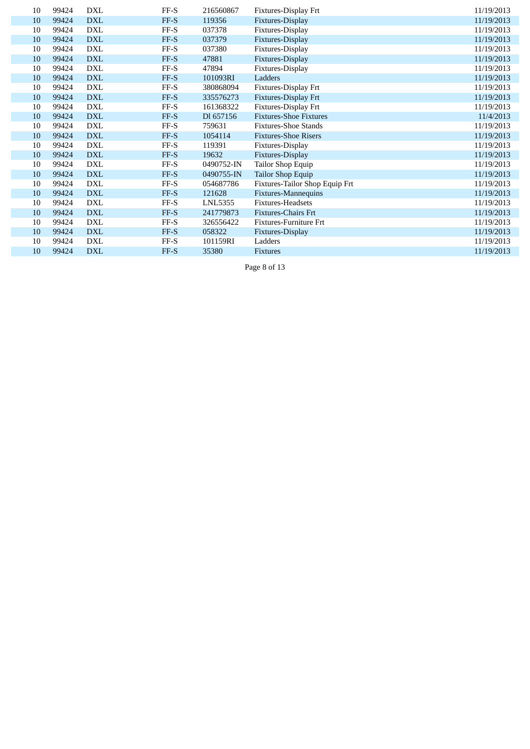| | | | | | | |
|---|---|---|---|---|---|---|
| 10 | 99424 | DXL | FF-S | 216560867 | Fixtures-Display Frt | 11/19/2013 |
| 10 | 99424 | DXL | FF-S | 119356 | Fixtures-Display | 11/19/2013 |
| 10 | 99424 | DXL | FF-S | 037378 | Fixtures-Display | 11/19/2013 |
| 10 | 99424 | DXL | FF-S | 037379 | Fixtures-Display | 11/19/2013 |
| 10 | 99424 | DXL | FF-S | 037380 | Fixtures-Display | 11/19/2013 |
| 10 | 99424 | DXL | FF-S | 47881 | Fixtures-Display | 11/19/2013 |
| 10 | 99424 | DXL | FF-S | 47894 | Fixtures-Display | 11/19/2013 |
| 10 | 99424 | DXL | FF-S | 101093RI | Ladders | 11/19/2013 |
| 10 | 99424 | DXL | FF-S | 380868094 | Fixtures-Display Frt | 11/19/2013 |
| 10 | 99424 | DXL | FF-S | 335576273 | Fixtures-Display Frt | 11/19/2013 |
| 10 | 99424 | DXL | FF-S | 161368322 | Fixtures-Display Frt | 11/19/2013 |
| 10 | 99424 | DXL | FF-S | Dl 657156 | Fixtures-Shoe Fixtures | 11/4/2013 |
| 10 | 99424 | DXL | FF-S | 759631 | Fixtures-Shoe Stands | 11/19/2013 |
| 10 | 99424 | DXL | FF-S | 1054114 | Fixtures-Shoe Risers | 11/19/2013 |
| 10 | 99424 | DXL | FF-S | 119391 | Fixtures-Display | 11/19/2013 |
| 10 | 99424 | DXL | FF-S | 19632 | Fixtures-Display | 11/19/2013 |
| 10 | 99424 | DXL | FF-S | 0490752-IN | Tailor Shop Equip | 11/19/2013 |
| 10 | 99424 | DXL | FF-S | 0490755-IN | Tailor Shop Equip | 11/19/2013 |
| 10 | 99424 | DXL | FF-S | 054687786 | Fixtures-Tailor Shop Equip Frt | 11/19/2013 |
| 10 | 99424 | DXL | FF-S | 121628 | Fixtures-Mannequins | 11/19/2013 |
| 10 | 99424 | DXL | FF-S | LNL5355 | Fixtures-Headsets | 11/19/2013 |
| 10 | 99424 | DXL | FF-S | 241779873 | Fixtures-Chairs Frt | 11/19/2013 |
| 10 | 99424 | DXL | FF-S | 326556422 | Fixtures-Furniture Frt | 11/19/2013 |
| 10 | 99424 | DXL | FF-S | 058322 | Fixtures-Display | 11/19/2013 |
| 10 | 99424 | DXL | FF-S | 101159RI | Ladders | 11/19/2013 |
| 10 | 99424 | DXL | FF-S | 35380 | Fixtures | 11/19/2013 |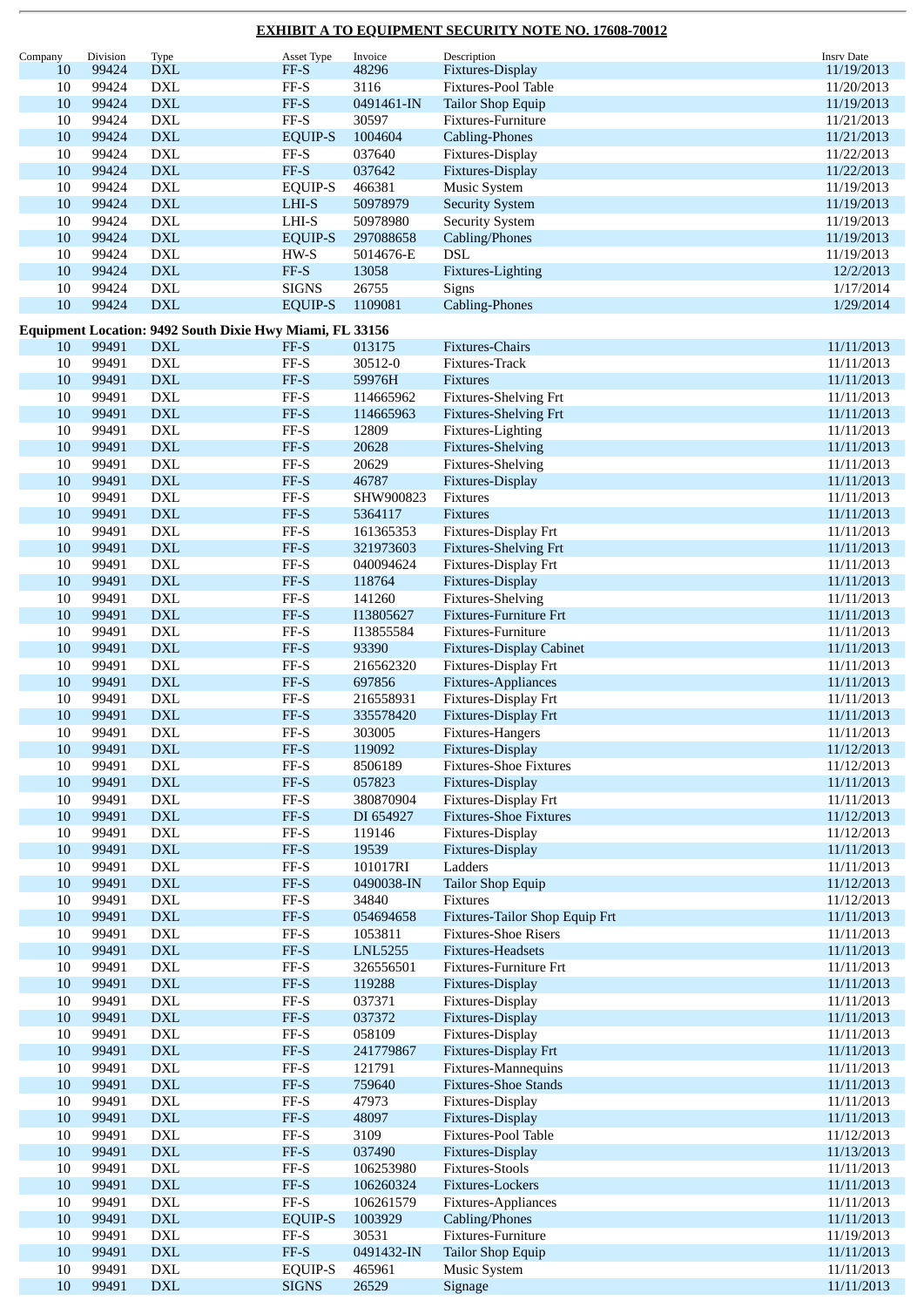## EXHIBIT A TO EQUIPMENT SECURITY NOTE NO. 17608-70012

| Company | Division | Type | Asset Type | Invoice | Description | Insrv Date |
|---|---|---|---|---|---|---|
| 10 | 99424 | DXL | FF-S | 48296 | Fixtures-Display | 11/19/2013 |
| 10 | 99424 | DXL | FF-S | 3116 | Fixtures-Pool Table | 11/20/2013 |
| 10 | 99424 | DXL | FF-S | 0491461-IN | Tailor Shop Equip | 11/19/2013 |
| 10 | 99424 | DXL | FF-S | 30597 | Fixtures-Furniture | 11/21/2013 |
| 10 | 99424 | DXL | EQUIP-S | 1004604 | Cabling-Phones | 11/21/2013 |
| 10 | 99424 | DXL | FF-S | 037640 | Fixtures-Display | 11/22/2013 |
| 10 | 99424 | DXL | FF-S | 037642 | Fixtures-Display | 11/22/2013 |
| 10 | 99424 | DXL | EQUIP-S | 466381 | Music System | 11/19/2013 |
| 10 | 99424 | DXL | LHI-S | 50978979 | Security System | 11/19/2013 |
| 10 | 99424 | DXL | LHI-S | 50978980 | Security System | 11/19/2013 |
| 10 | 99424 | DXL | EQUIP-S | 297088658 | Cabling/Phones | 11/19/2013 |
| 10 | 99424 | DXL | HW-S | 5014676-E | DSL | 11/19/2013 |
| 10 | 99424 | DXL | FF-S | 13058 | Fixtures-Lighting | 12/2/2013 |
| 10 | 99424 | DXL | SIGNS | 26755 | Signs | 1/17/2014 |
| 10 | 99424 | DXL | EQUIP-S | 1109081 | Cabling-Phones | 1/29/2014 |

**Equipment Location: 9492 South Dixie Hwy Miami, FL 33156**

| Company | Division | Type | Asset Type | Invoice | Description | Insrv Date |
|---|---|---|---|---|---|---|
| 10 | 99491 | DXL | FF-S | 013175 | Fixtures-Chairs | 11/11/2013 |
| 10 | 99491 | DXL | FF-S | 30512-0 | Fixtures-Track | 11/11/2013 |
| 10 | 99491 | DXL | FF-S | 59976H | Fixtures | 11/11/2013 |
| 10 | 99491 | DXL | FF-S | 114665962 | Fixtures-Shelving Frt | 11/11/2013 |
| 10 | 99491 | DXL | FF-S | 114665963 | Fixtures-Shelving Frt | 11/11/2013 |
| 10 | 99491 | DXL | FF-S | 12809 | Fixtures-Lighting | 11/11/2013 |
| 10 | 99491 | DXL | FF-S | 20628 | Fixtures-Shelving | 11/11/2013 |
| 10 | 99491 | DXL | FF-S | 20629 | Fixtures-Shelving | 11/11/2013 |
| 10 | 99491 | DXL | FF-S | 46787 | Fixtures-Display | 11/11/2013 |
| 10 | 99491 | DXL | FF-S | SHW900823 | Fixtures | 11/11/2013 |
| 10 | 99491 | DXL | FF-S | 5364117 | Fixtures | 11/11/2013 |
| 10 | 99491 | DXL | FF-S | 161365353 | Fixtures-Display Frt | 11/11/2013 |
| 10 | 99491 | DXL | FF-S | 321973603 | Fixtures-Shelving Frt | 11/11/2013 |
| 10 | 99491 | DXL | FF-S | 040094624 | Fixtures-Display Frt | 11/11/2013 |
| 10 | 99491 | DXL | FF-S | 118764 | Fixtures-Display | 11/11/2013 |
| 10 | 99491 | DXL | FF-S | 141260 | Fixtures-Shelving | 11/11/2013 |
| 10 | 99491 | DXL | FF-S | I13805627 | Fixtures-Furniture Frt | 11/11/2013 |
| 10 | 99491 | DXL | FF-S | I13855584 | Fixtures-Furniture | 11/11/2013 |
| 10 | 99491 | DXL | FF-S | 93390 | Fixtures-Display Cabinet | 11/11/2013 |
| 10 | 99491 | DXL | FF-S | 216562320 | Fixtures-Display Frt | 11/11/2013 |
| 10 | 99491 | DXL | FF-S | 697856 | Fixtures-Appliances | 11/11/2013 |
| 10 | 99491 | DXL | FF-S | 216558931 | Fixtures-Display Frt | 11/11/2013 |
| 10 | 99491 | DXL | FF-S | 335578420 | Fixtures-Display Frt | 11/11/2013 |
| 10 | 99491 | DXL | FF-S | 303005 | Fixtures-Hangers | 11/11/2013 |
| 10 | 99491 | DXL | FF-S | 119092 | Fixtures-Display | 11/12/2013 |
| 10 | 99491 | DXL | FF-S | 8506189 | Fixtures-Shoe Fixtures | 11/12/2013 |
| 10 | 99491 | DXL | FF-S | 057823 | Fixtures-Display | 11/11/2013 |
| 10 | 99491 | DXL | FF-S | 380870904 | Fixtures-Display Frt | 11/11/2013 |
| 10 | 99491 | DXL | FF-S | DI 654927 | Fixtures-Shoe Fixtures | 11/12/2013 |
| 10 | 99491 | DXL | FF-S | 119146 | Fixtures-Display | 11/12/2013 |
| 10 | 99491 | DXL | FF-S | 19539 | Fixtures-Display | 11/11/2013 |
| 10 | 99491 | DXL | FF-S | 101017RI | Ladders | 11/11/2013 |
| 10 | 99491 | DXL | FF-S | 0490038-IN | Tailor Shop Equip | 11/12/2013 |
| 10 | 99491 | DXL | FF-S | 34840 | Fixtures | 11/12/2013 |
| 10 | 99491 | DXL | FF-S | 054694658 | Fixtures-Tailor Shop Equip Frt | 11/11/2013 |
| 10 | 99491 | DXL | FF-S | 1053811 | Fixtures-Shoe Risers | 11/11/2013 |
| 10 | 99491 | DXL | FF-S | LNL5255 | Fixtures-Headsets | 11/11/2013 |
| 10 | 99491 | DXL | FF-S | 326556501 | Fixtures-Furniture Frt | 11/11/2013 |
| 10 | 99491 | DXL | FF-S | 119288 | Fixtures-Display | 11/11/2013 |
| 10 | 99491 | DXL | FF-S | 037371 | Fixtures-Display | 11/11/2013 |
| 10 | 99491 | DXL | FF-S | 037372 | Fixtures-Display | 11/11/2013 |
| 10 | 99491 | DXL | FF-S | 058109 | Fixtures-Display | 11/11/2013 |
| 10 | 99491 | DXL | FF-S | 241779867 | Fixtures-Display Frt | 11/11/2013 |
| 10 | 99491 | DXL | FF-S | 121791 | Fixtures-Mannequins | 11/11/2013 |
| 10 | 99491 | DXL | FF-S | 759640 | Fixtures-Shoe Stands | 11/11/2013 |
| 10 | 99491 | DXL | FF-S | 47973 | Fixtures-Display | 11/11/2013 |
| 10 | 99491 | DXL | FF-S | 48097 | Fixtures-Display | 11/11/2013 |
| 10 | 99491 | DXL | FF-S | 3109 | Fixtures-Pool Table | 11/12/2013 |
| 10 | 99491 | DXL | FF-S | 037490 | Fixtures-Display | 11/13/2013 |
| 10 | 99491 | DXL | FF-S | 106253980 | Fixtures-Stools | 11/11/2013 |
| 10 | 99491 | DXL | FF-S | 106260324 | Fixtures-Lockers | 11/11/2013 |
| 10 | 99491 | DXL | FF-S | 106261579 | Fixtures-Appliances | 11/11/2013 |
| 10 | 99491 | DXL | EQUIP-S | 1003929 | Cabling/Phones | 11/11/2013 |
| 10 | 99491 | DXL | FF-S | 30531 | Fixtures-Furniture | 11/19/2013 |
| 10 | 99491 | DXL | FF-S | 0491432-IN | Tailor Shop Equip | 11/11/2013 |
| 10 | 99491 | DXL | EQUIP-S | 465961 | Music System | 11/11/2013 |
| 10 | 99491 | DXL | SIGNS | 26529 | Signage | 11/11/2013 |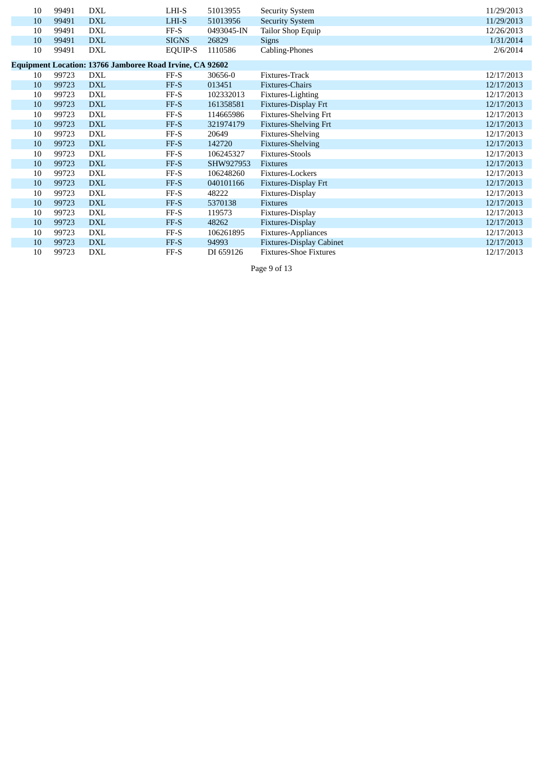| | | | | | | |
|---|---|---|---|---|---|---|
| 10 | 99491 | DXL | LHI-S | 51013955 | Security System | 11/29/2013 |
| 10 | 99491 | DXL | LHI-S | 51013956 | Security System | 11/29/2013 |
| 10 | 99491 | DXL | FF-S | 0493045-IN | Tailor Shop Equip | 12/26/2013 |
| 10 | 99491 | DXL | SIGNS | 26829 | Signs | 1/31/2014 |
| 10 | 99491 | DXL | EQUIP-S | 1110586 | Cabling-Phones | 2/6/2014 |
| **Equipment Location: 13766 Jamboree Road Irvine, CA 92602** | | | | | | |
| 10 | 99723 | DXL | FF-S | 30656-0 | Fixtures-Track | 12/17/2013 |
| 10 | 99723 | DXL | FF-S | 013451 | Fixtures-Chairs | 12/17/2013 |
| 10 | 99723 | DXL | FF-S | 102332013 | Fixtures-Lighting | 12/17/2013 |
| 10 | 99723 | DXL | FF-S | 161358581 | Fixtures-Display Frt | 12/17/2013 |
| 10 | 99723 | DXL | FF-S | 114665986 | Fixtures-Shelving Frt | 12/17/2013 |
| 10 | 99723 | DXL | FF-S | 321974179 | Fixtures-Shelving Frt | 12/17/2013 |
| 10 | 99723 | DXL | FF-S | 20649 | Fixtures-Shelving | 12/17/2013 |
| 10 | 99723 | DXL | FF-S | 142720 | Fixtures-Shelving | 12/17/2013 |
| 10 | 99723 | DXL | FF-S | 106245327 | Fixtures-Stools | 12/17/2013 |
| 10 | 99723 | DXL | FF-S | SHW927953 | Fixtures | 12/17/2013 |
| 10 | 99723 | DXL | FF-S | 106248260 | Fixtures-Lockers | 12/17/2013 |
| 10 | 99723 | DXL | FF-S | 040101166 | Fixtures-Display Frt | 12/17/2013 |
| 10 | 99723 | DXL | FF-S | 48222 | Fixtures-Display | 12/17/2013 |
| 10 | 99723 | DXL | FF-S | 5370138 | Fixtures | 12/17/2013 |
| 10 | 99723 | DXL | FF-S | 119573 | Fixtures-Display | 12/17/2013 |
| 10 | 99723 | DXL | FF-S | 48262 | Fixtures-Display | 12/17/2013 |
| 10 | 99723 | DXL | FF-S | 106261895 | Fixtures-Appliances | 12/17/2013 |
| 10 | 99723 | DXL | FF-S | 94993 | Fixtures-Display Cabinet | 12/17/2013 |
| 10 | 99723 | DXL | FF-S | DI 659126 | Fixtures-Shoe Fixtures | 12/17/2013 |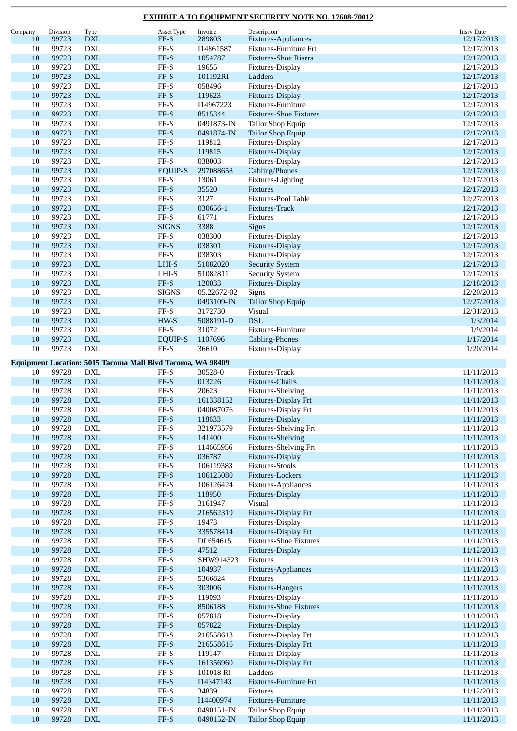**EXHIBIT A TO EQUIPMENT SECURITY NOTE NO. 17608-70012**

| Company | Division | Type | Asset Type | Invoice | Description | Insrv Date |
|---|---|---|---|---|---|---|
| 10 | 99723 | DXL | FF-S | 289803 | Fixtures-Appliances | 12/17/2013 |
| 10 | 99723 | DXL | FF-S | I14861587 | Fixtures-Furniture Frt | 12/17/2013 |
| 10 | 99723 | DXL | FF-S | 1054787 | Fixtures-Shoe Risers | 12/17/2013 |
| 10 | 99723 | DXL | FF-S | 19655 | Fixtures-Display | 12/17/2013 |
| 10 | 99723 | DXL | FF-S | 101192RI | Ladders | 12/17/2013 |
| 10 | 99723 | DXL | FF-S | 058496 | Fixtures-Display | 12/17/2013 |
| 10 | 99723 | DXL | FF-S | 119623 | Fixtures-Display | 12/17/2013 |
| 10 | 99723 | DXL | FF-S | I14967223 | Fixtures-Furniture | 12/17/2013 |
| 10 | 99723 | DXL | FF-S | 8515344 | Fixtures-Shoe Fixtures | 12/17/2013 |
| 10 | 99723 | DXL | FF-S | 0491873-IN | Tailor Shop Equip | 12/17/2013 |
| 10 | 99723 | DXL | FF-S | 0491874-IN | Tailor Shop Equip | 12/17/2013 |
| 10 | 99723 | DXL | FF-S | 119812 | Fixtures-Display | 12/17/2013 |
| 10 | 99723 | DXL | FF-S | 119815 | Fixtures-Display | 12/17/2013 |
| 10 | 99723 | DXL | FF-S | 038003 | Fixtures-Display | 12/17/2013 |
| 10 | 99723 | DXL | EQUIP-S | 297088658 | Cabling/Phones | 12/17/2013 |
| 10 | 99723 | DXL | FF-S | 13061 | Fixtures-Lighting | 12/17/2013 |
| 10 | 99723 | DXL | FF-S | 35520 | Fixtures | 12/17/2013 |
| 10 | 99723 | DXL | FF-S | 3127 | Fixtures-Pool Table | 12/27/2013 |
| 10 | 99723 | DXL | FF-S | 030656-1 | Fixtures-Track | 12/17/2013 |
| 10 | 99723 | DXL | FF-S | 61771 | Fixtures | 12/17/2013 |
| 10 | 99723 | DXL | SIGNS | 3388 | Signs | 12/17/2013 |
| 10 | 99723 | DXL | FF-S | 038300 | Fixtures-Display | 12/17/2013 |
| 10 | 99723 | DXL | FF-S | 038301 | Fixtures-Display | 12/17/2013 |
| 10 | 99723 | DXL | FF-S | 038303 | Fixtures-Display | 12/17/2013 |
| 10 | 99723 | DXL | LHI-S | 51082020 | Security System | 12/17/2013 |
| 10 | 99723 | DXL | LHI-S | 51082811 | Security System | 12/17/2013 |
| 10 | 99723 | DXL | FF-S | 120033 | Fixtures-Display | 12/18/2013 |
| 10 | 99723 | DXL | SIGNS | 05.22672-02 | Signs | 12/20/2013 |
| 10 | 99723 | DXL | FF-S | 0493109-IN | Tailor Shop Equip | 12/27/2013 |
| 10 | 99723 | DXL | FF-S | 3172730 | Visual | 12/31/2013 |
| 10 | 99723 | DXL | HW-S | 5088191-D | DSL | 1/3/2014 |
| 10 | 99723 | DXL | FF-S | 31072 | Fixtures-Furniture | 1/9/2014 |
| 10 | 99723 | DXL | EQUIP-S | 1107696 | Cabling-Phones | 1/17/2014 |
| 10 | 99723 | DXL | FF-S | 36610 | Fixtures-Display | 1/20/2014 |

**Equipment Location: 5015 Tacoma Mall Blvd Tacoma, WA 98409**

| Company | Division | Type | Asset Type | Invoice | Description | Insrv Date |
|---|---|---|---|---|---|---|
| 10 | 99728 | DXL | FF-S | 30528-0 | Fixtures-Track | 11/11/2013 |
| 10 | 99728 | DXL | FF-S | 013226 | Fixtures-Chairs | 11/11/2013 |
| 10 | 99728 | DXL | FF-S | 20623 | Fixtures-Shelving | 11/11/2013 |
| 10 | 99728 | DXL | FF-S | 161338152 | Fixtures-Display Frt | 11/11/2013 |
| 10 | 99728 | DXL | FF-S | 040087076 | Fixtures-Display Frt | 11/11/2013 |
| 10 | 99728 | DXL | FF-S | 118633 | Fixtures-Display | 11/11/2013 |
| 10 | 99728 | DXL | FF-S | 321973579 | Fixtures-Shelving Frt | 11/11/2013 |
| 10 | 99728 | DXL | FF-S | 141400 | Fixtures-Shelving | 11/11/2013 |
| 10 | 99728 | DXL | FF-S | 114665956 | Fixtures-Shelving Frt | 11/11/2013 |
| 10 | 99728 | DXL | FF-S | 036787 | Fixtures-Display | 11/11/2013 |
| 10 | 99728 | DXL | FF-S | 106119383 | Fixtures-Stools | 11/11/2013 |
| 10 | 99728 | DXL | FF-S | 106125080 | Fixtures-Lockers | 11/11/2013 |
| 10 | 99728 | DXL | FF-S | 106126424 | Fixtures-Appliances | 11/11/2013 |
| 10 | 99728 | DXL | FF-S | 118950 | Fixtures-Display | 11/11/2013 |
| 10 | 99728 | DXL | FF-S | 3161947 | Visual | 11/11/2013 |
| 10 | 99728 | DXL | FF-S | 216562319 | Fixtures-Display Frt | 11/11/2013 |
| 10 | 99728 | DXL | FF-S | 19473 | Fixtures-Display | 11/11/2013 |
| 10 | 99728 | DXL | FF-S | 335578414 | Fixtures-Display Frt | 11/11/2013 |
| 10 | 99728 | DXL | FF-S | DI 654615 | Fixtures-Shoe Fixtures | 11/11/2013 |
| 10 | 99728 | DXL | FF-S | 47512 | Fixtures-Display | 11/12/2013 |
| 10 | 99728 | DXL | FF-S | SHW914323 | Fixtures | 11/11/2013 |
| 10 | 99728 | DXL | FF-S | 104937 | Fixtures-Appliances | 11/11/2013 |
| 10 | 99728 | DXL | FF-S | 5366824 | Fixtures | 11/11/2013 |
| 10 | 99728 | DXL | FF-S | 303006 | Fixtures-Hangers | 11/11/2013 |
| 10 | 99728 | DXL | FF-S | 119093 | Fixtures-Display | 11/11/2013 |
| 10 | 99728 | DXL | FF-S | 8506188 | Fixtures-Shoe Fixtures | 11/11/2013 |
| 10 | 99728 | DXL | FF-S | 057818 | Fixtures-Display | 11/11/2013 |
| 10 | 99728 | DXL | FF-S | 057822 | Fixtures-Display | 11/11/2013 |
| 10 | 99728 | DXL | FF-S | 216558613 | Fixtures-Display Frt | 11/11/2013 |
| 10 | 99728 | DXL | FF-S | 216558616 | Fixtures-Display Frt | 11/11/2013 |
| 10 | 99728 | DXL | FF-S | 119147 | Fixtures-Display | 11/11/2013 |
| 10 | 99728 | DXL | FF-S | 161356960 | Fixtures-Display Frt | 11/11/2013 |
| 10 | 99728 | DXL | FF-S | 101018 RI | Ladders | 11/11/2013 |
| 10 | 99728 | DXL | FF-S | I14347143 | Fixtures-Furniture Frt | 11/11/2013 |
| 10 | 99728 | DXL | FF-S | 34839 | Fixtures | 11/12/2013 |
| 10 | 99728 | DXL | FF-S | I14400974 | Fixtures-Furniture | 11/11/2013 |
| 10 | 99728 | DXL | FF-S | 0490151-IN | Tailor Shop Equip | 11/11/2013 |
| 10 | 99728 | DXL | FF-S | 0490152-IN | Tailor Shop Equip | 11/11/2013 |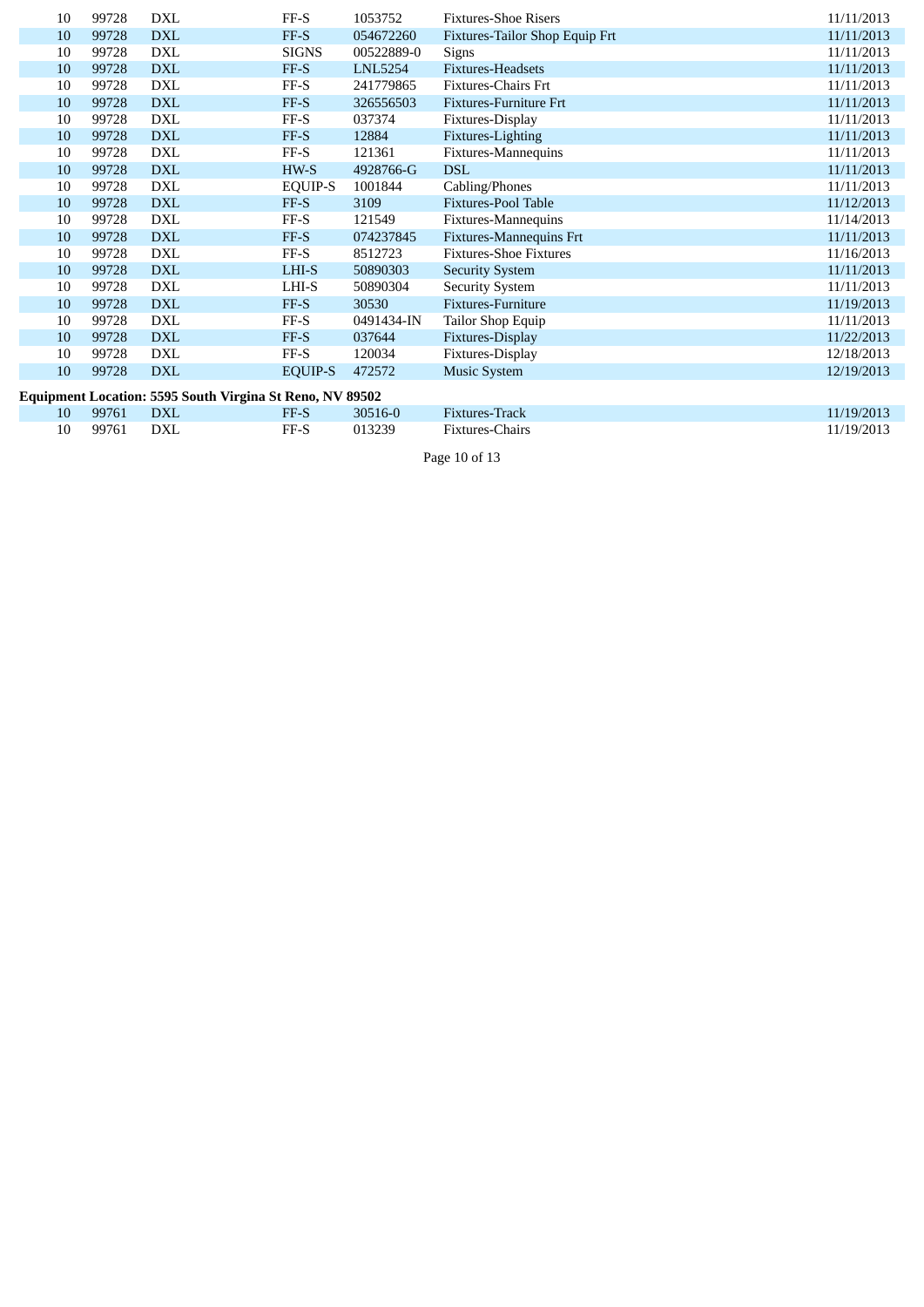| | | | | | | |
|---|---|---|---|---|---|---|
| 10 | 99728 | DXL | FF-S | 1053752 | Fixtures-Shoe Risers | 11/11/2013 |
| 10 | 99728 | DXL | FF-S | 054672260 | Fixtures-Tailor Shop Equip Frt | 11/11/2013 |
| 10 | 99728 | DXL | SIGNS | 00522889-0 | Signs | 11/11/2013 |
| 10 | 99728 | DXL | FF-S | LNL5254 | Fixtures-Headsets | 11/11/2013 |
| 10 | 99728 | DXL | FF-S | 241779865 | Fixtures-Chairs Frt | 11/11/2013 |
| 10 | 99728 | DXL | FF-S | 326556503 | Fixtures-Furniture Frt | 11/11/2013 |
| 10 | 99728 | DXL | FF-S | 037374 | Fixtures-Display | 11/11/2013 |
| 10 | 99728 | DXL | FF-S | 12884 | Fixtures-Lighting | 11/11/2013 |
| 10 | 99728 | DXL | FF-S | 121361 | Fixtures-Mannequins | 11/11/2013 |
| 10 | 99728 | DXL | HW-S | 4928766-G | DSL | 11/11/2013 |
| 10 | 99728 | DXL | EQUIP-S | 1001844 | Cabling/Phones | 11/11/2013 |
| 10 | 99728 | DXL | FF-S | 3109 | Fixtures-Pool Table | 11/12/2013 |
| 10 | 99728 | DXL | FF-S | 121549 | Fixtures-Mannequins | 11/14/2013 |
| 10 | 99728 | DXL | FF-S | 074237845 | Fixtures-Mannequins Frt | 11/11/2013 |
| 10 | 99728 | DXL | FF-S | 8512723 | Fixtures-Shoe Fixtures | 11/16/2013 |
| 10 | 99728 | DXL | LHI-S | 50890303 | Security System | 11/11/2013 |
| 10 | 99728 | DXL | LHI-S | 50890304 | Security System | 11/11/2013 |
| 10 | 99728 | DXL | FF-S | 30530 | Fixtures-Furniture | 11/19/2013 |
| 10 | 99728 | DXL | FF-S | 0491434-IN | Tailor Shop Equip | 11/11/2013 |
| 10 | 99728 | DXL | FF-S | 037644 | Fixtures-Display | 11/22/2013 |
| 10 | 99728 | DXL | FF-S | 120034 | Fixtures-Display | 12/18/2013 |
| 10 | 99728 | DXL | EQUIP-S | 472572 | Music System | 12/19/2013 |

**Equipment Location: 5595 South Virgina St Reno, NV 89502**

| | | | | | | |
|---|---|---|---|---|---|---|
| 10 | 99761 | DXL | FF-S | 30516-0 | Fixtures-Track | 11/19/2013 |
| 10 | 99761 | DXL | FF-S | 013239 | Fixtures-Chairs | 11/19/2013 |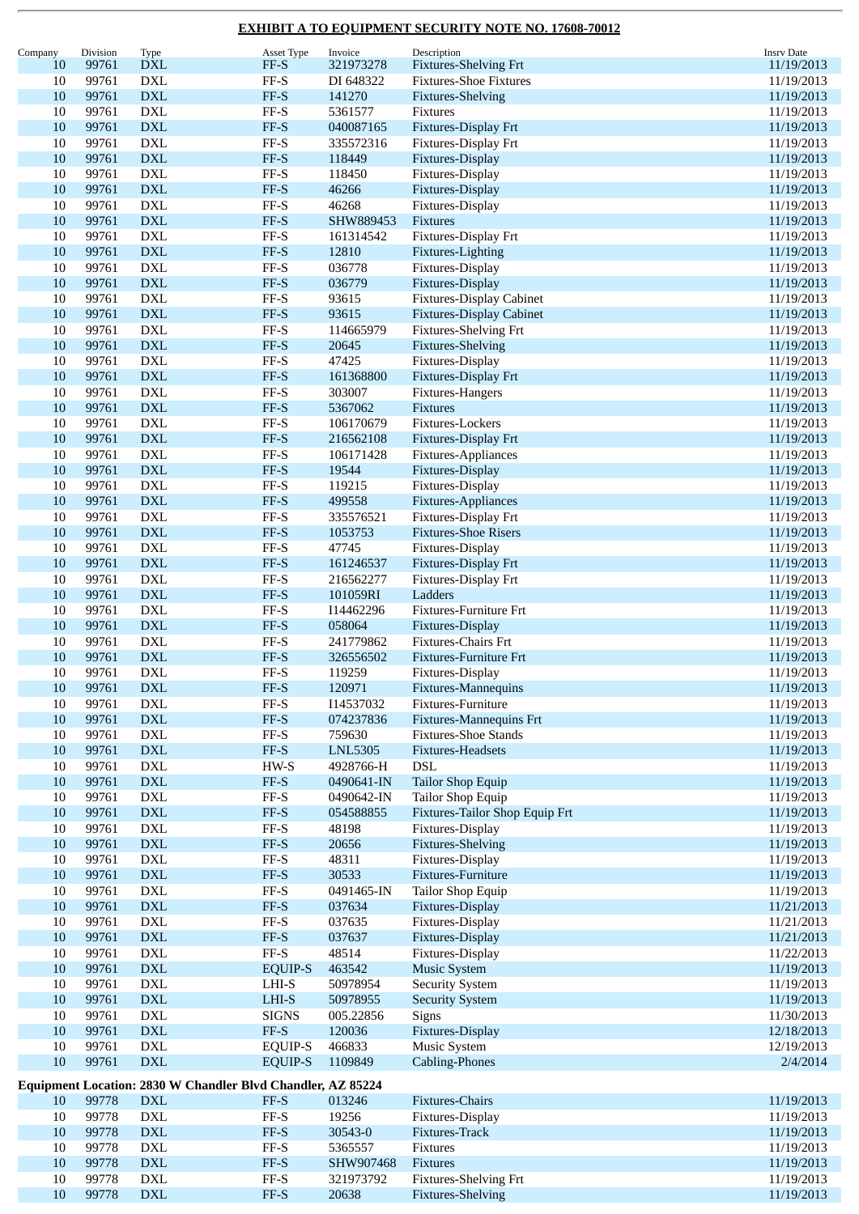**EXHIBIT A TO EQUIPMENT SECURITY NOTE NO. 17608-70012**

| Company | Division | Type | Asset Type | Invoice | Description | Insrv Date |
|---|---|---|---|---|---|---|
| 10 | 99761 | DXL | FF-S | 321973278 | Fixtures-Shelving Frt | 11/19/2013 |
| 10 | 99761 | DXL | FF-S | DI 648322 | Fixtures-Shoe Fixtures | 11/19/2013 |
| 10 | 99761 | DXL | FF-S | 141270 | Fixtures-Shelving | 11/19/2013 |
| 10 | 99761 | DXL | FF-S | 5361577 | Fixtures | 11/19/2013 |
| 10 | 99761 | DXL | FF-S | 040087165 | Fixtures-Display Frt | 11/19/2013 |
| 10 | 99761 | DXL | FF-S | 335572316 | Fixtures-Display Frt | 11/19/2013 |
| 10 | 99761 | DXL | FF-S | 118449 | Fixtures-Display | 11/19/2013 |
| 10 | 99761 | DXL | FF-S | 118450 | Fixtures-Display | 11/19/2013 |
| 10 | 99761 | DXL | FF-S | 46266 | Fixtures-Display | 11/19/2013 |
| 10 | 99761 | DXL | FF-S | 46268 | Fixtures-Display | 11/19/2013 |
| 10 | 99761 | DXL | FF-S | SHW889453 | Fixtures | 11/19/2013 |
| 10 | 99761 | DXL | FF-S | 161314542 | Fixtures-Display Frt | 11/19/2013 |
| 10 | 99761 | DXL | FF-S | 12810 | Fixtures-Lighting | 11/19/2013 |
| 10 | 99761 | DXL | FF-S | 036778 | Fixtures-Display | 11/19/2013 |
| 10 | 99761 | DXL | FF-S | 036779 | Fixtures-Display | 11/19/2013 |
| 10 | 99761 | DXL | FF-S | 93615 | Fixtures-Display Cabinet | 11/19/2013 |
| 10 | 99761 | DXL | FF-S | 93615 | Fixtures-Display Cabinet | 11/19/2013 |
| 10 | 99761 | DXL | FF-S | 114665979 | Fixtures-Shelving Frt | 11/19/2013 |
| 10 | 99761 | DXL | FF-S | 20645 | Fixtures-Shelving | 11/19/2013 |
| 10 | 99761 | DXL | FF-S | 47425 | Fixtures-Display | 11/19/2013 |
| 10 | 99761 | DXL | FF-S | 161368800 | Fixtures-Display Frt | 11/19/2013 |
| 10 | 99761 | DXL | FF-S | 303007 | Fixtures-Hangers | 11/19/2013 |
| 10 | 99761 | DXL | FF-S | 5367062 | Fixtures | 11/19/2013 |
| 10 | 99761 | DXL | FF-S | 106170679 | Fixtures-Lockers | 11/19/2013 |
| 10 | 99761 | DXL | FF-S | 216562108 | Fixtures-Display Frt | 11/19/2013 |
| 10 | 99761 | DXL | FF-S | 106171428 | Fixtures-Appliances | 11/19/2013 |
| 10 | 99761 | DXL | FF-S | 19544 | Fixtures-Display | 11/19/2013 |
| 10 | 99761 | DXL | FF-S | 119215 | Fixtures-Display | 11/19/2013 |
| 10 | 99761 | DXL | FF-S | 499558 | Fixtures-Appliances | 11/19/2013 |
| 10 | 99761 | DXL | FF-S | 335576521 | Fixtures-Display Frt | 11/19/2013 |
| 10 | 99761 | DXL | FF-S | 1053753 | Fixtures-Shoe Risers | 11/19/2013 |
| 10 | 99761 | DXL | FF-S | 47745 | Fixtures-Display | 11/19/2013 |
| 10 | 99761 | DXL | FF-S | 161246537 | Fixtures-Display Frt | 11/19/2013 |
| 10 | 99761 | DXL | FF-S | 216562277 | Fixtures-Display Frt | 11/19/2013 |
| 10 | 99761 | DXL | FF-S | 101059RI | Ladders | 11/19/2013 |
| 10 | 99761 | DXL | FF-S | I14462296 | Fixtures-Furniture Frt | 11/19/2013 |
| 10 | 99761 | DXL | FF-S | 058064 | Fixtures-Display | 11/19/2013 |
| 10 | 99761 | DXL | FF-S | 241779862 | Fixtures-Chairs Frt | 11/19/2013 |
| 10 | 99761 | DXL | FF-S | 326556502 | Fixtures-Furniture Frt | 11/19/2013 |
| 10 | 99761 | DXL | FF-S | 119259 | Fixtures-Display | 11/19/2013 |
| 10 | 99761 | DXL | FF-S | 120971 | Fixtures-Mannequins | 11/19/2013 |
| 10 | 99761 | DXL | FF-S | I14537032 | Fixtures-Furniture | 11/19/2013 |
| 10 | 99761 | DXL | FF-S | 074237836 | Fixtures-Mannequins Frt | 11/19/2013 |
| 10 | 99761 | DXL | FF-S | 759630 | Fixtures-Shoe Stands | 11/19/2013 |
| 10 | 99761 | DXL | FF-S | LNL5305 | Fixtures-Headsets | 11/19/2013 |
| 10 | 99761 | DXL | HW-S | 4928766-H | DSL | 11/19/2013 |
| 10 | 99761 | DXL | FF-S | 0490641-IN | Tailor Shop Equip | 11/19/2013 |
| 10 | 99761 | DXL | FF-S | 0490642-IN | Tailor Shop Equip | 11/19/2013 |
| 10 | 99761 | DXL | FF-S | 054588855 | Fixtures-Tailor Shop Equip Frt | 11/19/2013 |
| 10 | 99761 | DXL | FF-S | 48198 | Fixtures-Display | 11/19/2013 |
| 10 | 99761 | DXL | FF-S | 20656 | Fixtures-Shelving | 11/19/2013 |
| 10 | 99761 | DXL | FF-S | 48311 | Fixtures-Display | 11/19/2013 |
| 10 | 99761 | DXL | FF-S | 30533 | Fixtures-Furniture | 11/19/2013 |
| 10 | 99761 | DXL | FF-S | 0491465-IN | Tailor Shop Equip | 11/19/2013 |
| 10 | 99761 | DXL | FF-S | 037634 | Fixtures-Display | 11/21/2013 |
| 10 | 99761 | DXL | FF-S | 037635 | Fixtures-Display | 11/21/2013 |
| 10 | 99761 | DXL | FF-S | 037637 | Fixtures-Display | 11/21/2013 |
| 10 | 99761 | DXL | FF-S | 48514 | Fixtures-Display | 11/22/2013 |
| 10 | 99761 | DXL | EQUIP-S | 463542 | Music System | 11/19/2013 |
| 10 | 99761 | DXL | LHI-S | 50978954 | Security System | 11/19/2013 |
| 10 | 99761 | DXL | LHI-S | 50978955 | Security System | 11/19/2013 |
| 10 | 99761 | DXL | SIGNS | 005.22856 | Signs | 11/30/2013 |
| 10 | 99761 | DXL | FF-S | 120036 | Fixtures-Display | 12/18/2013 |
| 10 | 99761 | DXL | EQUIP-S | 466833 | Music System | 12/19/2013 |
| 10 | 99761 | DXL | EQUIP-S | 1109849 | Cabling-Phones | 2/4/2014 |

**Equipment Location: 2830 W Chandler Blvd Chandler, AZ 85224**

| Company | Division | Type | Asset Type | Invoice | Description | Insrv Date |
|---|---|---|---|---|---|---|
| 10 | 99778 | DXL | FF-S | 013246 | Fixtures-Chairs | 11/19/2013 |
| 10 | 99778 | DXL | FF-S | 19256 | Fixtures-Display | 11/19/2013 |
| 10 | 99778 | DXL | FF-S | 30543-0 | Fixtures-Track | 11/19/2013 |
| 10 | 99778 | DXL | FF-S | 5365557 | Fixtures | 11/19/2013 |
| 10 | 99778 | DXL | FF-S | SHW907468 | Fixtures | 11/19/2013 |
| 10 | 99778 | DXL | FF-S | 321973792 | Fixtures-Shelving Frt | 11/19/2013 |
| 10 | 99778 | DXL | FF-S | 20638 | Fixtures-Shelving | 11/19/2013 |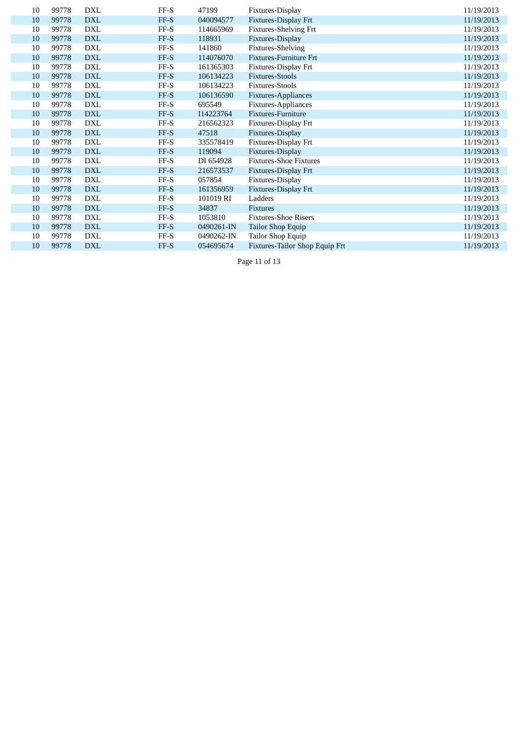| | | | | | | |
|---|---|---|---|---|---|---|
| 10 | 99778 | DXL | FF-S | 47199 | Fixtures-Display | 11/19/2013 |
| 10 | 99778 | DXL | FF-S | 040094577 | Fixtures-Display Frt | 11/19/2013 |
| 10 | 99778 | DXL | FF-S | 114665969 | Fixtures-Shelving Frt | 11/19/2013 |
| 10 | 99778 | DXL | FF-S | 118931 | Fixtures-Display | 11/19/2013 |
| 10 | 99778 | DXL | FF-S | 141860 | Fixtures-Shelving | 11/19/2013 |
| 10 | 99778 | DXL | FF-S | 114076070 | Fixtures-Furniture Frt | 11/19/2013 |
| 10 | 99778 | DXL | FF-S | 161365303 | Fixtures-Display Frt | 11/19/2013 |
| 10 | 99778 | DXL | FF-S | 106134223 | Fixtures-Stools | 11/19/2013 |
| 10 | 99778 | DXL | FF-S | 106134223 | Fixtures-Stools | 11/19/2013 |
| 10 | 99778 | DXL | FF-S | 106136590 | Fixtures-Appliances | 11/19/2013 |
| 10 | 99778 | DXL | FF-S | 695549 | Fixtures-Appliances | 11/19/2013 |
| 10 | 99778 | DXL | FF-S | I14223764 | Fixtures-Furniture | 11/19/2013 |
| 10 | 99778 | DXL | FF-S | 216562323 | Fixtures-Display Frt | 11/19/2013 |
| 10 | 99778 | DXL | FF-S | 47518 | Fixtures-Display | 11/19/2013 |
| 10 | 99778 | DXL | FF-S | 335578419 | Fixtures-Display Frt | 11/19/2013 |
| 10 | 99778 | DXL | FF-S | 119094 | Fixtures-Display | 11/19/2013 |
| 10 | 99778 | DXL | FF-S | DI 654928 | Fixtures-Shoe Fixtures | 11/19/2013 |
| 10 | 99778 | DXL | FF-S | 216573537 | Fixtures-Display Frt | 11/19/2013 |
| 10 | 99778 | DXL | FF-S | 057854 | Fixtures-Display | 11/19/2013 |
| 10 | 99778 | DXL | FF-S | 161356959 | Fixtures-Display Frt | 11/19/2013 |
| 10 | 99778 | DXL | FF-S | 101019 RI | Ladders | 11/19/2013 |
| 10 | 99778 | DXL | FF-S | 34837 | Fixtures | 11/19/2013 |
| 10 | 99778 | DXL | FF-S | 1053810 | Fixtures-Shoe Risers | 11/19/2013 |
| 10 | 99778 | DXL | FF-S | 0490261-IN | Tailor Shop Equip | 11/19/2013 |
| 10 | 99778 | DXL | FF-S | 0490262-IN | Tailor Shop Equip | 11/19/2013 |
| 10 | 99778 | DXL | FF-S | 054695674 | Fixtures-Tailor Shop Equip Frt | 11/19/2013 |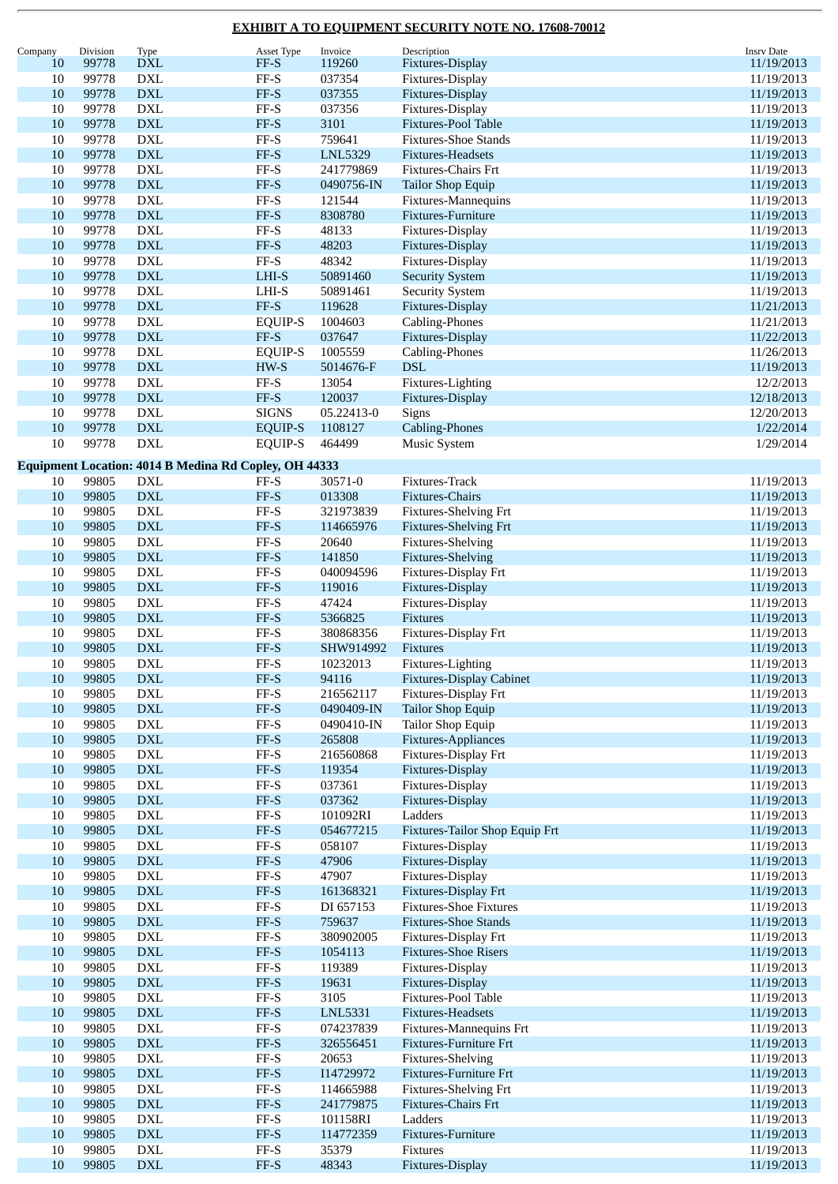**EXHIBIT A TO EQUIPMENT SECURITY NOTE NO. 17608-70012**

| Company | Division | Type | Asset Type | Invoice | Description | Insrv Date |
|---|---|---|---|---|---|---|
| 10 | 99778 | DXL | FF-S | 119260 | Fixtures-Display | 11/19/2013 |
| 10 | 99778 | DXL | FF-S | 037354 | Fixtures-Display | 11/19/2013 |
| 10 | 99778 | DXL | FF-S | 037355 | Fixtures-Display | 11/19/2013 |
| 10 | 99778 | DXL | FF-S | 037356 | Fixtures-Display | 11/19/2013 |
| 10 | 99778 | DXL | FF-S | 3101 | Fixtures-Pool Table | 11/19/2013 |
| 10 | 99778 | DXL | FF-S | 759641 | Fixtures-Shoe Stands | 11/19/2013 |
| 10 | 99778 | DXL | FF-S | LNL5329 | Fixtures-Headsets | 11/19/2013 |
| 10 | 99778 | DXL | FF-S | 241779869 | Fixtures-Chairs Frt | 11/19/2013 |
| 10 | 99778 | DXL | FF-S | 0490756-IN | Tailor Shop Equip | 11/19/2013 |
| 10 | 99778 | DXL | FF-S | 121544 | Fixtures-Mannequins | 11/19/2013 |
| 10 | 99778 | DXL | FF-S | 8308780 | Fixtures-Furniture | 11/19/2013 |
| 10 | 99778 | DXL | FF-S | 48133 | Fixtures-Display | 11/19/2013 |
| 10 | 99778 | DXL | FF-S | 48203 | Fixtures-Display | 11/19/2013 |
| 10 | 99778 | DXL | FF-S | 48342 | Fixtures-Display | 11/19/2013 |
| 10 | 99778 | DXL | LHI-S | 50891460 | Security System | 11/19/2013 |
| 10 | 99778 | DXL | LHI-S | 50891461 | Security System | 11/19/2013 |
| 10 | 99778 | DXL | FF-S | 119628 | Fixtures-Display | 11/21/2013 |
| 10 | 99778 | DXL | EQUIP-S | 1004603 | Cabling-Phones | 11/21/2013 |
| 10 | 99778 | DXL | FF-S | 037647 | Fixtures-Display | 11/22/2013 |
| 10 | 99778 | DXL | EQUIP-S | 1005559 | Cabling-Phones | 11/26/2013 |
| 10 | 99778 | DXL | HW-S | 5014676-F | DSL | 11/19/2013 |
| 10 | 99778 | DXL | FF-S | 13054 | Fixtures-Lighting | 12/2/2013 |
| 10 | 99778 | DXL | FF-S | 120037 | Fixtures-Display | 12/18/2013 |
| 10 | 99778 | DXL | SIGNS | 05.22413-0 | Signs | 12/20/2013 |
| 10 | 99778 | DXL | EQUIP-S | 1108127 | Cabling-Phones | 1/22/2014 |
| 10 | 99778 | DXL | EQUIP-S | 464499 | Music System | 1/29/2014 |

**Equipment Location: 4014 B Medina Rd Copley, OH 44333**

| Company | Division | Type | Asset Type | Invoice | Description | Insrv Date |
|---|---|---|---|---|---|---|
| 10 | 99805 | DXL | FF-S | 30571-0 | Fixtures-Track | 11/19/2013 |
| 10 | 99805 | DXL | FF-S | 013308 | Fixtures-Chairs | 11/19/2013 |
| 10 | 99805 | DXL | FF-S | 321973839 | Fixtures-Shelving Frt | 11/19/2013 |
| 10 | 99805 | DXL | FF-S | 114665976 | Fixtures-Shelving Frt | 11/19/2013 |
| 10 | 99805 | DXL | FF-S | 20640 | Fixtures-Shelving | 11/19/2013 |
| 10 | 99805 | DXL | FF-S | 141850 | Fixtures-Shelving | 11/19/2013 |
| 10 | 99805 | DXL | FF-S | 040094596 | Fixtures-Display Frt | 11/19/2013 |
| 10 | 99805 | DXL | FF-S | 119016 | Fixtures-Display | 11/19/2013 |
| 10 | 99805 | DXL | FF-S | 47424 | Fixtures-Display | 11/19/2013 |
| 10 | 99805 | DXL | FF-S | 5366825 | Fixtures | 11/19/2013 |
| 10 | 99805 | DXL | FF-S | 380868356 | Fixtures-Display Frt | 11/19/2013 |
| 10 | 99805 | DXL | FF-S | SHW914992 | Fixtures | 11/19/2013 |
| 10 | 99805 | DXL | FF-S | 10232013 | Fixtures-Lighting | 11/19/2013 |
| 10 | 99805 | DXL | FF-S | 94116 | Fixtures-Display Cabinet | 11/19/2013 |
| 10 | 99805 | DXL | FF-S | 216562117 | Fixtures-Display Frt | 11/19/2013 |
| 10 | 99805 | DXL | FF-S | 0490409-IN | Tailor Shop Equip | 11/19/2013 |
| 10 | 99805 | DXL | FF-S | 0490410-IN | Tailor Shop Equip | 11/19/2013 |
| 10 | 99805 | DXL | FF-S | 265808 | Fixtures-Appliances | 11/19/2013 |
| 10 | 99805 | DXL | FF-S | 216560868 | Fixtures-Display Frt | 11/19/2013 |
| 10 | 99805 | DXL | FF-S | 119354 | Fixtures-Display | 11/19/2013 |
| 10 | 99805 | DXL | FF-S | 037361 | Fixtures-Display | 11/19/2013 |
| 10 | 99805 | DXL | FF-S | 037362 | Fixtures-Display | 11/19/2013 |
| 10 | 99805 | DXL | FF-S | 101092RI | Ladders | 11/19/2013 |
| 10 | 99805 | DXL | FF-S | 054677215 | Fixtures-Tailor Shop Equip Frt | 11/19/2013 |
| 10 | 99805 | DXL | FF-S | 058107 | Fixtures-Display | 11/19/2013 |
| 10 | 99805 | DXL | FF-S | 47906 | Fixtures-Display | 11/19/2013 |
| 10 | 99805 | DXL | FF-S | 47907 | Fixtures-Display | 11/19/2013 |
| 10 | 99805 | DXL | FF-S | 161368321 | Fixtures-Display Frt | 11/19/2013 |
| 10 | 99805 | DXL | FF-S | DI 657153 | Fixtures-Shoe Fixtures | 11/19/2013 |
| 10 | 99805 | DXL | FF-S | 759637 | Fixtures-Shoe Stands | 11/19/2013 |
| 10 | 99805 | DXL | FF-S | 380902005 | Fixtures-Display Frt | 11/19/2013 |
| 10 | 99805 | DXL | FF-S | 1054113 | Fixtures-Shoe Risers | 11/19/2013 |
| 10 | 99805 | DXL | FF-S | 119389 | Fixtures-Display | 11/19/2013 |
| 10 | 99805 | DXL | FF-S | 19631 | Fixtures-Display | 11/19/2013 |
| 10 | 99805 | DXL | FF-S | 3105 | Fixtures-Pool Table | 11/19/2013 |
| 10 | 99805 | DXL | FF-S | LNL5331 | Fixtures-Headsets | 11/19/2013 |
| 10 | 99805 | DXL | FF-S | 074237839 | Fixtures-Mannequins Frt | 11/19/2013 |
| 10 | 99805 | DXL | FF-S | 326556451 | Fixtures-Furniture Frt | 11/19/2013 |
| 10 | 99805 | DXL | FF-S | 20653 | Fixtures-Shelving | 11/19/2013 |
| 10 | 99805 | DXL | FF-S | I14729972 | Fixtures-Furniture Frt | 11/19/2013 |
| 10 | 99805 | DXL | FF-S | 114665988 | Fixtures-Shelving Frt | 11/19/2013 |
| 10 | 99805 | DXL | FF-S | 241779875 | Fixtures-Chairs Frt | 11/19/2013 |
| 10 | 99805 | DXL | FF-S | 101158RI | Ladders | 11/19/2013 |
| 10 | 99805 | DXL | FF-S | 114772359 | Fixtures-Furniture | 11/19/2013 |
| 10 | 99805 | DXL | FF-S | 35379 | Fixtures | 11/19/2013 |
| 10 | 99805 | DXL | FF-S | 48343 | Fixtures-Display | 11/19/2013 |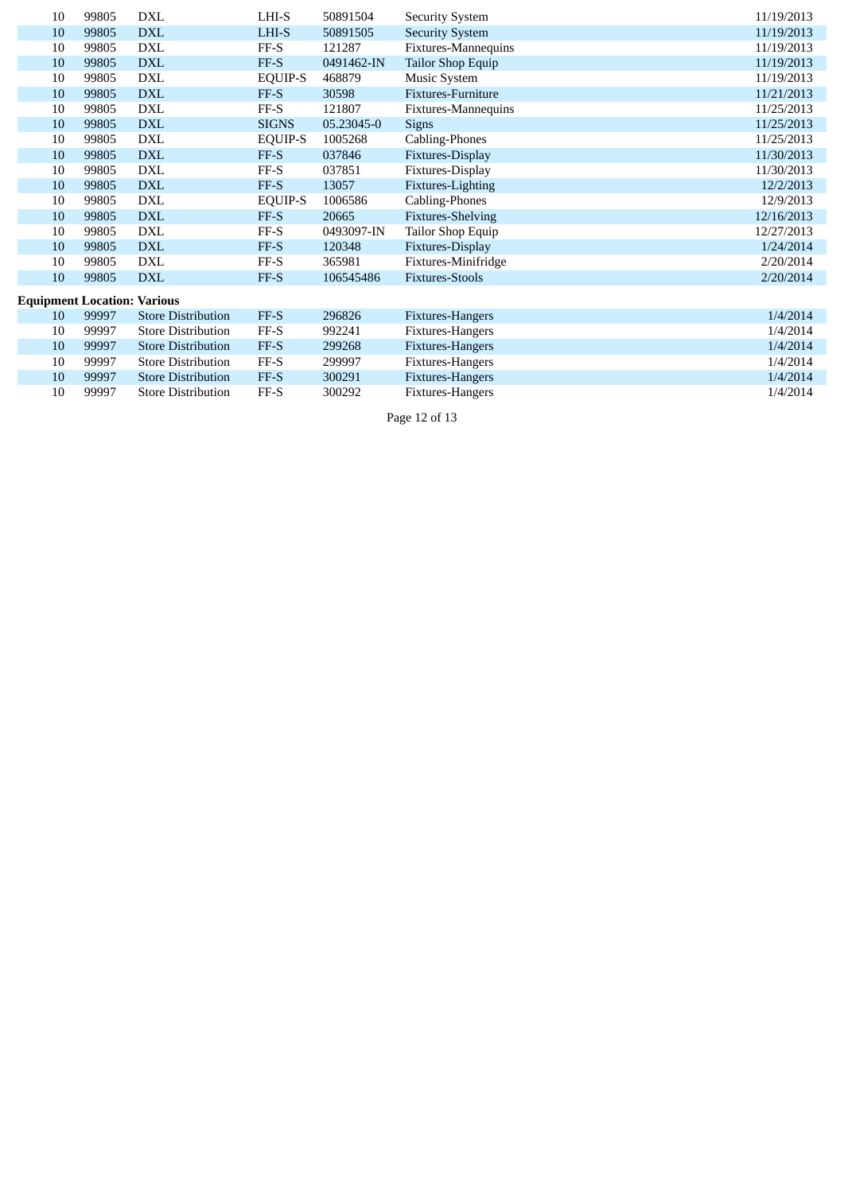| | | | | | | |
|---|---|---|---|---|---|---|
| 10 | 99805 | DXL | LHI-S | 50891504 | Security System | 11/19/2013 |
| 10 | 99805 | DXL | LHI-S | 50891505 | Security System | 11/19/2013 |
| 10 | 99805 | DXL | FF-S | 121287 | Fixtures-Mannequins | 11/19/2013 |
| 10 | 99805 | DXL | FF-S | 0491462-IN | Tailor Shop Equip | 11/19/2013 |
| 10 | 99805 | DXL | EQUIP-S | 468879 | Music System | 11/19/2013 |
| 10 | 99805 | DXL | FF-S | 30598 | Fixtures-Furniture | 11/21/2013 |
| 10 | 99805 | DXL | FF-S | 121807 | Fixtures-Mannequins | 11/25/2013 |
| 10 | 99805 | DXL | SIGNS | 05.23045-0 | Signs | 11/25/2013 |
| 10 | 99805 | DXL | EQUIP-S | 1005268 | Cabling-Phones | 11/25/2013 |
| 10 | 99805 | DXL | FF-S | 037846 | Fixtures-Display | 11/30/2013 |
| 10 | 99805 | DXL | FF-S | 037851 | Fixtures-Display | 11/30/2013 |
| 10 | 99805 | DXL | FF-S | 13057 | Fixtures-Lighting | 12/2/2013 |
| 10 | 99805 | DXL | EQUIP-S | 1006586 | Cabling-Phones | 12/9/2013 |
| 10 | 99805 | DXL | FF-S | 20665 | Fixtures-Shelving | 12/16/2013 |
| 10 | 99805 | DXL | FF-S | 0493097-IN | Tailor Shop Equip | 12/27/2013 |
| 10 | 99805 | DXL | FF-S | 120348 | Fixtures-Display | 1/24/2014 |
| 10 | 99805 | DXL | FF-S | 365981 | Fixtures-Minifridge | 2/20/2014 |
| 10 | 99805 | DXL | FF-S | 106545486 | Fixtures-Stools | 2/20/2014 |

**Equipment Location: Various**

| | | | | | | |
|---|---|---|---|---|---|---|
| 10 | 99997 | Store Distribution | FF-S | 296826 | Fixtures-Hangers | 1/4/2014 |
| 10 | 99997 | Store Distribution | FF-S | 992241 | Fixtures-Hangers | 1/4/2014 |
| 10 | 99997 | Store Distribution | FF-S | 299268 | Fixtures-Hangers | 1/4/2014 |
| 10 | 99997 | Store Distribution | FF-S | 299997 | Fixtures-Hangers | 1/4/2014 |
| 10 | 99997 | Store Distribution | FF-S | 300291 | Fixtures-Hangers | 1/4/2014 |
| 10 | 99997 | Store Distribution | FF-S | 300292 | Fixtures-Hangers | 1/4/2014 |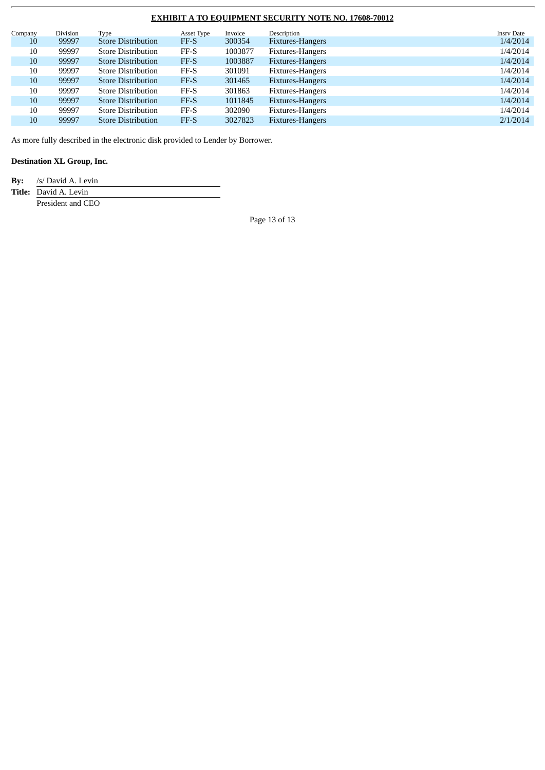**EXHIBIT A TO EQUIPMENT SECURITY NOTE NO. 17608-70012**

| Company | Division | Type | Asset Type | Invoice | Description | Insrv Date |
|---|---|---|---|---|---|---|
| 10 | 99997 | Store Distribution | FF-S | 300354 | Fixtures-Hangers | 1/4/2014 |
| 10 | 99997 | Store Distribution | FF-S | 1003877 | Fixtures-Hangers | 1/4/2014 |
| 10 | 99997 | Store Distribution | FF-S | 1003887 | Fixtures-Hangers | 1/4/2014 |
| 10 | 99997 | Store Distribution | FF-S | 301091 | Fixtures-Hangers | 1/4/2014 |
| 10 | 99997 | Store Distribution | FF-S | 301465 | Fixtures-Hangers | 1/4/2014 |
| 10 | 99997 | Store Distribution | FF-S | 301863 | Fixtures-Hangers | 1/4/2014 |
| 10 | 99997 | Store Distribution | FF-S | 1011845 | Fixtures-Hangers | 1/4/2014 |
| 10 | 99997 | Store Distribution | FF-S | 302090 | Fixtures-Hangers | 1/4/2014 |
| 10 | 99997 | Store Distribution | FF-S | 3027823 | Fixtures-Hangers | 2/1/2014 |

As more fully described in the electronic disk provided to Lender by Borrower.

**Destination XL Group, Inc.**

**By:** /s/ David A. Levin

**Title:** David A. Levin

President and CEO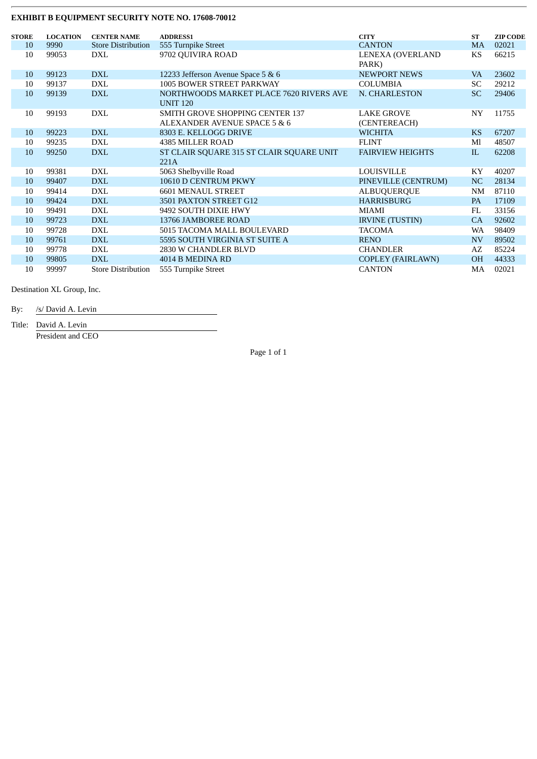**EXHIBIT B EQUIPMENT SECURITY NOTE NO. 17608-70012**

| STORE | LOCATION | CENTER NAME | ADDRESS1 | CITY | ST | ZIP CODE |
|---|---|---|---|---|---|---|
| 10 | 9990 | Store Distribution | 555 Turnpike Street | CANTON | MA | 02021 |
| 10 | 99053 | DXL | 9702 QUIVIRA ROAD | LENEXA (OVERLAND PARK) | KS | 66215 |
| 10 | 99123 | DXL | 12233 Jefferson Avenue Space 5 & 6 | NEWPORT NEWS | VA | 23602 |
| 10 | 99137 | DXL | 1005 BOWER STREET PARKWAY | COLUMBIA | SC | 29212 |
| 10 | 99139 | DXL | NORTHWOODS MARKET PLACE 7620 RIVERS AVE UNIT 120 | N. CHARLESTON | SC | 29406 |
| 10 | 99193 | DXL | SMITH GROVE SHOPPING CENTER 137 ALEXANDER AVENUE SPACE 5 & 6 | LAKE GROVE (CENTEREACH) | NY | 11755 |
| 10 | 99223 | DXL | 8303 E. KELLOGG DRIVE | WICHITA | KS | 67207 |
| 10 | 99235 | DXL | 4385 MILLER ROAD | FLINT | Ml | 48507 |
| 10 | 99250 | DXL | ST CLAIR SQUARE 315 ST CLAIR SQUARE UNIT 221A | FAIRVIEW HEIGHTS | IL | 62208 |
| 10 | 99381 | DXL | 5063 Shelbyville Road | LOUISVILLE | KY | 40207 |
| 10 | 99407 | DXL | 10610 D CENTRUM PKWY | PINEVILLE (CENTRUM) | NC | 28134 |
| 10 | 99414 | DXL | 6601 MENAUL STREET | ALBUQUERQUE | NM | 87110 |
| 10 | 99424 | DXL | 3501 PAXTON STREET G12 | HARRISBURG | PA | 17109 |
| 10 | 99491 | DXL | 9492 SOUTH DIXIE HWY | MIAMI | FL | 33156 |
| 10 | 99723 | DXL | 13766 JAMBOREE ROAD | IRVINE (TUSTIN) | CA | 92602 |
| 10 | 99728 | DXL | 5015 TACOMA MALL BOULEVARD | TACOMA | WA | 98409 |
| 10 | 99761 | DXL | 5595 SOUTH VIRGINIA ST SUITE A | RENO | NV | 89502 |
| 10 | 99778 | DXL | 2830 W CHANDLER BLVD | CHANDLER | AZ | 85224 |
| 10 | 99805 | DXL | 4014 B MEDINA RD | COPLEY (FAIRLAWN) | OH | 44333 |
| 10 | 99997 | Store Distribution | 555 Turnpike Street | CANTON | MA | 02021 |

Destination XL Group, Inc.

By: /s/ David A. Levin

Title: David A. Levin
President and CEO